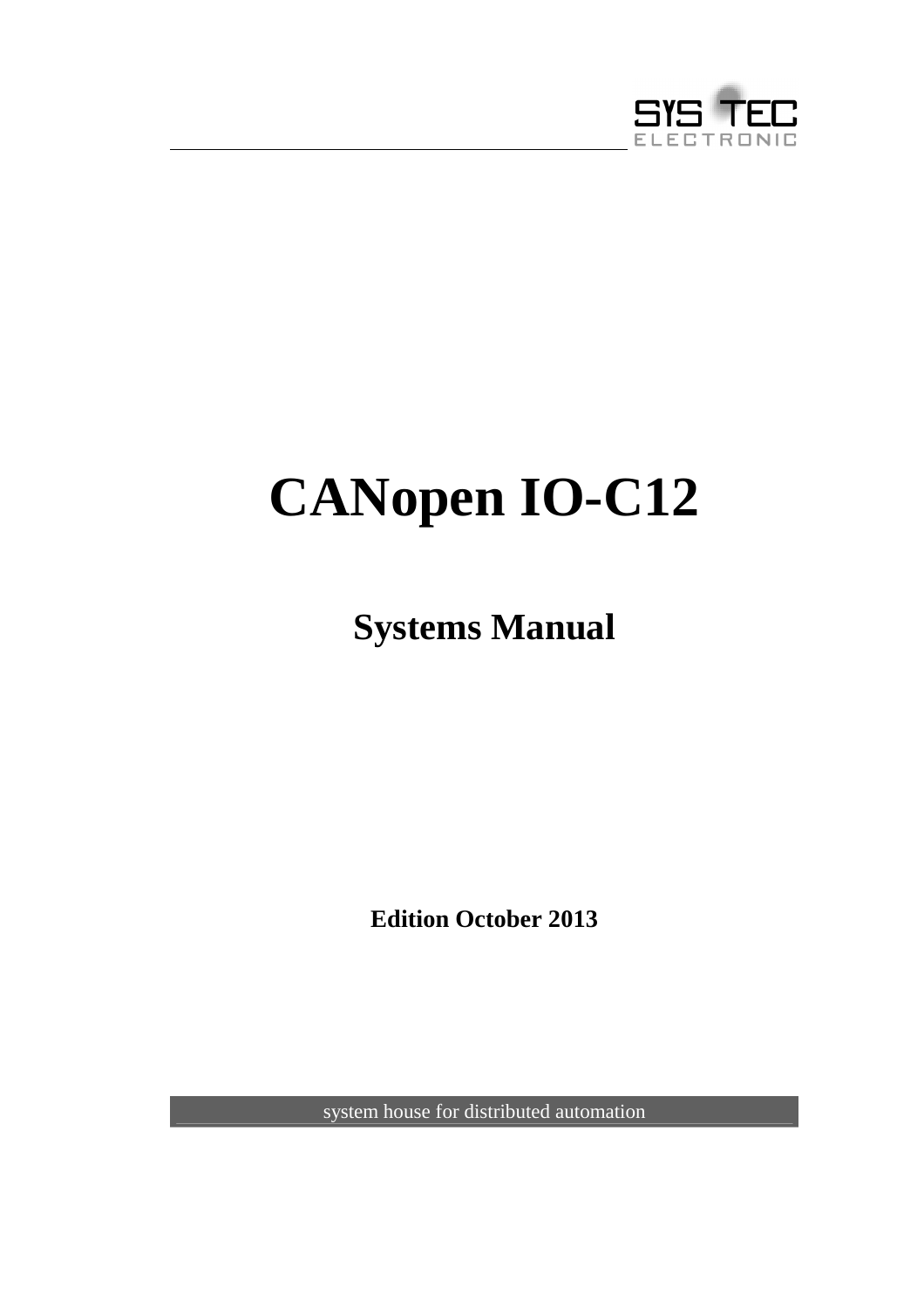SYS TEC ELECTRONIC

# CANopen IO-C12

## Systems Manual

**Edition October 2013**

system house for distributed automation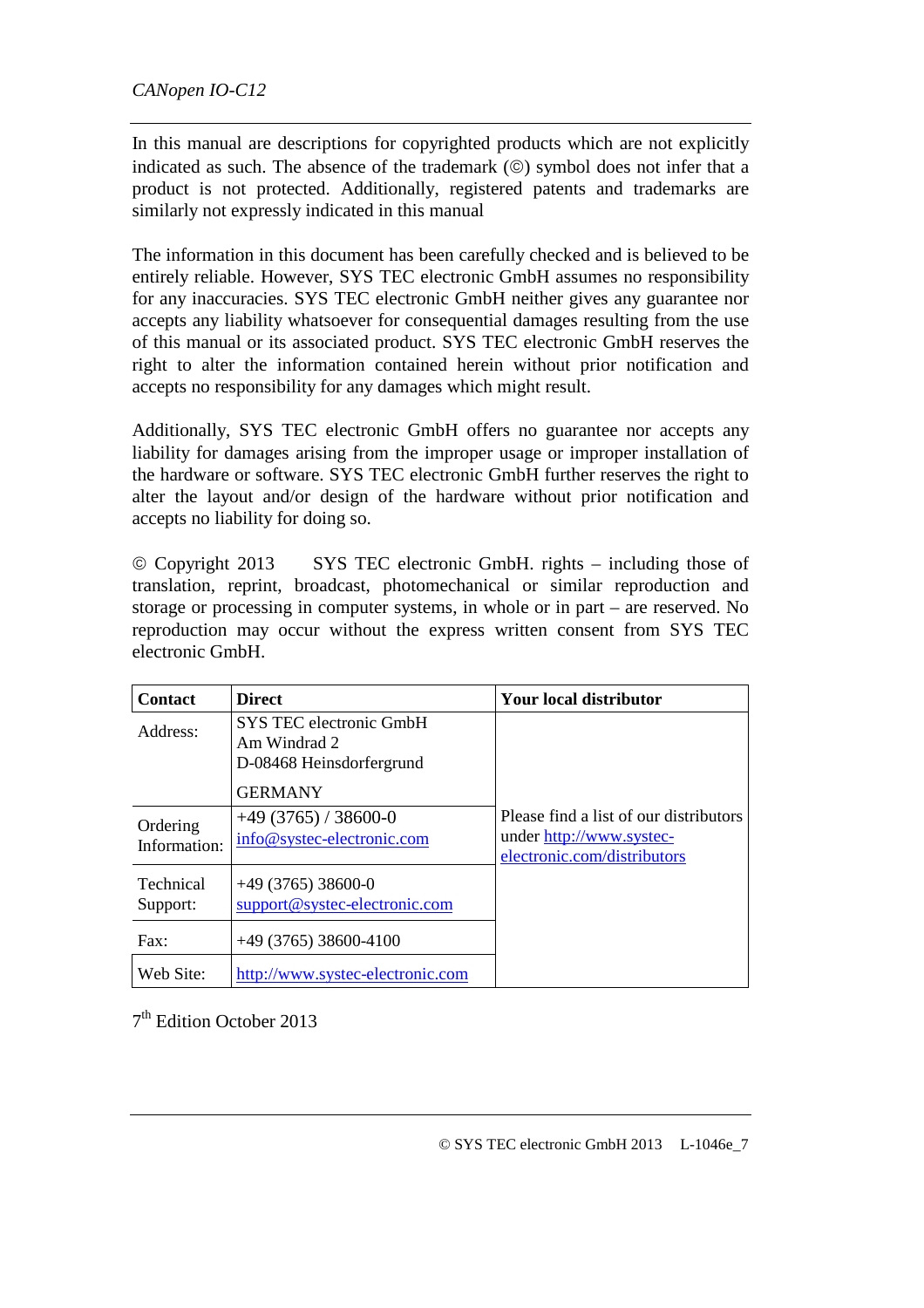In this manual are descriptions for copyrighted products which are not explicitly indicated as such. The absence of the trademark (©) symbol does not infer that a product is not protected. Additionally, registered patents and trademarks are similarly not expressly indicated in this manual

The information in this document has been carefully checked and is believed to be entirely reliable. However, SYS TEC electronic GmbH assumes no responsibility for any inaccuracies. SYS TEC electronic GmbH neither gives any guarantee nor accepts any liability whatsoever for consequential damages resulting from the use of this manual or its associated product. SYS TEC electronic GmbH reserves the right to alter the information contained herein without prior notification and accepts no responsibility for any damages which might result.

Additionally, SYS TEC electronic GmbH offers no guarantee nor accepts any liability for damages arising from the improper usage or improper installation of the hardware or software. SYS TEC electronic GmbH further reserves the right to alter the layout and/or design of the hardware without prior notification and accepts no liability for doing so.

© Copyright 2013 SYS TEC electronic GmbH. rights – including those of translation, reprint, broadcast, photomechanical or similar reproduction and storage or processing in computer systems, in whole or in part – are reserved. No reproduction may occur without the express written consent from SYS TEC electronic GmbH.

| **Contact** | **Direct** | **Your local distributor** |
|---|---|---|
| Address: | SYS TEC electronic GmbH<br>Am Windrad 2<br>D-08468 Heinsdorfergrund<br>GERMANY | Please find a list of our distributors under http://www.systec-electronic.com/distributors |
| Ordering Information: | +49 (3765) / 38600-0<br>info@systec-electronic.com | |
| Technical Support: | +49 (3765) 38600-0<br>support@systec-electronic.com | |
| Fax: | +49 (3765) 38600-4100 | |
| Web Site: | http://www.systec-electronic.com | |

7th Edition October 2013

© SYS TEC electronic GmbH 2013 L-1046e_7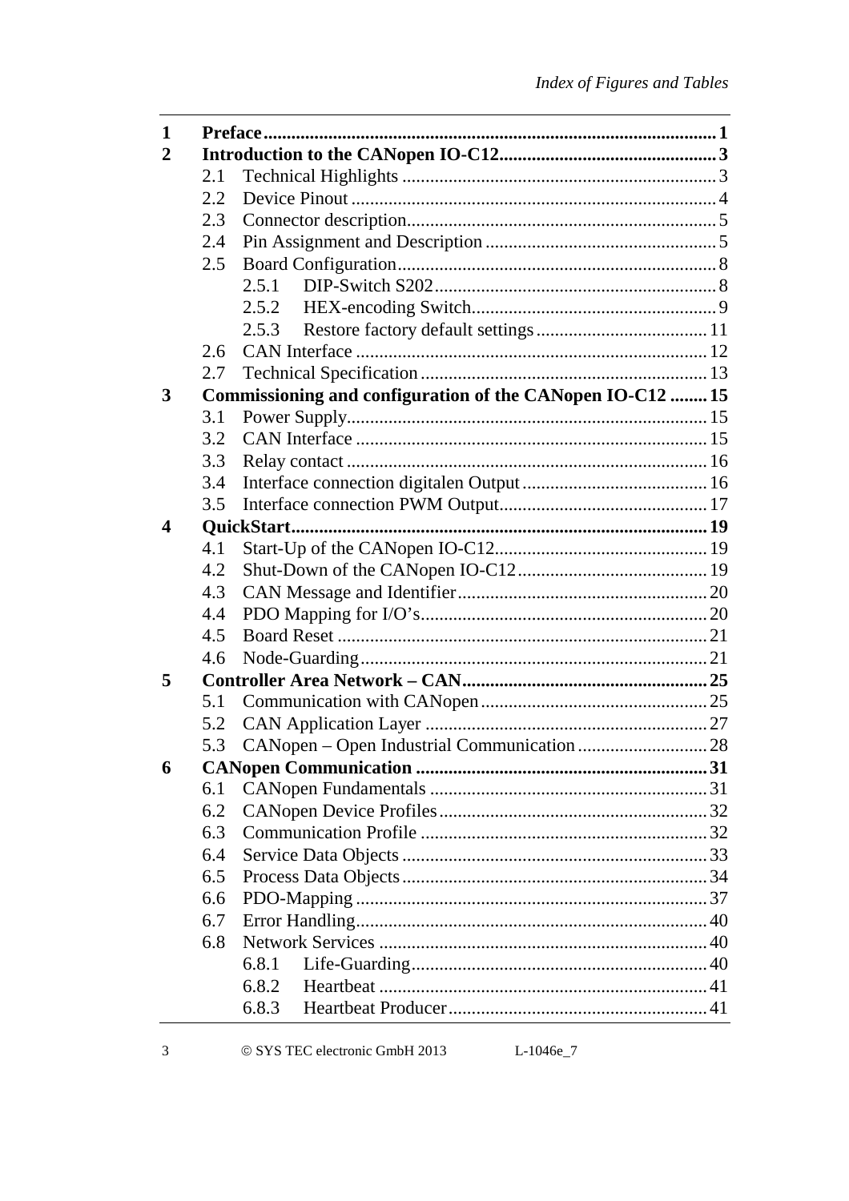| | | | |
|---|---|---|---|
| **1** | **Preface** | | **1** |
| **2** | **Introduction to the CANopen IO-C12** | | **3** |
| | 2.1 | Technical Highlights | 3 |
| | 2.2 | Device Pinout | 4 |
| | 2.3 | Connector description | 5 |
| | 2.4 | Pin Assignment and Description | 5 |
| | 2.5 | Board Configuration | 8 |
| | | 2.5.1 DIP-Switch S202 | 8 |
| | | 2.5.2 HEX-encoding Switch | 9 |
| | | 2.5.3 Restore factory default settings | 11 |
| | 2.6 | CAN Interface | 12 |
| | 2.7 | Technical Specification | 13 |
| **3** | **Commissioning and configuration of the CANopen IO-C12** | | **15** |
| | 3.1 | Power Supply | 15 |
| | 3.2 | CAN Interface | 15 |
| | 3.3 | Relay contact | 16 |
| | 3.4 | Interface connection digitalen Output | 16 |
| | 3.5 | Interface connection PWM Output | 17 |
| **4** | **QuickStart** | | **19** |
| | 4.1 | Start-Up of the CANopen IO-C12 | 19 |
| | 4.2 | Shut-Down of the CANopen IO-C12 | 19 |
| | 4.3 | CAN Message and Identifier | 20 |
| | 4.4 | PDO Mapping for I/O's | 20 |
| | 4.5 | Board Reset | 21 |
| | 4.6 | Node-Guarding | 21 |
| **5** | **Controller Area Network – CAN** | | **25** |
| | 5.1 | Communication with CANopen | 25 |
| | 5.2 | CAN Application Layer | 27 |
| | 5.3 | CANopen – Open Industrial Communication | 28 |
| **6** | **CANopen Communication** | | **31** |
| | 6.1 | CANopen Fundamentals | 31 |
| | 6.2 | CANopen Device Profiles | 32 |
| | 6.3 | Communication Profile | 32 |
| | 6.4 | Service Data Objects | 33 |
| | 6.5 | Process Data Objects | 34 |
| | 6.6 | PDO-Mapping | 37 |
| | 6.7 | Error Handling | 40 |
| | 6.8 | Network Services | 40 |
| | | 6.8.1 Life-Guarding | 40 |
| | | 6.8.2 Heartbeat | 41 |
| | | 6.8.3 Heartbeat Producer | 41 |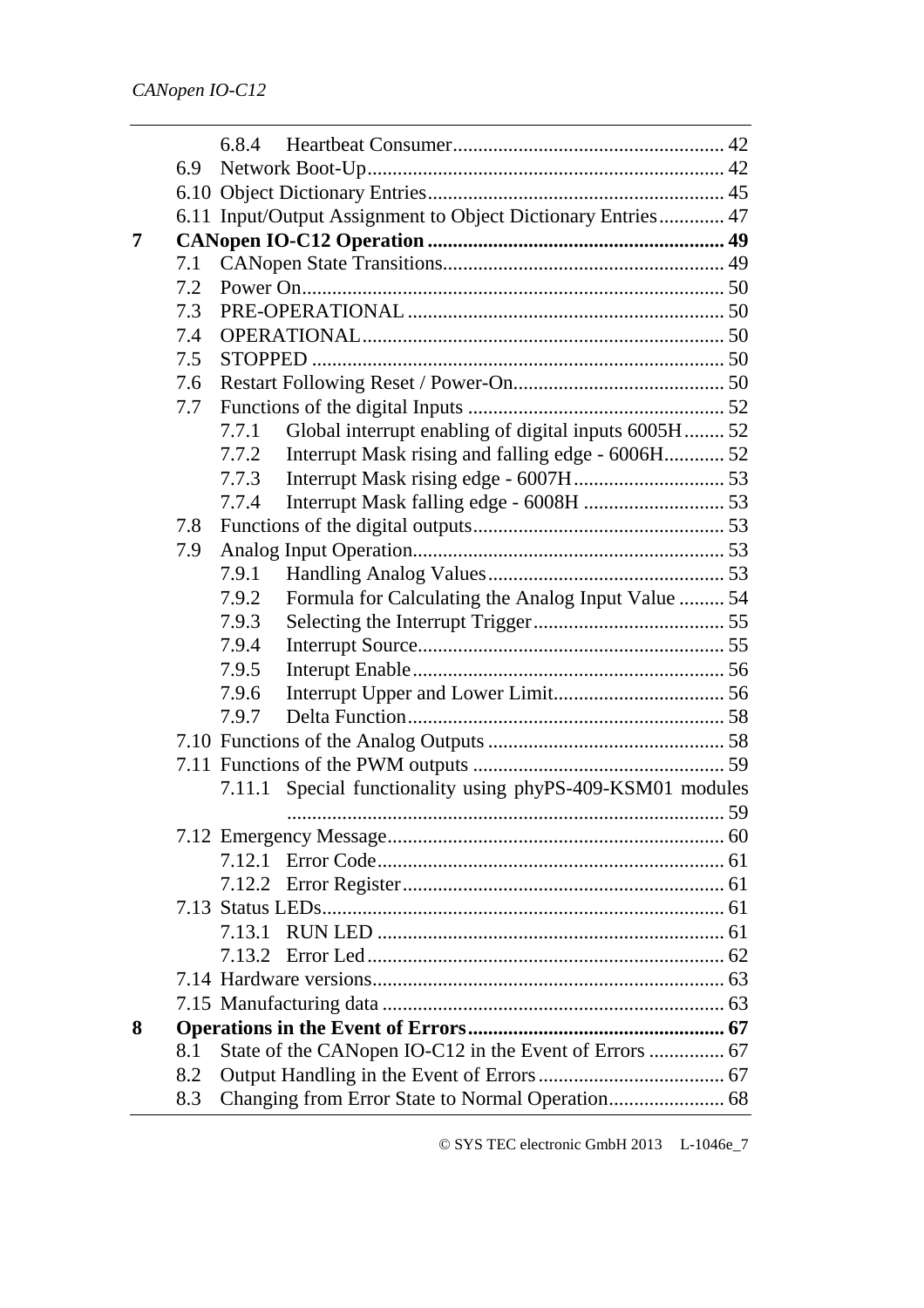6.8.4 Heartbeat Consumer ..................................................... 42
6.9 Network Boot-Up ...................................................................... 42
6.10 Object Dictionary Entries ........................................................... 45
6.11 Input/Output Assignment to Object Dictionary Entries ............. 47

**7 CANopen IO-C12 Operation ........................................................... 49**

7.1 CANopen State Transitions ........................................................ 49
7.2 Power On .................................................................................... 50
7.3 PRE-OPERATIONAL ............................................................... 50
7.4 OPERATIONAL ........................................................................ 50
7.5 STOPPED .................................................................................. 50
7.6 Restart Following Reset / Power-On .......................................... 50
7.7 Functions of the digital Inputs ................................................... 52
7.7.1 Global interrupt enabling of digital inputs 6005H ........ 52
7.7.2 Interrupt Mask rising and falling edge - 6006H ............ 52
7.7.3 Interrupt Mask rising edge - 6007H .............................. 53
7.7.4 Interrupt Mask falling edge - 6008H ............................ 53
7.8 Functions of the digital outputs .................................................. 53
7.9 Analog Input Operation ............................................................. 53
7.9.1 Handling Analog Values ............................................... 53
7.9.2 Formula for Calculating the Analog Input Value ......... 54
7.9.3 Selecting the Interrupt Trigger ...................................... 55
7.9.4 Interrupt Source ............................................................. 55
7.9.5 Interupt Enable .............................................................. 56
7.9.6 Interrupt Upper and Lower Limit .................................. 56
7.9.7 Delta Function ............................................................... 58
7.10 Functions of the Analog Outputs ............................................... 58
7.11 Functions of the PWM outputs .................................................. 59
7.11.1 Special functionality using phyPS-409-KSM01 modules ....................................................................................... 59
7.12 Emergency Message ................................................................... 60
7.12.1 Error Code ..................................................................... 61
7.12.2 Error Register ................................................................ 61
7.13 Status LEDs ................................................................................ 61
7.13.1 RUN LED ..................................................................... 61
7.13.2 Error Led ....................................................................... 62
7.14 Hardware versions ...................................................................... 63
7.15 Manufacturing data .................................................................... 63

**8 Operations in the Event of Errors ................................................... 67**

8.1 State of the CANopen IO-C12 in the Event of Errors ............... 67
8.2 Output Handling in the Event of Errors ..................................... 67
8.3 Changing from Error State to Normal Operation ....................... 68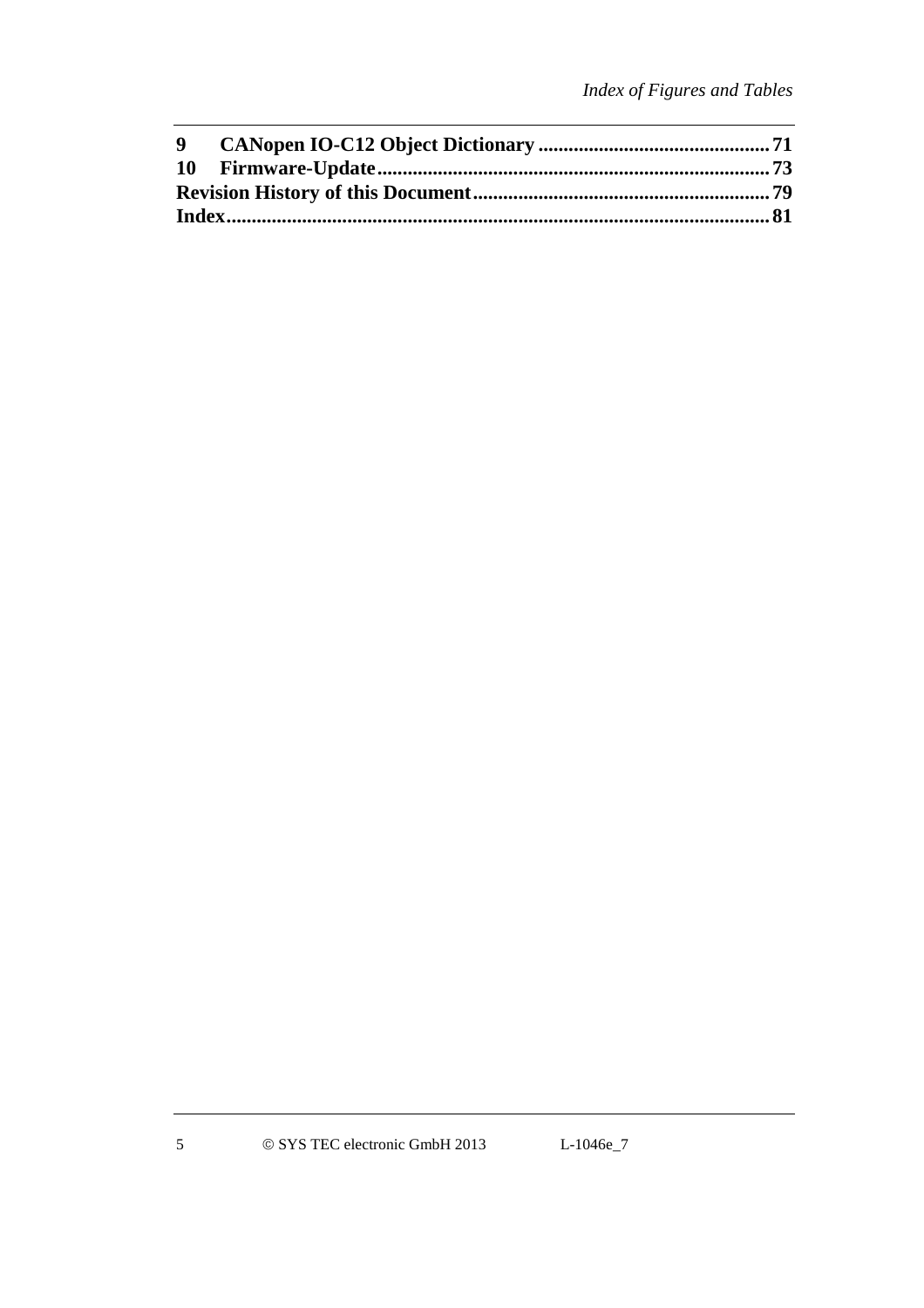**9 CANopen IO-C12 Object Dictionary** ............................................. **71**
**10 Firmware-Update** ............................................................................ **73**
**Revision History of this Document** .......................................................... **79**
**Index** ........................................................................................................ **81**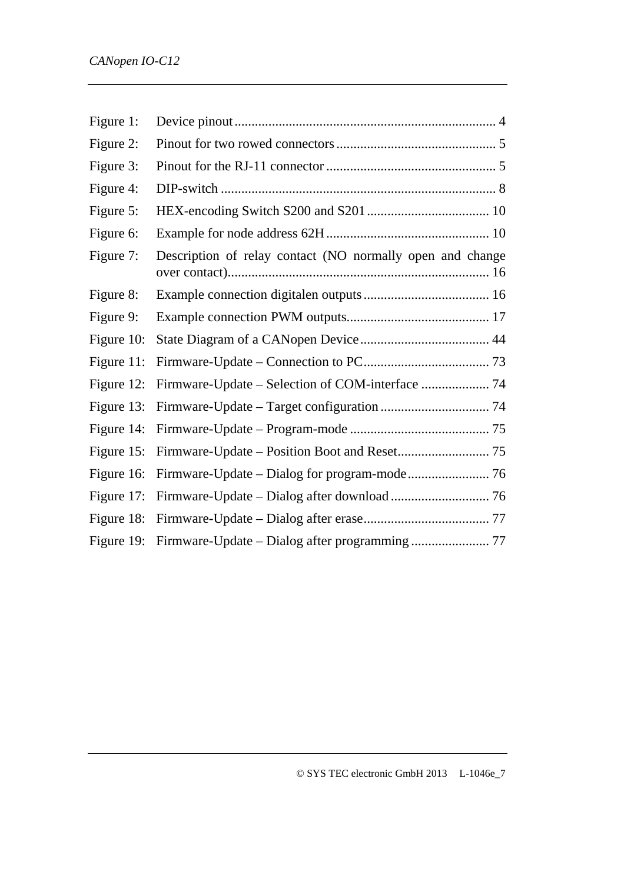Figure 1: Device pinout ........................................................................... 4

Figure 2: Pinout for two rowed connectors ............................................... 5

Figure 3: Pinout for the RJ-11 connector .................................................. 5

Figure 4: DIP-switch ................................................................................ 8

Figure 5: HEX-encoding Switch S200 and S201 .................................... 10

Figure 6: Example for node address 62H ................................................ 10

Figure 7: Description of relay contact (NO normally open and change over contact)............................................................................ 16

Figure 8: Example connection digitalen outputs ..................................... 16

Figure 9: Example connection PWM outputs.......................................... 17

Figure 10: State Diagram of a CANopen Device ...................................... 44

Figure 11: Firmware-Update – Connection to PC..................................... 73

Figure 12: Firmware-Update – Selection of COM-interface .................... 74

Figure 13: Firmware-Update – Target configuration ................................ 74

Figure 14: Firmware-Update – Program-mode ......................................... 75

Figure 15: Firmware-Update – Position Boot and Reset........................... 75

Figure 16: Firmware-Update – Dialog for program-mode ........................ 76

Figure 17: Firmware-Update – Dialog after download ............................. 76

Figure 18: Firmware-Update – Dialog after erase..................................... 77

Figure 19: Firmware-Update – Dialog after programming ....................... 77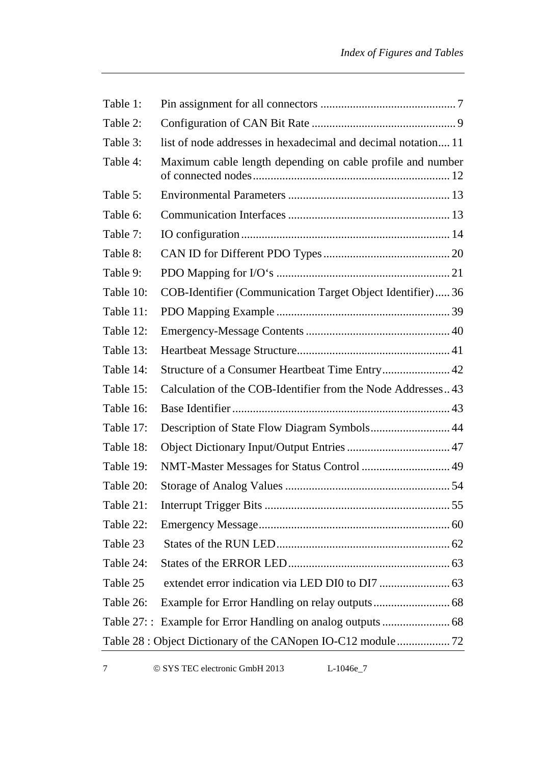| | | |
|---|---|---|
| Table 1: | Pin assignment for all connectors | 7 |
| Table 2: | Configuration of CAN Bit Rate | 9 |
| Table 3: | list of node addresses in hexadecimal and decimal notation | 11 |
| Table 4: | Maximum cable length depending on cable profile and number of connected nodes | 12 |
| Table 5: | Environmental Parameters | 13 |
| Table 6: | Communication Interfaces | 13 |
| Table 7: | IO configuration | 14 |
| Table 8: | CAN ID for Different PDO Types | 20 |
| Table 9: | PDO Mapping for I/O's | 21 |
| Table 10: | COB-Identifier (Communication Target Object Identifier) | 36 |
| Table 11: | PDO Mapping Example | 39 |
| Table 12: | Emergency-Message Contents | 40 |
| Table 13: | Heartbeat Message Structure | 41 |
| Table 14: | Structure of a Consumer Heartbeat Time Entry | 42 |
| Table 15: | Calculation of the COB-Identifier from the Node Addresses | 43 |
| Table 16: | Base Identifier | 43 |
| Table 17: | Description of State Flow Diagram Symbols | 44 |
| Table 18: | Object Dictionary Input/Output Entries | 47 |
| Table 19: | NMT-Master Messages for Status Control | 49 |
| Table 20: | Storage of Analog Values | 54 |
| Table 21: | Interrupt Trigger Bits | 55 |
| Table 22: | Emergency Message | 60 |
| Table 23 | States of the RUN LED | 62 |
| Table 24: | States of the ERROR LED | 63 |
| Table 25 | extendet error indication via LED DI0 to DI7 | 63 |
| Table 26: | Example for Error Handling on relay outputs | 68 |
| Table 27: : | Example for Error Handling on analog outputs | 68 |
| Table 28 : | Object Dictionary of the CANopen IO-C12 module | 72 |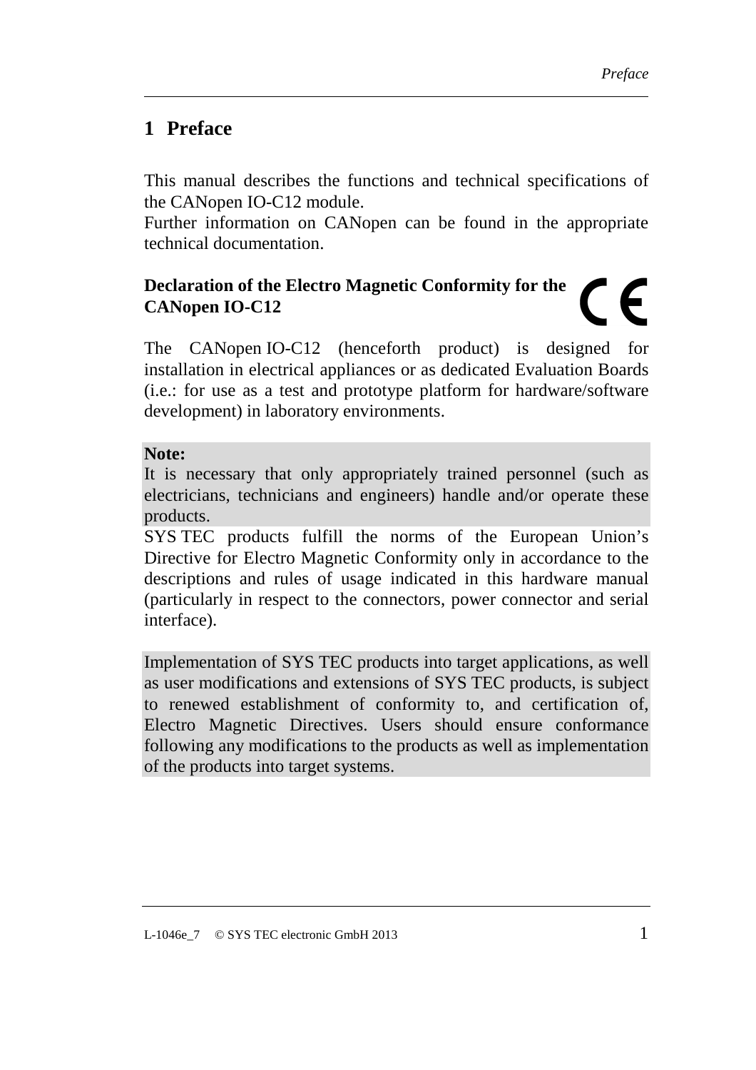# 1 Preface

This manual describes the functions and technical specifications of the CANopen IO-C12 module.
Further information on CANopen can be found in the appropriate technical documentation.

**Declaration of the Electro Magnetic Conformity for the CANopen IO-C12**

The CANopen IO-C12 (henceforth product) is designed for installation in electrical appliances or as dedicated Evaluation Boards (i.e.: for use as a test and prototype platform for hardware/software development) in laboratory environments.

**Note:**
It is necessary that only appropriately trained personnel (such as electricians, technicians and engineers) handle and/or operate these products.
SYS TEC products fulfill the norms of the European Union's Directive for Electro Magnetic Conformity only in accordance to the descriptions and rules of usage indicated in this hardware manual (particularly in respect to the connectors, power connector and serial interface).

Implementation of SYS TEC products into target applications, as well as user modifications and extensions of SYS TEC products, is subject to renewed establishment of conformity to, and certification of, Electro Magnetic Directives. Users should ensure conformance following any modifications to the products as well as implementation of the products into target systems.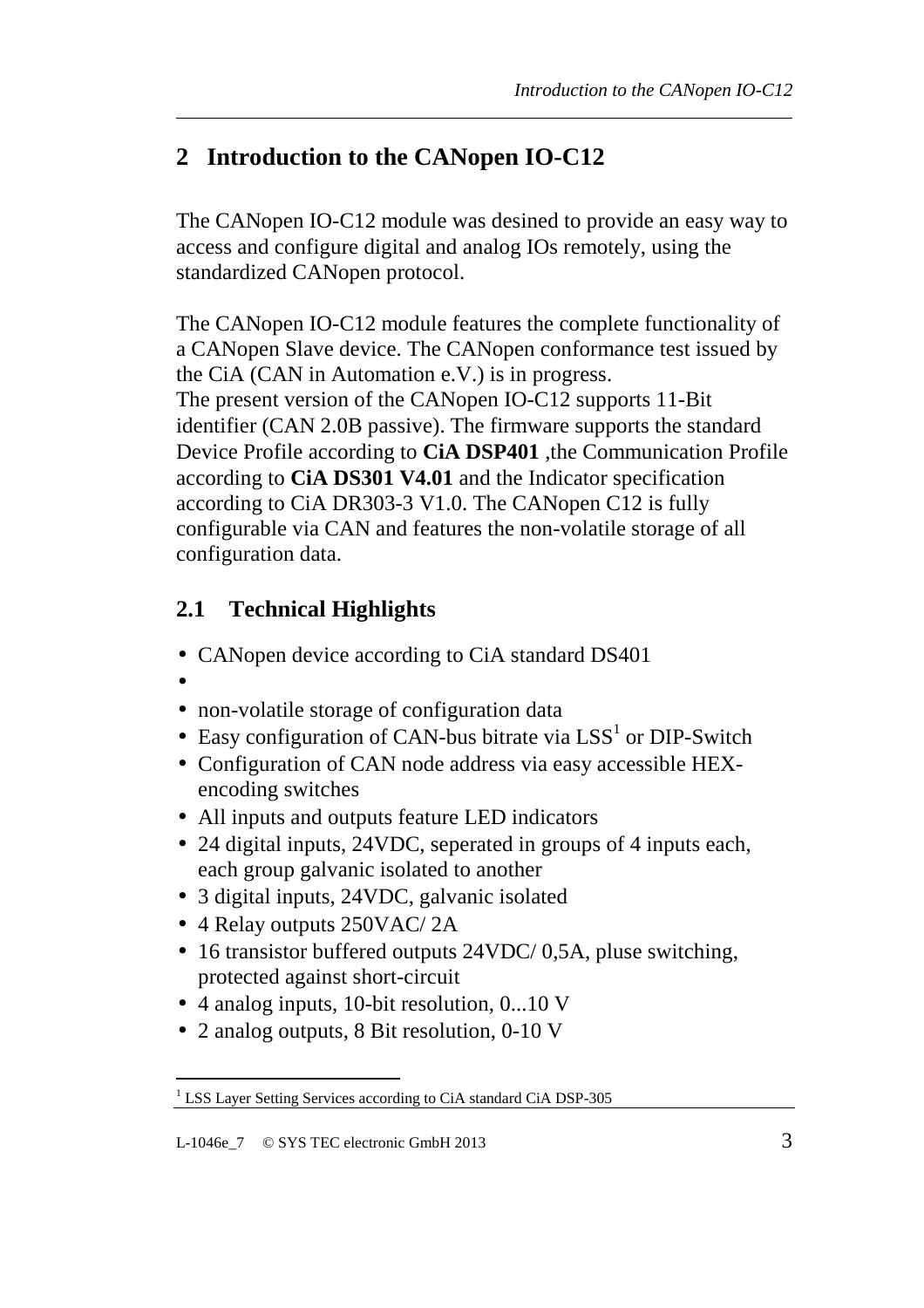# 2 Introduction to the CANopen IO-C12

The CANopen IO-C12 module was desined to provide an easy way to access and configure digital and analog IOs remotely, using the standardized CANopen protocol.

The CANopen IO-C12 module features the complete functionality of a CANopen Slave device. The CANopen conformance test issued by the CiA (CAN in Automation e.V.) is in progress.
The present version of the CANopen IO-C12 supports 11-Bit identifier (CAN 2.0B passive). The firmware supports the standard Device Profile according to **CiA DSP401** ,the Communication Profile according to **CiA DS301 V4.01** and the Indicator specification according to CiA DR303-3 V1.0. The CANopen C12 is fully configurable via CAN and features the non-volatile storage of all configuration data.

## 2.1 Technical Highlights

- CANopen device according to CiA standard DS401
- 
- non-volatile storage of configuration data
- Easy configuration of CAN-bus bitrate via LSS[1] or DIP-Switch
- Configuration of CAN node address via easy accessible HEX-encoding switches
- All inputs and outputs feature LED indicators
- 24 digital inputs, 24VDC, seperated in groups of 4 inputs each, each group galvanic isolated to another
- 3 digital inputs, 24VDC, galvanic isolated
- 4 Relay outputs 250VAC/ 2A
- 16 transistor buffered outputs 24VDC/ 0,5A, pluse switching, protected against short-circuit
- 4 analog inputs, 10-bit resolution, 0...10 V
- 2 analog outputs, 8 Bit resolution, 0-10 V

[1] LSS Layer Setting Services according to CiA standard CiA DSP-305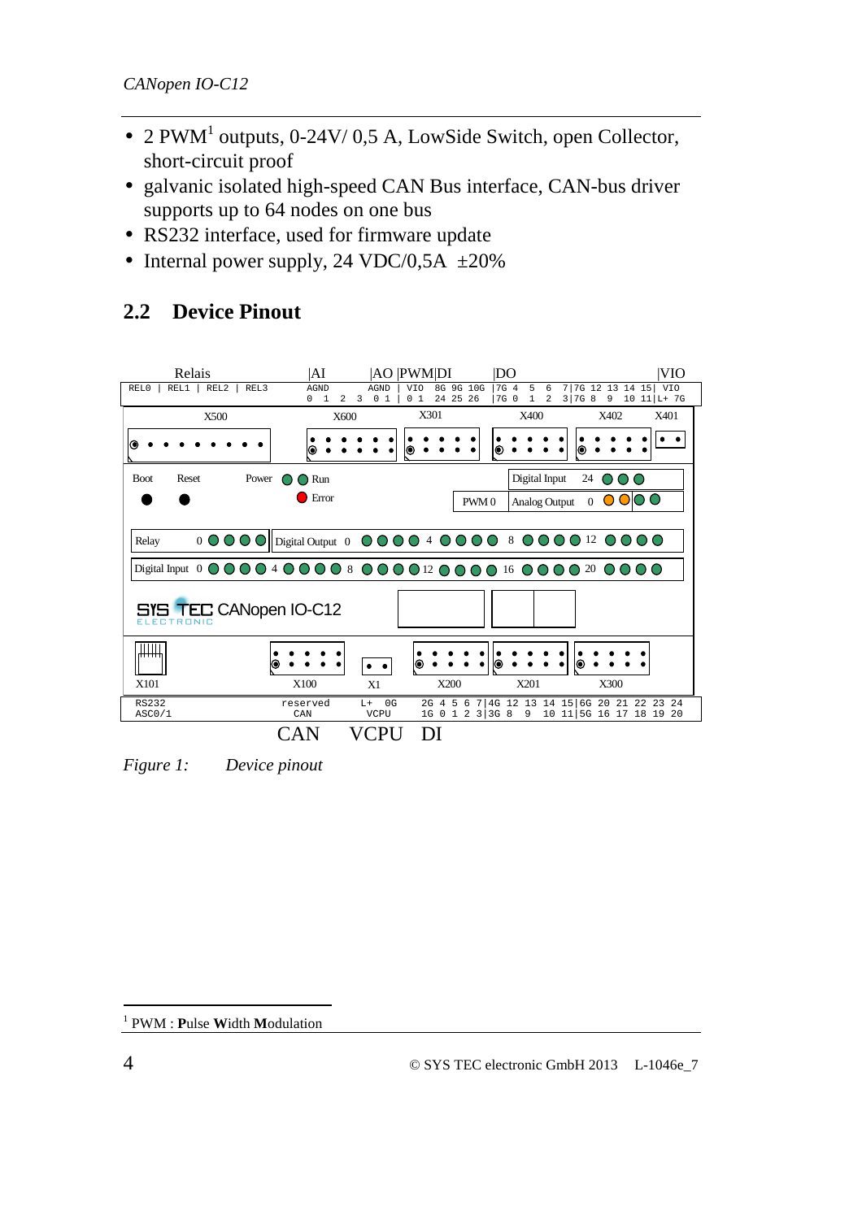- 2 PWM[1] outputs, 0-24V/ 0,5 A, LowSide Switch, open Collector, short-circuit proof
- galvanic isolated high-speed CAN Bus interface, CAN-bus driver supports up to 64 nodes on one bus
- RS232 interface, used for firmware update
- Internal power supply, 24 VDC/0,5A ±20%

## 2.2 Device Pinout

*Figure 1: Device pinout*

---

[1] PWM : **P**ulse **W**idth **M**odulation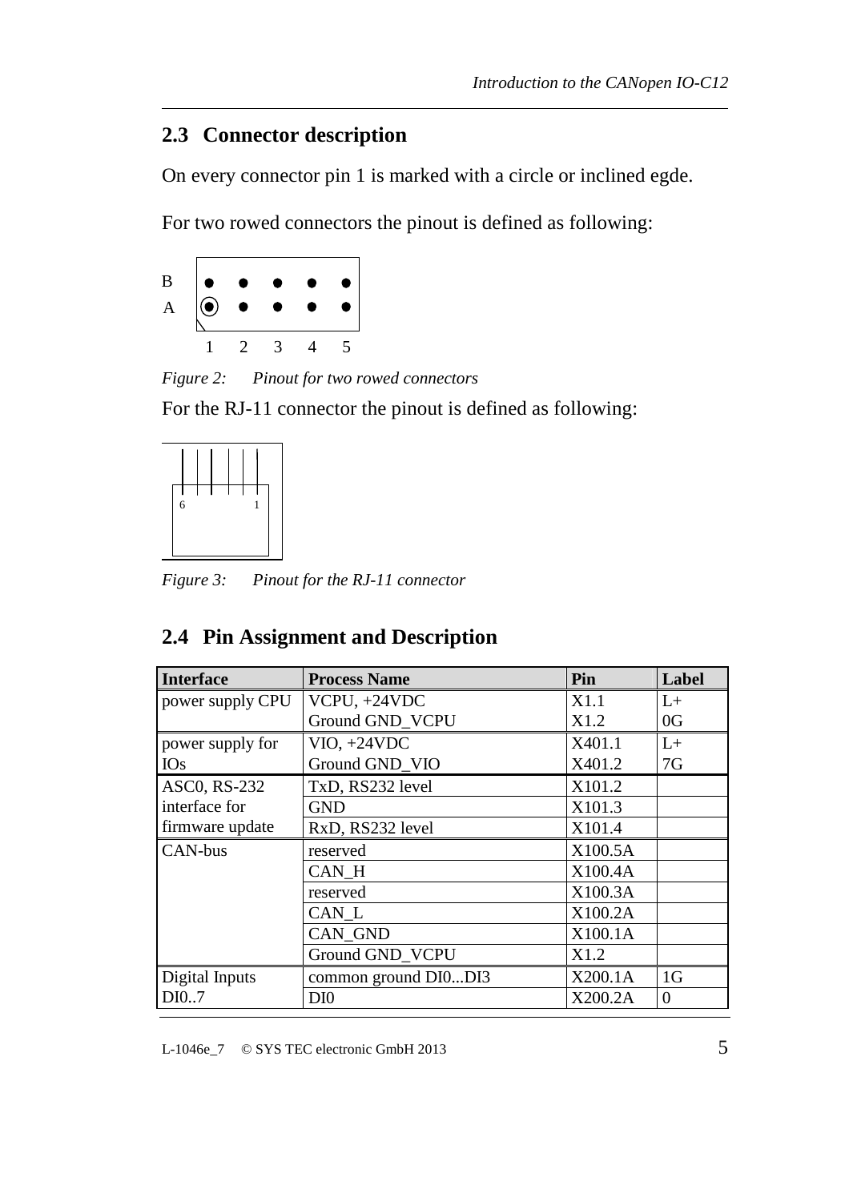## 2.3 Connector description

On every connector pin 1 is marked with a circle or inclined egde.

For two rowed connectors the pinout is defined as following:

*Figure 2: Pinout for two rowed connectors*

For the RJ-11 connector the pinout is defined as following:

*Figure 3: Pinout for the RJ-11 connector*

## 2.4 Pin Assignment and Description

| Interface | Process Name | Pin | Label |
|---|---|---|---|
| power supply CPU | VCPU, +24VDC<br>Ground GND_VCPU | X1.1<br>X1.2 | L+<br>0G |
| power supply for IOs | VIO, +24VDC<br>Ground GND_VIO | X401.1<br>X401.2 | L+<br>7G |
| ASC0, RS-232 interface for firmware update | TxD, RS232 level | X101.2 | |
| | GND | X101.3 | |
| | RxD, RS232 level | X101.4 | |
| CAN-bus | reserved | X100.5A | |
| | CAN_H | X100.4A | |
| | reserved | X100.3A | |
| | CAN_L | X100.2A | |
| | CAN_GND | X100.1A | |
| | Ground GND_VCPU | X1.2 | |
| Digital Inputs DI0..7 | common ground DI0...DI3 | X200.1A | 1G |
| | DI0 | X200.2A | 0 |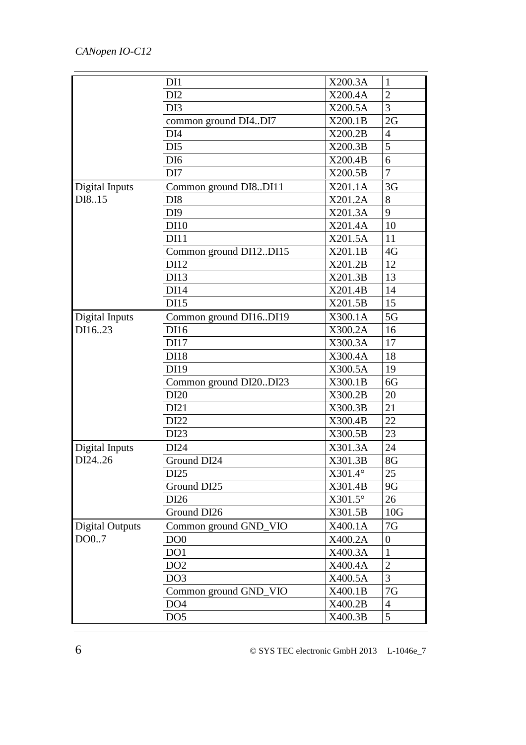| | | | |
|---|---|---|---|
| | DI1 | X200.3A | 1 |
| | DI2 | X200.4A | 2 |
| | DI3 | X200.5A | 3 |
| | common ground DI4..DI7 | X200.1B | 2G |
| | DI4 | X200.2B | 4 |
| | DI5 | X200.3B | 5 |
| | DI6 | X200.4B | 6 |
| | DI7 | X200.5B | 7 |
| Digital Inputs DI8..15 | Common ground DI8..DI11 | X201.1A | 3G |
| | DI8 | X201.2A | 8 |
| | DI9 | X201.3A | 9 |
| | DI10 | X201.4A | 10 |
| | DI11 | X201.5A | 11 |
| | Common ground DI12..DI15 | X201.1B | 4G |
| | DI12 | X201.2B | 12 |
| | DI13 | X201.3B | 13 |
| | DI14 | X201.4B | 14 |
| | DI15 | X201.5B | 15 |
| Digital Inputs DI16..23 | Common ground DI16..DI19 | X300.1A | 5G |
| | DI16 | X300.2A | 16 |
| | DI17 | X300.3A | 17 |
| | DI18 | X300.4A | 18 |
| | DI19 | X300.5A | 19 |
| | Common ground DI20..DI23 | X300.1B | 6G |
| | DI20 | X300.2B | 20 |
| | DI21 | X300.3B | 21 |
| | DI22 | X300.4B | 22 |
| | DI23 | X300.5B | 23 |
| Digital Inputs DI24..26 | DI24 | X301.3A | 24 |
| | Ground DI24 | X301.3B | 8G |
| | DI25 | X301.4° | 25 |
| | Ground DI25 | X301.4B | 9G |
| | DI26 | X301.5° | 26 |
| | Ground DI26 | X301.5B | 10G |
| Digital Outputs DO0..7 | Common ground GND_VIO | X400.1A | 7G |
| | DO0 | X400.2A | 0 |
| | DO1 | X400.3A | 1 |
| | DO2 | X400.4A | 2 |
| | DO3 | X400.5A | 3 |
| | Common ground GND_VIO | X400.1B | 7G |
| | DO4 | X400.2B | 4 |
| | DO5 | X400.3B | 5 |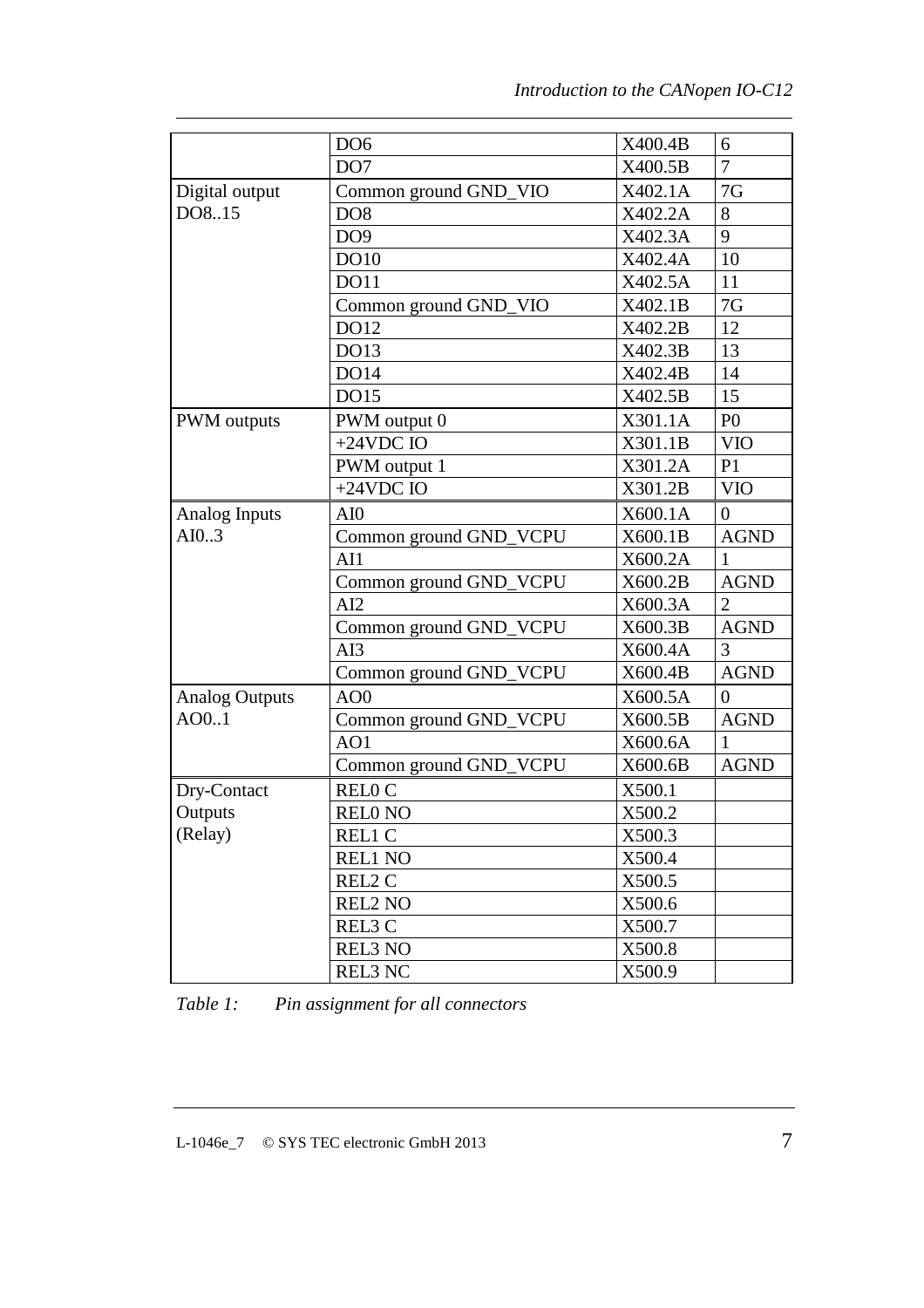| | | | |
|---|---|---|---|
| | DO6 | X400.4B | 6 |
| | DO7 | X400.5B | 7 |
| Digital output DO8..15 | Common ground GND_VIO | X402.1A | 7G |
| | DO8 | X402.2A | 8 |
| | DO9 | X402.3A | 9 |
| | DO10 | X402.4A | 10 |
| | DO11 | X402.5A | 11 |
| | Common ground GND_VIO | X402.1B | 7G |
| | DO12 | X402.2B | 12 |
| | DO13 | X402.3B | 13 |
| | DO14 | X402.4B | 14 |
| | DO15 | X402.5B | 15 |
| PWM outputs | PWM output 0 | X301.1A | P0 |
| | +24VDC IO | X301.1B | VIO |
| | PWM output 1 | X301.2A | P1 |
| | +24VDC IO | X301.2B | VIO |
| Analog Inputs AI0..3 | AI0 | X600.1A | 0 |
| | Common ground GND_VCPU | X600.1B | AGND |
| | AI1 | X600.2A | 1 |
| | Common ground GND_VCPU | X600.2B | AGND |
| | AI2 | X600.3A | 2 |
| | Common ground GND_VCPU | X600.3B | AGND |
| | AI3 | X600.4A | 3 |
| | Common ground GND_VCPU | X600.4B | AGND |
| Analog Outputs AO0..1 | AO0 | X600.5A | 0 |
| | Common ground GND_VCPU | X600.5B | AGND |
| | AO1 | X600.6A | 1 |
| | Common ground GND_VCPU | X600.6B | AGND |
| Dry-Contact Outputs (Relay) | REL0 C | X500.1 | |
| | REL0 NO | X500.2 | |
| | REL1 C | X500.3 | |
| | REL1 NO | X500.4 | |
| | REL2 C | X500.5 | |
| | REL2 NO | X500.6 | |
| | REL3 C | X500.7 | |
| | REL3 NO | X500.8 | |
| | REL3 NC | X500.9 | |

*Table 1: Pin assignment for all connectors*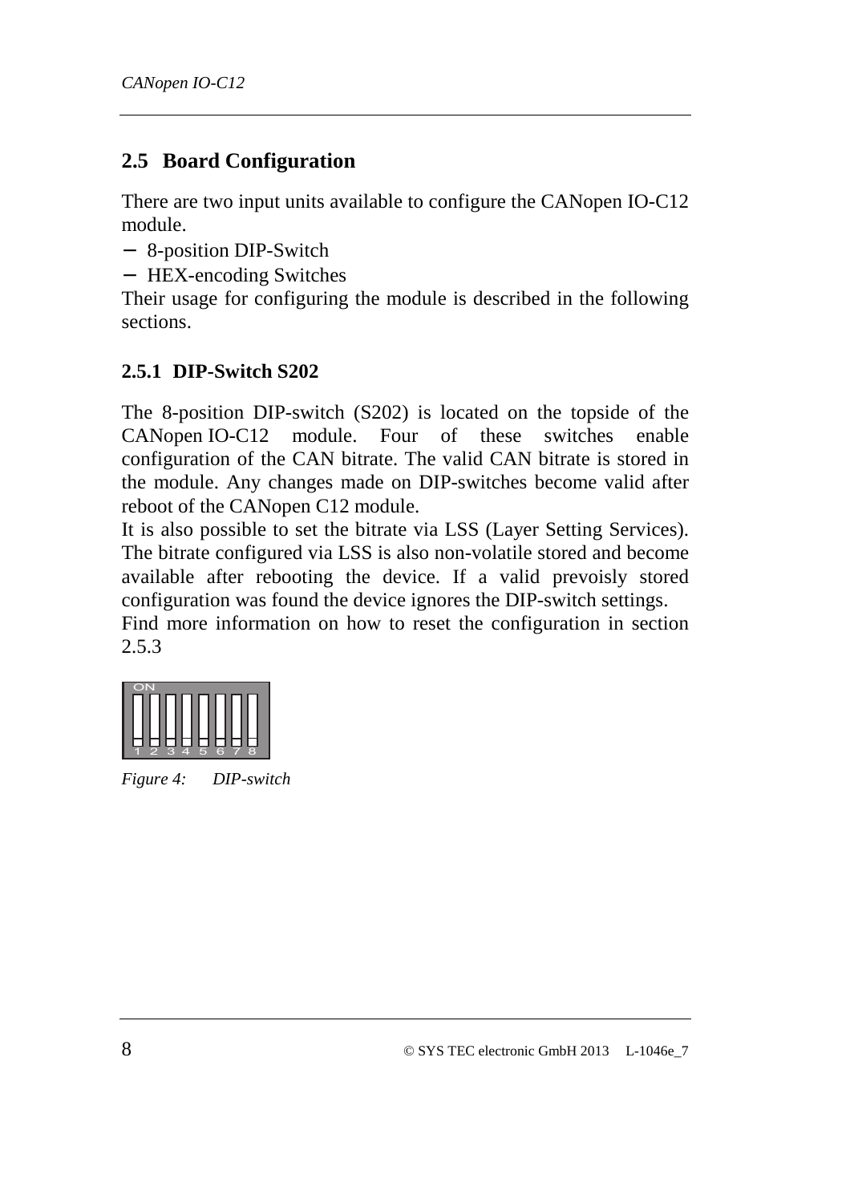## 2.5 Board Configuration

There are two input units available to configure the CANopen IO-C12 module.

- 8-position DIP-Switch
- HEX-encoding Switches

Their usage for configuring the module is described in the following sections.

### 2.5.1 DIP-Switch S202

The 8-position DIP-switch (S202) is located on the topside of the CANopen IO-C12 module. Four of these switches enable configuration of the CAN bitrate. The valid CAN bitrate is stored in the module. Any changes made on DIP-switches become valid after reboot of the CANopen C12 module.

It is also possible to set the bitrate via LSS (Layer Setting Services). The bitrate configured via LSS is also non-volatile stored and become available after rebooting the device. If a valid prevoisly stored configuration was found the device ignores the DIP-switch settings.

Find more information on how to reset the configuration in section 2.5.3

*Figure 4: DIP-switch*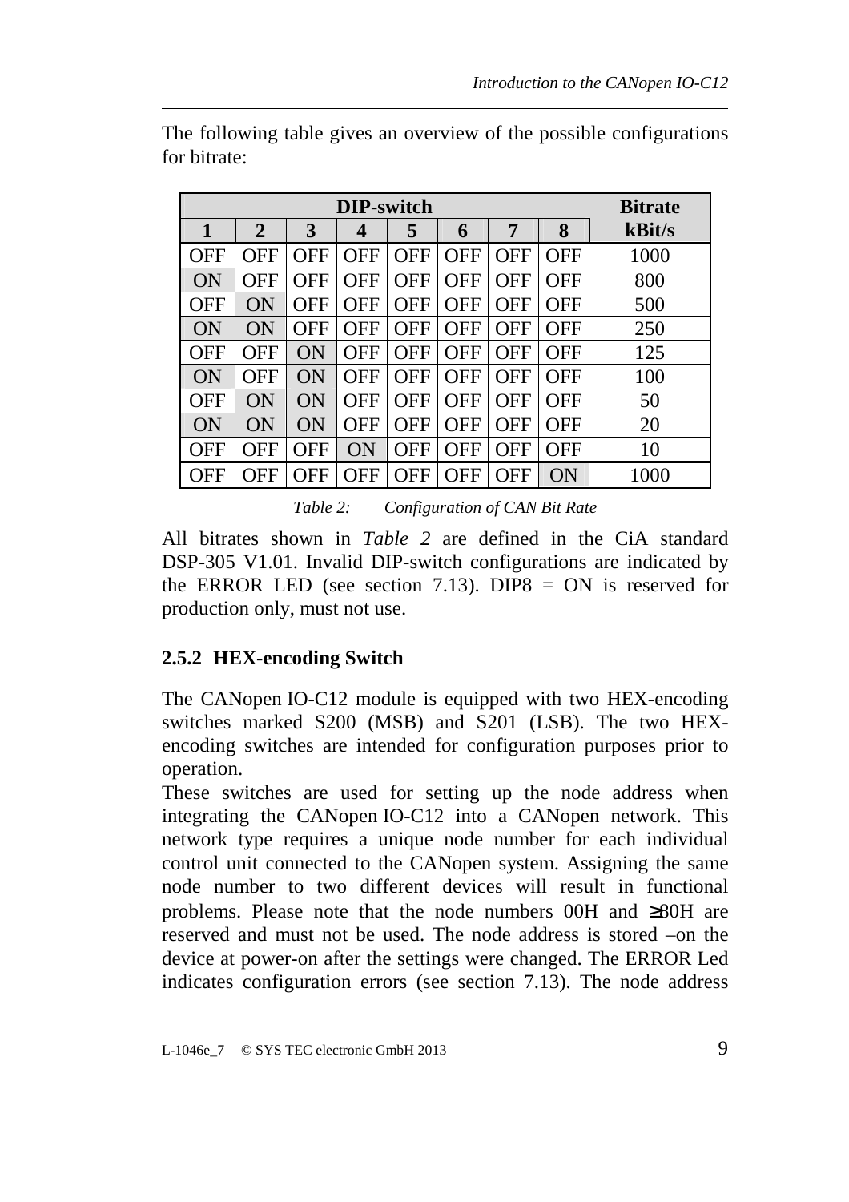The following table gives an overview of the possible configurations for bitrate:

| DIP-switch | | | | | | | | Bitrate |
|---|---|---|---|---|---|---|---|---|
| 1 | 2 | 3 | 4 | 5 | 6 | 7 | 8 | kBit/s |
| OFF | OFF | OFF | OFF | OFF | OFF | OFF | OFF | 1000 |
| ON | OFF | OFF | OFF | OFF | OFF | OFF | OFF | 800 |
| OFF | ON | OFF | OFF | OFF | OFF | OFF | OFF | 500 |
| ON | ON | OFF | OFF | OFF | OFF | OFF | OFF | 250 |
| OFF | OFF | ON | OFF | OFF | OFF | OFF | OFF | 125 |
| ON | OFF | ON | OFF | OFF | OFF | OFF | OFF | 100 |
| OFF | ON | ON | OFF | OFF | OFF | OFF | OFF | 50 |
| ON | ON | ON | OFF | OFF | OFF | OFF | OFF | 20 |
| OFF | OFF | OFF | ON | OFF | OFF | OFF | OFF | 10 |
| OFF | OFF | OFF | OFF | OFF | OFF | OFF | ON | 1000 |

*Table 2: Configuration of CAN Bit Rate*

All bitrates shown in *Table 2* are defined in the CiA standard DSP-305 V1.01. Invalid DIP-switch configurations are indicated by the ERROR LED (see section 7.13). DIP8 = ON is reserved for production only, must not use.

### 2.5.2 HEX-encoding Switch

The CANopen IO-C12 module is equipped with two HEX-encoding switches marked S200 (MSB) and S201 (LSB). The two HEX-encoding switches are intended for configuration purposes prior to operation.

These switches are used for setting up the node address when integrating the CANopen IO-C12 into a CANopen network. This network type requires a unique node number for each individual control unit connected to the CANopen system. Assigning the same node number to two different devices will result in functional problems. Please note that the node numbers 00H and ≥80H are reserved and must not be used. The node address is stored –on the device at power-on after the settings were changed. The ERROR Led indicates configuration errors (see section 7.13). The node address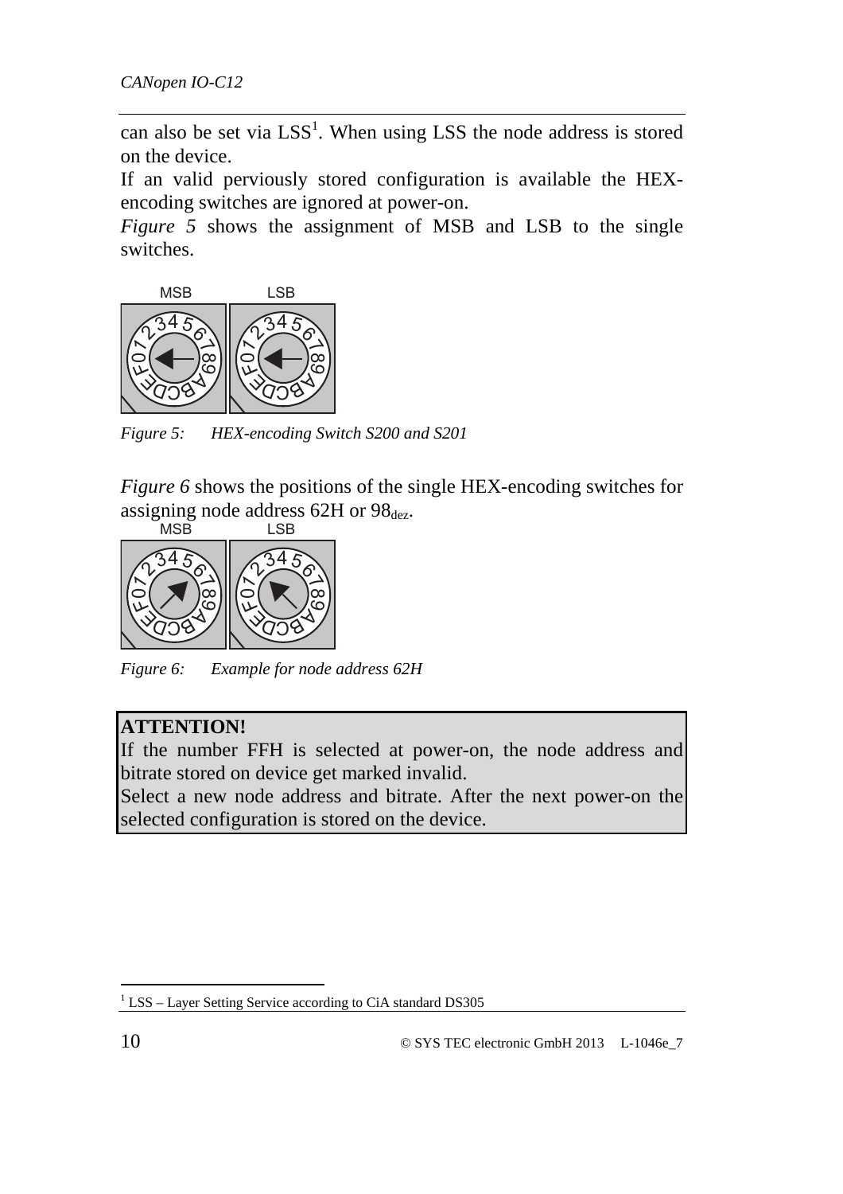can also be set via LSS[1]. When using LSS the node address is stored on the device.

If an valid perviously stored configuration is available the HEX-encoding switches are ignored at power-on.

*Figure 5* shows the assignment of MSB and LSB to the single switches.

*Figure 5: HEX-encoding Switch S200 and S201*

*Figure 6* shows the positions of the single HEX-encoding switches for assigning node address 62H or $98_{dez}$.

*Figure 6: Example for node address 62H*

> **ATTENTION!**
> If the number FFH is selected at power-on, the node address and bitrate stored on device get marked invalid.
> Select a new node address and bitrate. After the next power-on the selected configuration is stored on the device.

[1] LSS – Layer Setting Service according to CiA standard DS305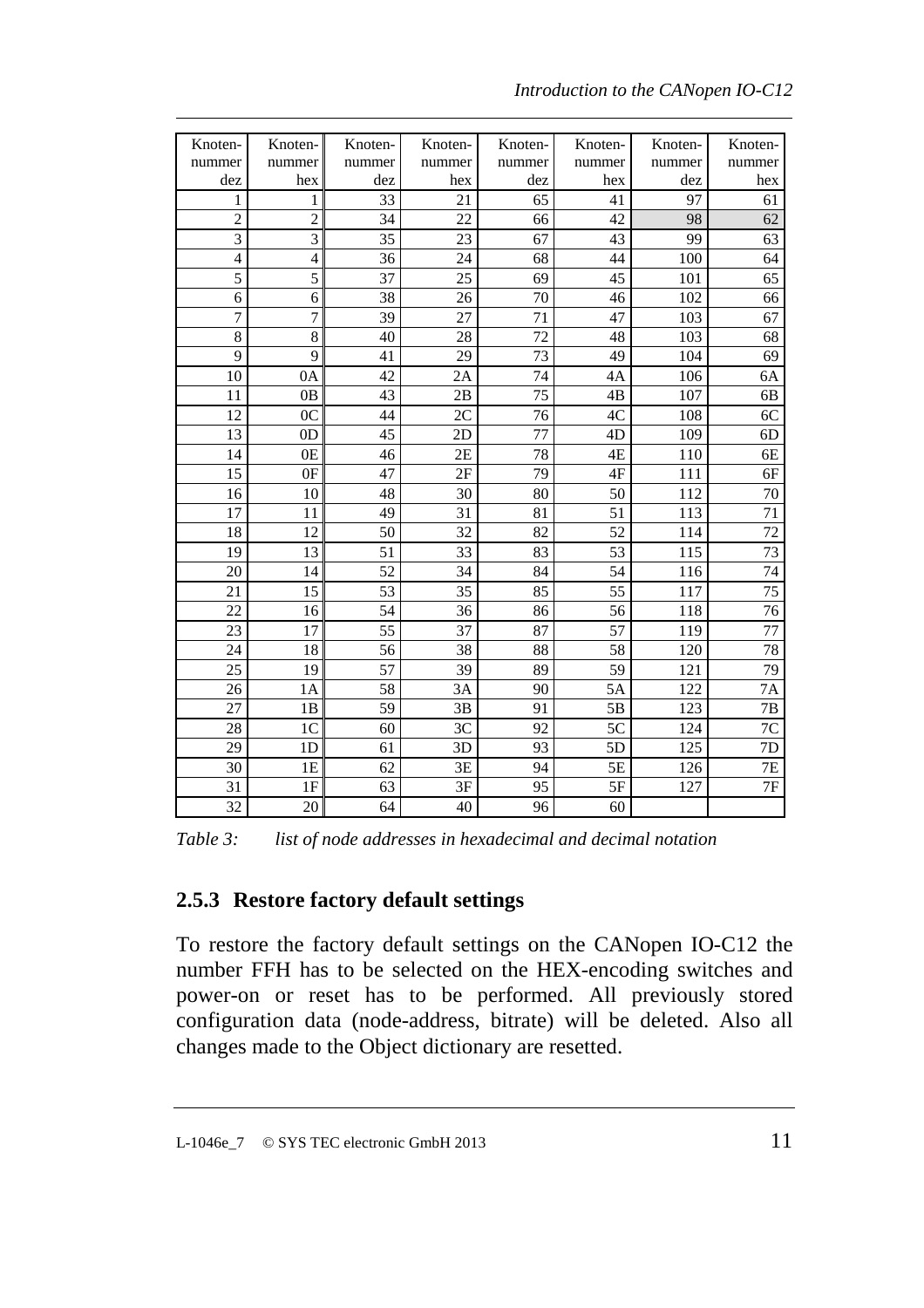| Knoten-nummer dez | Knoten-nummer hex | Knoten-nummer dez | Knoten-nummer hex | Knoten-nummer dez | Knoten-nummer hex | Knoten-nummer dez | Knoten-nummer hex |
|---|---|---|---|---|---|---|---|
| 1 | 1 | 33 | 21 | 65 | 41 | 97 | 61 |
| 2 | 2 | 34 | 22 | 66 | 42 | 98 | 62 |
| 3 | 3 | 35 | 23 | 67 | 43 | 99 | 63 |
| 4 | 4 | 36 | 24 | 68 | 44 | 100 | 64 |
| 5 | 5 | 37 | 25 | 69 | 45 | 101 | 65 |
| 6 | 6 | 38 | 26 | 70 | 46 | 102 | 66 |
| 7 | 7 | 39 | 27 | 71 | 47 | 103 | 67 |
| 8 | 8 | 40 | 28 | 72 | 48 | 103 | 68 |
| 9 | 9 | 41 | 29 | 73 | 49 | 104 | 69 |
| 10 | 0A | 42 | 2A | 74 | 4A | 106 | 6A |
| 11 | 0B | 43 | 2B | 75 | 4B | 107 | 6B |
| 12 | 0C | 44 | 2C | 76 | 4C | 108 | 6C |
| 13 | 0D | 45 | 2D | 77 | 4D | 109 | 6D |
| 14 | 0E | 46 | 2E | 78 | 4E | 110 | 6E |
| 15 | 0F | 47 | 2F | 79 | 4F | 111 | 6F |
| 16 | 10 | 48 | 30 | 80 | 50 | 112 | 70 |
| 17 | 11 | 49 | 31 | 81 | 51 | 113 | 71 |
| 18 | 12 | 50 | 32 | 82 | 52 | 114 | 72 |
| 19 | 13 | 51 | 33 | 83 | 53 | 115 | 73 |
| 20 | 14 | 52 | 34 | 84 | 54 | 116 | 74 |
| 21 | 15 | 53 | 35 | 85 | 55 | 117 | 75 |
| 22 | 16 | 54 | 36 | 86 | 56 | 118 | 76 |
| 23 | 17 | 55 | 37 | 87 | 57 | 119 | 77 |
| 24 | 18 | 56 | 38 | 88 | 58 | 120 | 78 |
| 25 | 19 | 57 | 39 | 89 | 59 | 121 | 79 |
| 26 | 1A | 58 | 3A | 90 | 5A | 122 | 7A |
| 27 | 1B | 59 | 3B | 91 | 5B | 123 | 7B |
| 28 | 1C | 60 | 3C | 92 | 5C | 124 | 7C |
| 29 | 1D | 61 | 3D | 93 | 5D | 125 | 7D |
| 30 | 1E | 62 | 3E | 94 | 5E | 126 | 7E |
| 31 | 1F | 63 | 3F | 95 | 5F | 127 | 7F |
| 32 | 20 | 64 | 40 | 96 | 60 | | |

*Table 3: list of node addresses in hexadecimal and decimal notation*

### 2.5.3 Restore factory default settings

To restore the factory default settings on the CANopen IO-C12 the number FFH has to be selected on the HEX-encoding switches and power-on or reset has to be performed. All previously stored configuration data (node-address, bitrate) will be deleted. Also all changes made to the Object dictionary are resetted.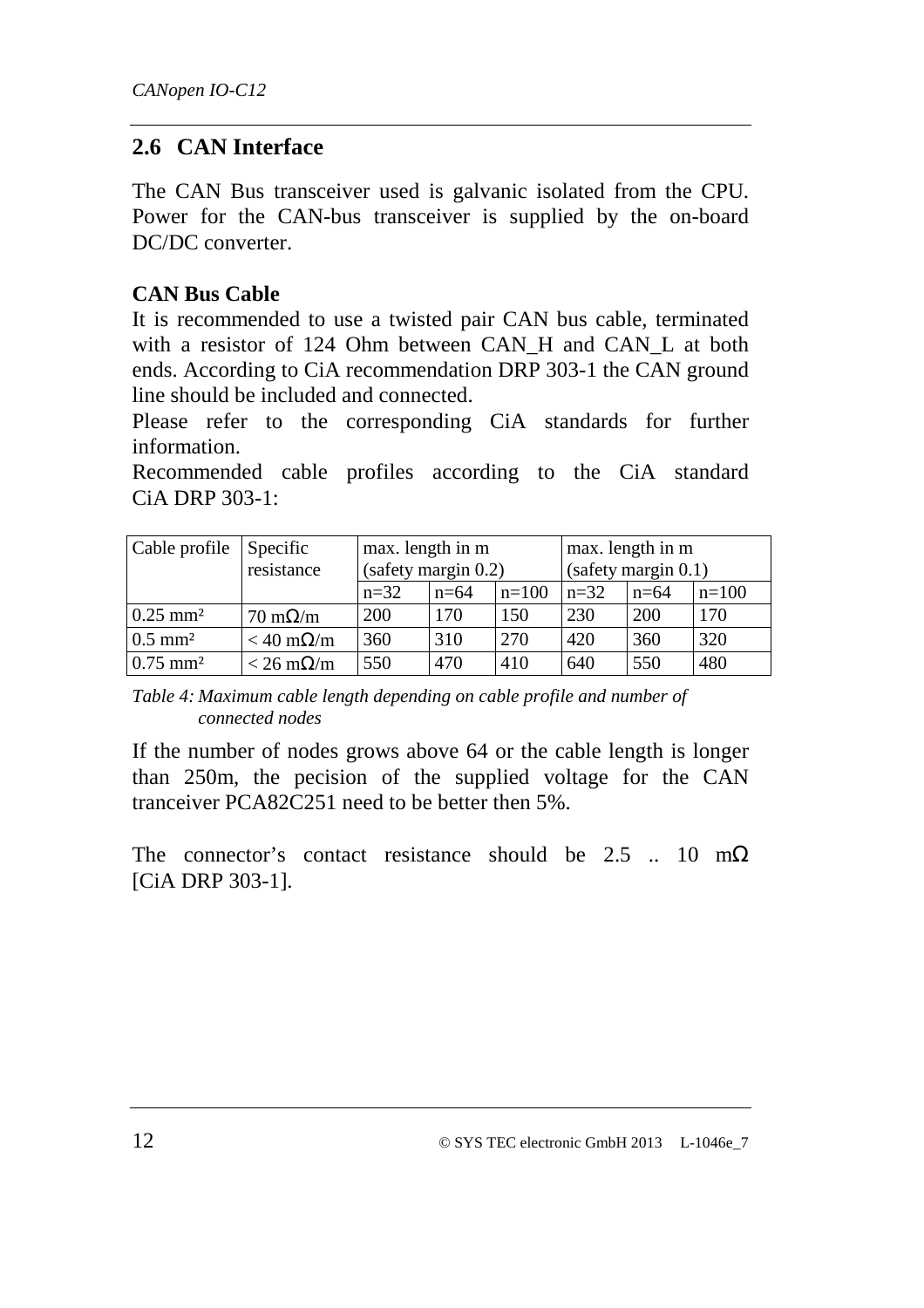## 2.6 CAN Interface

The CAN Bus transceiver used is galvanic isolated from the CPU. Power for the CAN-bus transceiver is supplied by the on-board DC/DC converter.

**CAN Bus Cable**

It is recommended to use a twisted pair CAN bus cable, terminated with a resistor of 124 Ohm between CAN_H and CAN_L at both ends. According to CiA recommendation DRP 303-1 the CAN ground line should be included and connected.

Please refer to the corresponding CiA standards for further information.

Recommended cable profiles according to the CiA standard CiA DRP 303-1:

| Cable profile | Specific resistance | max. length in m (safety margin 0.2) | | | max. length in m (safety margin 0.1) | | |
|---|---|---|---|---|---|---|---|
| | | n=32 | n=64 | n=100 | n=32 | n=64 | n=100 |
| 0.25 mm² | 70 mΩ/m | 200 | 170 | 150 | 230 | 200 | 170 |
| 0.5 mm² | < 40 mΩ/m | 360 | 310 | 270 | 420 | 360 | 320 |
| 0.75 mm² | < 26 mΩ/m | 550 | 470 | 410 | 640 | 550 | 480 |

*Table 4: Maximum cable length depending on cable profile and number of connected nodes*

If the number of nodes grows above 64 or the cable length is longer than 250m, the pecision of the supplied voltage for the CAN tranceiver PCA82C251 need to be better then 5%.

The connector’s contact resistance should be 2.5 .. 10 mΩ [CiA DRP 303-1].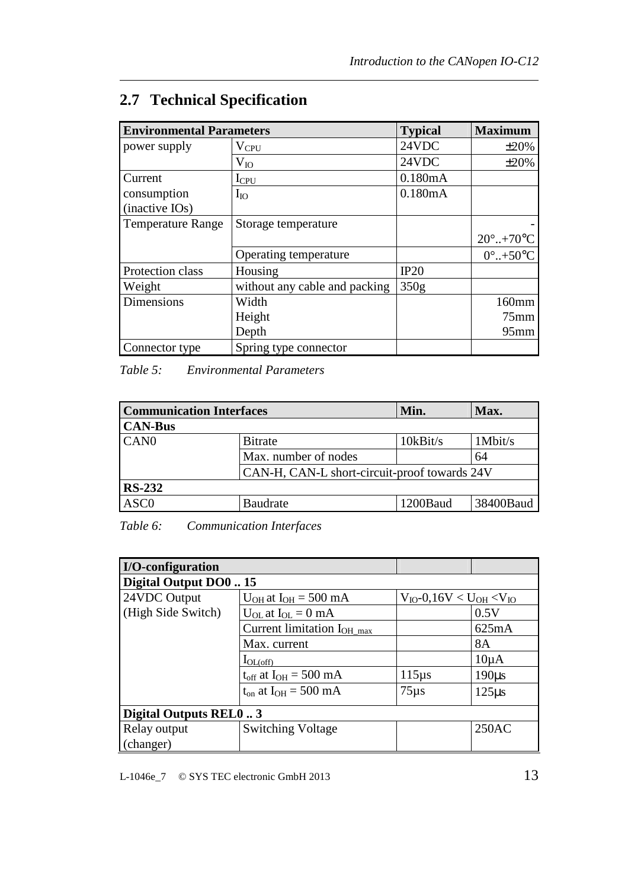## 2.7 Technical Specification

| Environmental Parameters | | Typical | Maximum |
|---|---|---|---|
| power supply | $V_{CPU}$ | 24VDC | ±20% |
| | $V_{IO}$ | 24VDC | ±20% |
| Current consumption (inactive IOs) | $I_{CPU}$ | 0.180mA | |
| | $I_{IO}$ | 0.180mA | |
| Temperature Range | Storage temperature | | -20°..+70°C |
| | Operating temperature | | 0°..+50°C |
| Protection class | Housing | IP20 | |
| Weight | without any cable and packing | 350g | |
| Dimensions | Width<br>Height<br>Depth | | 160mm<br>75mm<br>95mm |
| Connector type | Spring type connector | | |

*Table 5: Environmental Parameters*

| Communication Interfaces | | Min. | Max. |
|---|---|---|---|
| **CAN-Bus** | | | |
| CAN0 | Bitrate | 10kBit/s | 1Mbit/s |
| | Max. number of nodes | | 64 |
| | CAN-H, CAN-L short-circuit-proof towards 24V | | |
| **RS-232** | | | |
| ASC0 | Baudrate | 1200Baud | 38400Baud |

*Table 6: Communication Interfaces*

| I/O-configuration | | | |
|---|---|---|---|
| **Digital Output DO0 .. 15** | | | |
| 24VDC Output (High Side Switch) | $U_{OH}$ at $I_{OH}$ = 500 mA | $V_{IO}$-0,16V < $U_{OH}$ < $V_{IO}$ | |
| | $U_{OL}$ at $I_{OL}$ = 0 mA | | 0.5V |
| | Current limitation $I_{OH\_max}$ | | 625mA |
| | Max. current | | 8A |
| | $I_{OL(off)}$ | | 10µA |
| | $t_{off}$ at $I_{OH}$ = 500 mA | 115µs | 190µs |
| | $t_{on}$ at $I_{OH}$ = 500 mA | 75µs | 125µs |
| **Digital Outputs REL0 .. 3** | | | |
| Relay output (changer) | Switching Voltage | | 250AC |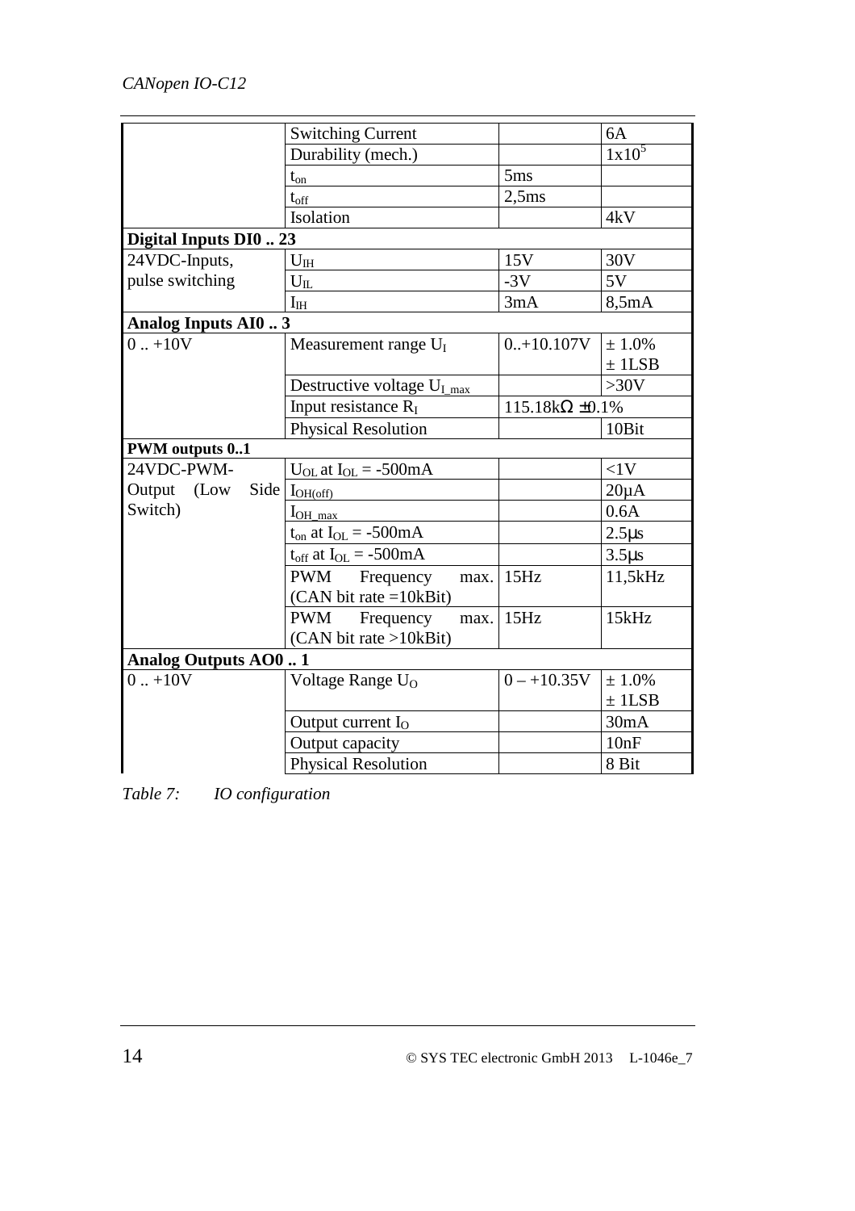| | | | |
|---|---|---|---|
| | Switching Current | | 6A |
| | Durability (mech.) | | $1x10^5$ |
| | $t_{on}$ | 5ms | |
| | $t_{off}$ | 2,5ms | |
| | Isolation | | 4kV |
| **Digital Inputs DI0 .. 23** | | | |
| 24VDC-Inputs, pulse switching | $U_{IH}$ | 15V | 30V |
| | $U_{IL}$ | -3V | 5V |
| | $I_{IH}$ | 3mA | 8,5mA |
| **Analog Inputs AI0 .. 3** | | | |
| 0 .. +10V | Measurement range $U_I$ | 0..+10.107V | ± 1.0% ± 1LSB |
| | Destructive voltage $U_{I\_max}$ | | >30V |
| | Input resistance $R_I$ | 115.18kΩ ±0.1% | |
| | Physical Resolution | | 10Bit |
| **PWM outputs 0..1** | | | |
| 24VDC-PWM-Output (Low Side Switch) | $U_{OL}$ at $I_{OL}$ = -500mA | | <1V |
| | $I_{OH(off)}$ | | 20µA |
| | $I_{OH\_max}$ | | 0.6A |
| | $t_{on}$ at $I_{OL}$ = -500mA | | 2.5µs |
| | $t_{off}$ at $I_{OL}$ = -500mA | | 3.5µs |
| | PWM Frequency max. (CAN bit rate =10kBit) | 15Hz | 11,5kHz |
| | PWM Frequency max. (CAN bit rate >10kBit) | 15Hz | 15kHz |
| **Analog Outputs AO0 .. 1** | | | |
| 0 .. +10V | Voltage Range $U_O$ | 0 – +10.35V | ± 1.0% ± 1LSB |
| | Output current $I_O$ | | 30mA |
| | Output capacity | | 10nF |
| | Physical Resolution | | 8 Bit |

*Table 7: IO configuration*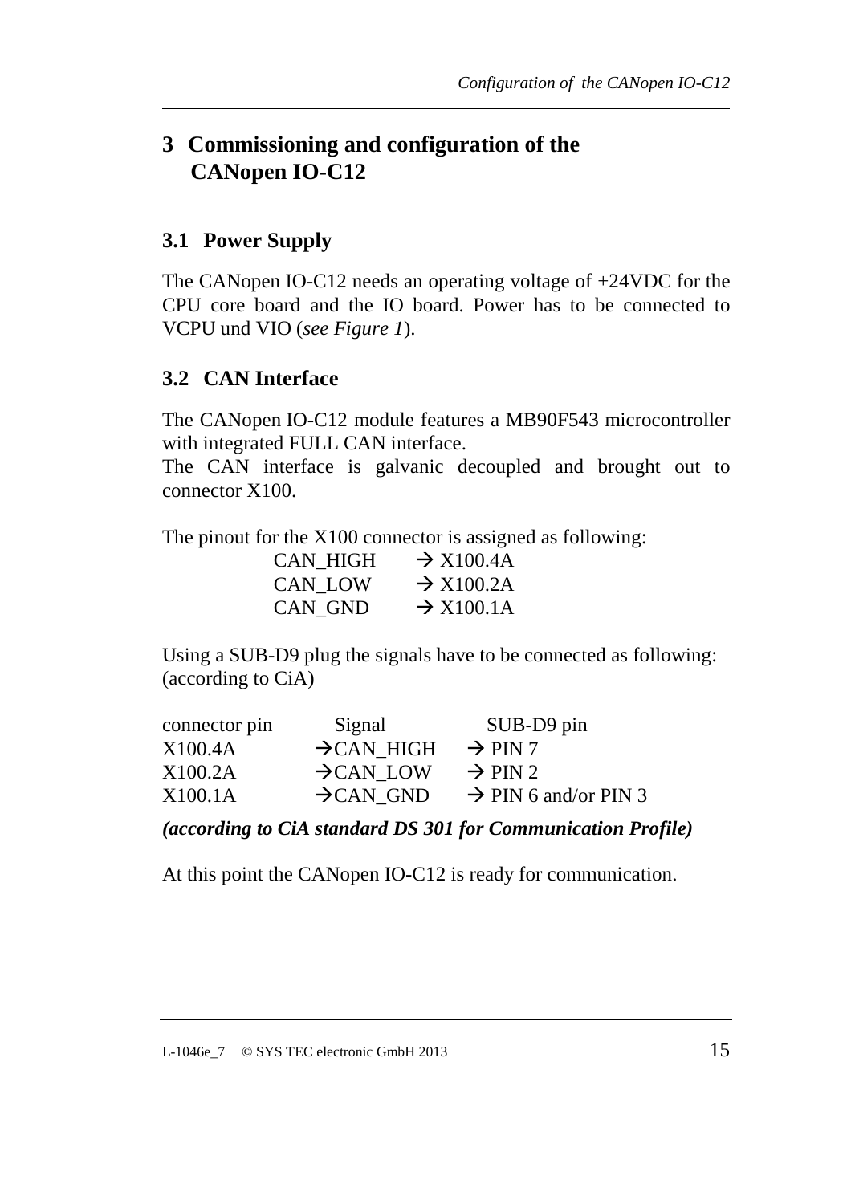# 3 Commissioning and configuration of the CANopen IO-C12

## 3.1 Power Supply

The CANopen IO-C12 needs an operating voltage of +24VDC for the CPU core board and the IO board. Power has to be connected to VCPU und VIO (*see Figure 1*).

## 3.2 CAN Interface

The CANopen IO-C12 module features a MB90F543 microcontroller with integrated FULL CAN interface.
The CAN interface is galvanic decoupled and brought out to connector X100.

The pinout for the X100 connector is assigned as following:

CAN_HIGH → X100.4A
CAN_LOW → X100.2A
CAN_GND → X100.1A

Using a SUB-D9 plug the signals have to be connected as following: (according to CiA)

| connector pin | Signal | SUB-D9 pin |
|---|---|---|
| X100.4A | →CAN_HIGH | → PIN 7 |
| X100.2A | →CAN_LOW | → PIN 2 |
| X100.1A | →CAN_GND | → PIN 6 and/or PIN 3 |

***(according to CiA standard DS 301 for Communication Profile)***

At this point the CANopen IO-C12 is ready for communication.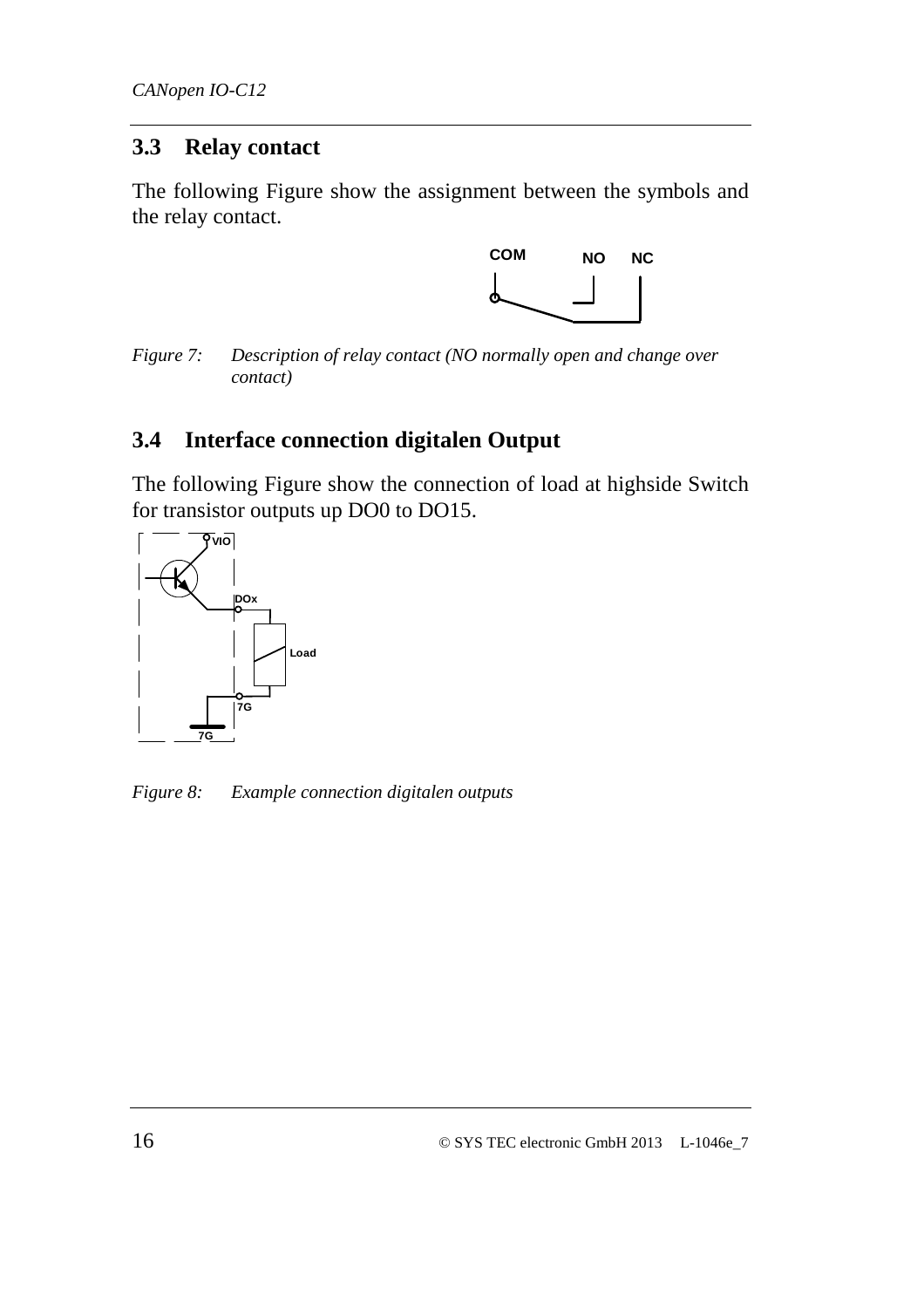## 3.3 Relay contact

The following Figure show the assignment between the symbols and the relay contact.

*Figure 7: Description of relay contact (NO normally open and change over contact)*

## 3.4 Interface connection digitalen Output

The following Figure show the connection of load at highside Switch for transistor outputs up DO0 to DO15.

*Figure 8: Example connection digitalen outputs*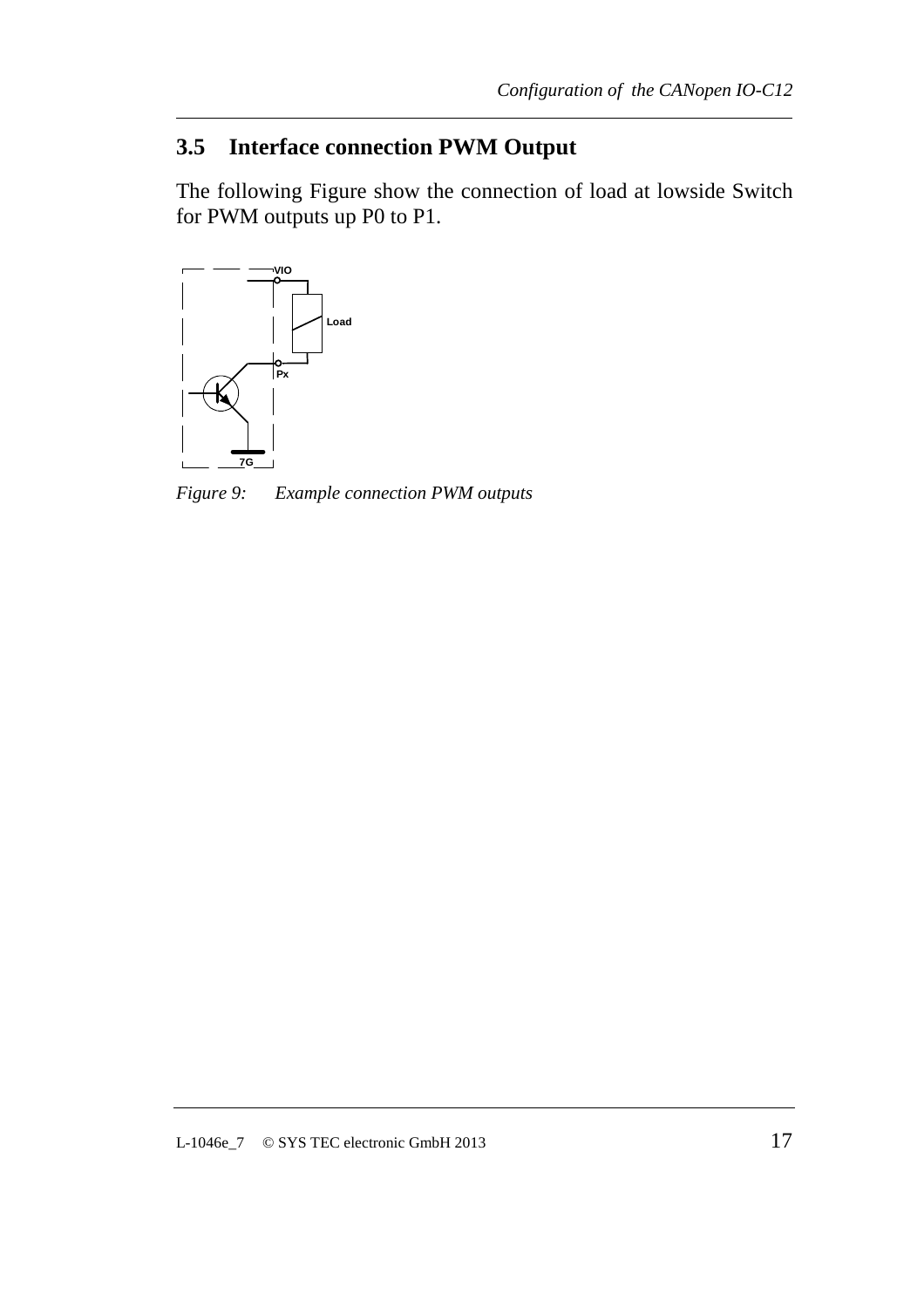## 3.5 Interface connection PWM Output

The following Figure show the connection of load at lowside Switch for PWM outputs up P0 to P1.

*Figure 9: Example connection PWM outputs*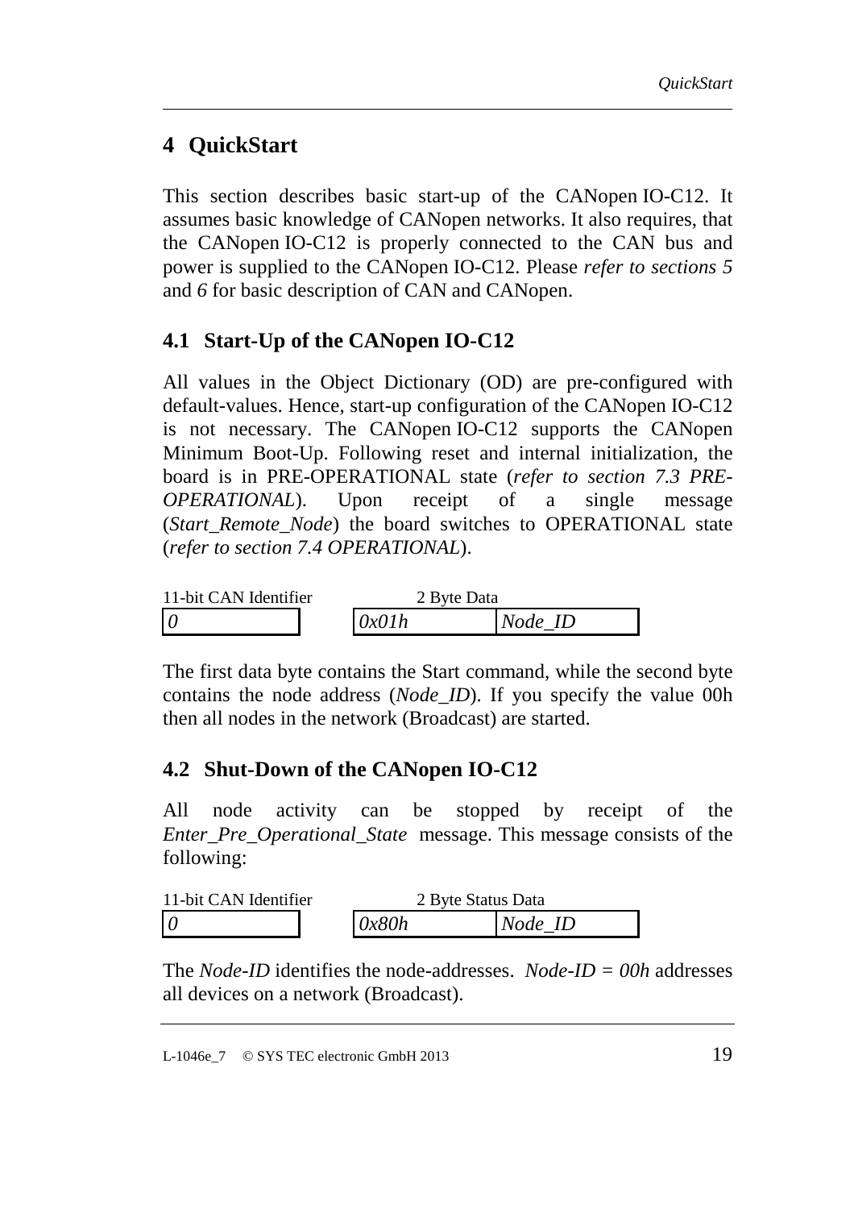# 4 QuickStart

This section describes basic start-up of the CANopen IO-C12. It assumes basic knowledge of CANopen networks. It also requires, that the CANopen IO-C12 is properly connected to the CAN bus and power is supplied to the CANopen IO-C12. Please *refer to sections 5* and *6* for basic description of CAN and CANopen.

## 4.1 Start-Up of the CANopen IO-C12

All values in the Object Dictionary (OD) are pre-configured with default-values. Hence, start-up configuration of the CANopen IO-C12 is not necessary. The CANopen IO-C12 supports the CANopen Minimum Boot-Up. Following reset and internal initialization, the board is in PRE-OPERATIONAL state (*refer to section 7.3 PRE-OPERATIONAL*). Upon receipt of a single message (*Start_Remote_Node*) the board switches to OPERATIONAL state (*refer to section 7.4 OPERATIONAL*).

| 11-bit CAN Identifier | 2 Byte Data | |
|---|---|---|
| *0* | *0x01h* | *Node_ID* |

The first data byte contains the Start command, while the second byte contains the node address (*Node_ID*). If you specify the value 00h then all nodes in the network (Broadcast) are started.

## 4.2 Shut-Down of the CANopen IO-C12

All node activity can be stopped by receipt of the *Enter_Pre_Operational_State* message. This message consists of the following:

| 11-bit CAN Identifier | 2 Byte Status Data | |
|---|---|---|
| *0* | *0x80h* | *Node_ID* |

The *Node-ID* identifies the node-addresses. *Node-ID = 00h* addresses all devices on a network (Broadcast).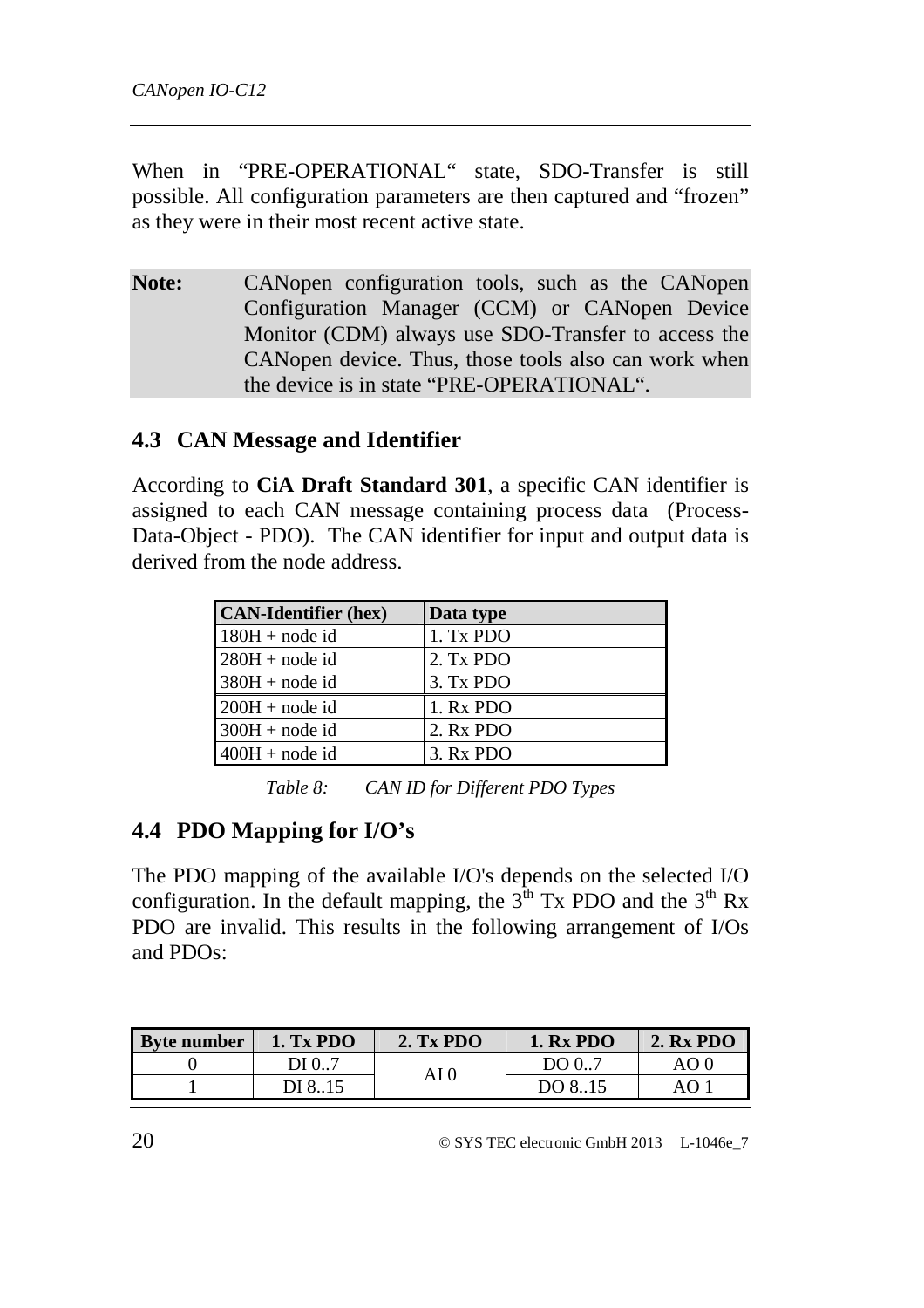When in “PRE-OPERATIONAL“ state, SDO-Transfer is still possible. All configuration parameters are then captured and “frozen” as they were in their most recent active state.

**Note:** CANopen configuration tools, such as the CANopen Configuration Manager (CCM) or CANopen Device Monitor (CDM) always use SDO-Transfer to access the CANopen device. Thus, those tools also can work when the device is in state “PRE-OPERATIONAL“.

## 4.3 CAN Message and Identifier

According to **CiA Draft Standard 301**, a specific CAN identifier is assigned to each CAN message containing process data (Process-Data-Object - PDO). The CAN identifier for input and output data is derived from the node address.

| CAN-Identifier (hex) | Data type |
|---|---|
| 180H + node id | 1. Tx PDO |
| 280H + node id | 2. Tx PDO |
| 380H + node id | 3. Tx PDO |
| 200H + node id | 1. Rx PDO |
| 300H + node id | 2. Rx PDO |
| 400H + node id | 3. Rx PDO |

*Table 8: CAN ID for Different PDO Types*

## 4.4 PDO Mapping for I/O’s

The PDO mapping of the available I/O's depends on the selected I/O configuration. In the default mapping, the 3[th] Tx PDO and the 3[th] Rx PDO are invalid. This results in the following arrangement of I/Os and PDOs:

| Byte number | 1. Tx PDO | 2. Tx PDO | 1. Rx PDO | 2. Rx PDO |
|---|---|---|---|---|
| 0 | DI 0..7 | AI 0 | DO 0..7 | AO 0 |
| 1 | DI 8..15 | | DO 8..15 | AO 1 |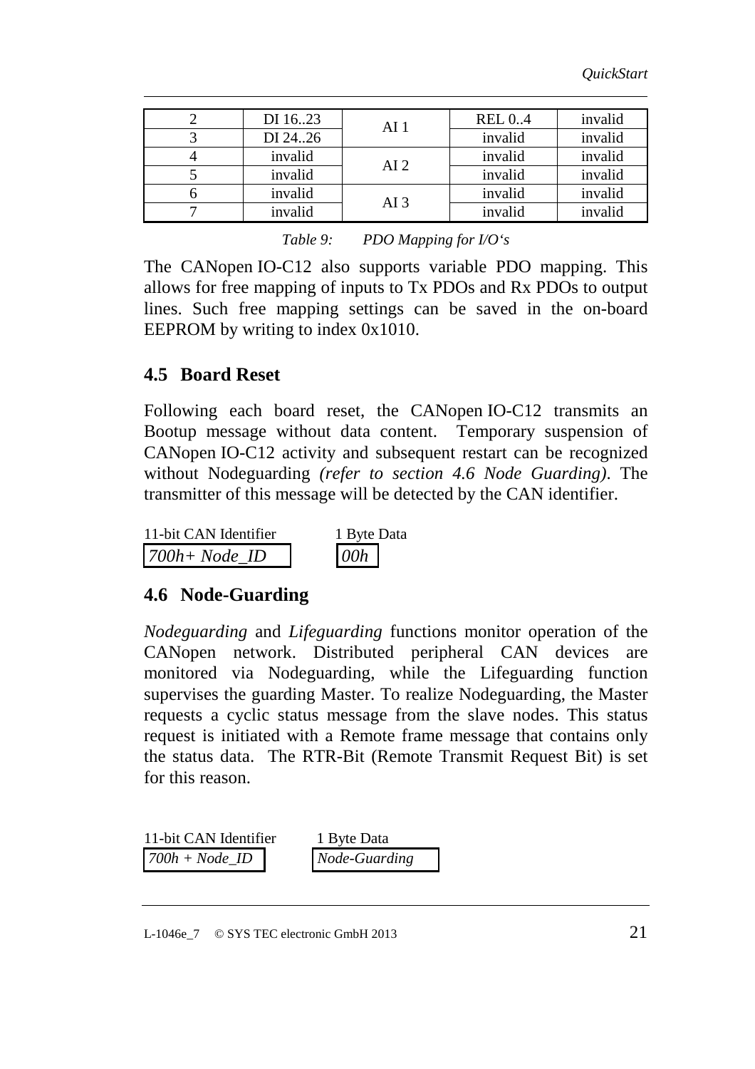| 2 | DI 16..23 | AI 1 | REL 0..4 | invalid |
|---|---|---|---|---|
| 3 | DI 24..26 | | invalid | invalid |
| 4 | invalid | AI 2 | invalid | invalid |
| 5 | invalid | | invalid | invalid |
| 6 | invalid | AI 3 | invalid | invalid |
| 7 | invalid | | invalid | invalid |

*Table 9: PDO Mapping for I/O's*

The CANopen IO-C12 also supports variable PDO mapping. This allows for free mapping of inputs to Tx PDOs and Rx PDOs to output lines. Such free mapping settings can be saved in the on-board EEPROM by writing to index 0x1010.

## 4.5 Board Reset

Following each board reset, the CANopen IO-C12 transmits an Bootup message without data content. Temporary suspension of CANopen IO-C12 activity and subsequent restart can be recognized without Nodeguarding *(refer to section 4.6 Node Guarding)*. The transmitter of this message will be detected by the CAN identifier.

| 11-bit CAN Identifier | 1 Byte Data |
|---|---|
| *700h+ Node_ID* | *00h* |

## 4.6 Node-Guarding

*Nodeguarding* and *Lifeguarding* functions monitor operation of the CANopen network. Distributed peripheral CAN devices are monitored via Nodeguarding, while the Lifeguarding function supervises the guarding Master. To realize Nodeguarding, the Master requests a cyclic status message from the slave nodes. This status request is initiated with a Remote frame message that contains only the status data. The RTR-Bit (Remote Transmit Request Bit) is set for this reason.

| 11-bit CAN Identifier | 1 Byte Data |
|---|---|
| *700h + Node_ID* | *Node-Guarding* |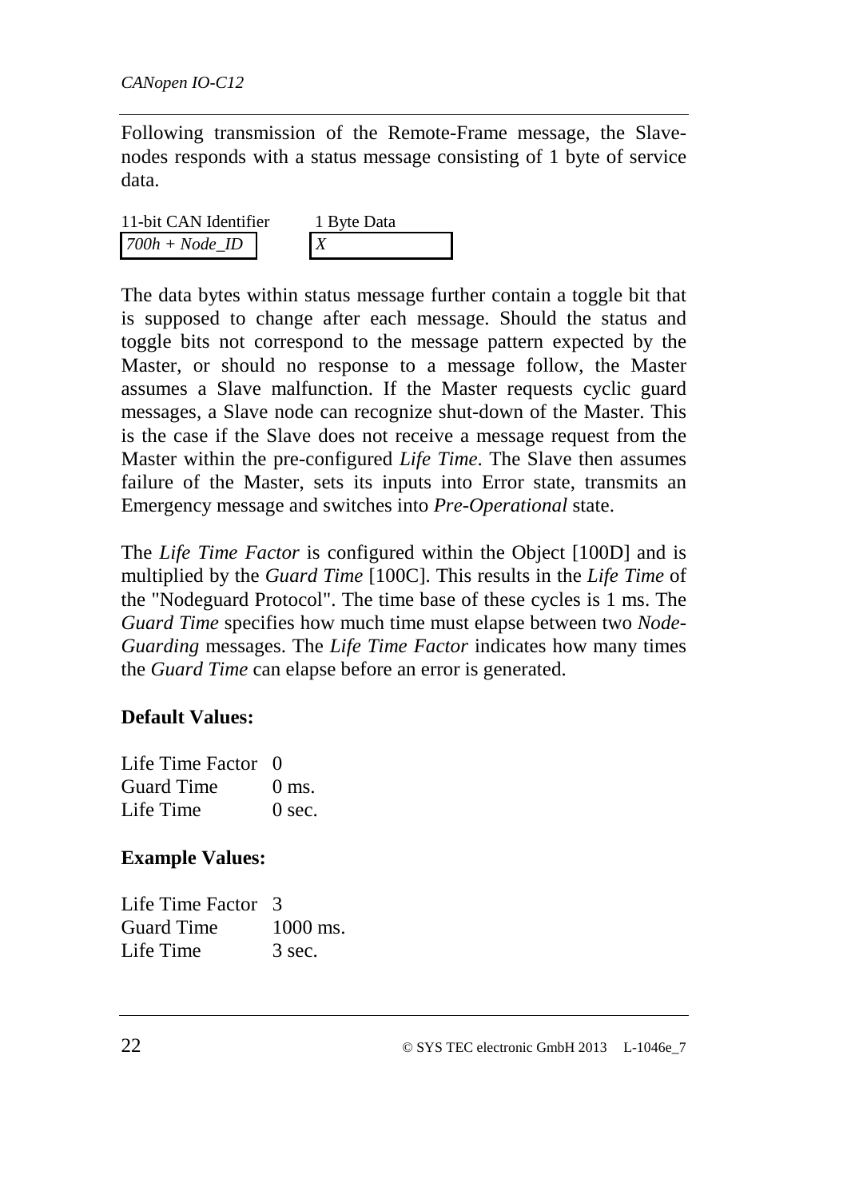Following transmission of the Remote-Frame message, the Slave-nodes responds with a status message consisting of 1 byte of service data.

| 11-bit CAN Identifier | 1 Byte Data |
|---|---|
| *700h + Node_ID* | *X* |

The data bytes within status message further contain a toggle bit that is supposed to change after each message. Should the status and toggle bits not correspond to the message pattern expected by the Master, or should no response to a message follow, the Master assumes a Slave malfunction. If the Master requests cyclic guard messages, a Slave node can recognize shut-down of the Master. This is the case if the Slave does not receive a message request from the Master within the pre-configured *Life Time*. The Slave then assumes failure of the Master, sets its inputs into Error state, transmits an Emergency message and switches into *Pre-Operational* state.

The *Life Time Factor* is configured within the Object [100D] and is multiplied by the *Guard Time* [100C]. This results in the *Life Time* of the "Nodeguard Protocol". The time base of these cycles is 1 ms. The *Guard Time* specifies how much time must elapse between two *Node-Guarding* messages. The *Life Time Factor* indicates how many times the *Guard Time* can elapse before an error is generated.

**Default Values:**

| | |
|---|---|
| Life Time Factor | 0 |
| Guard Time | 0 ms. |
| Life Time | 0 sec. |

**Example Values:**

| | |
|---|---|
| Life Time Factor | 3 |
| Guard Time | 1000 ms. |
| Life Time | 3 sec. |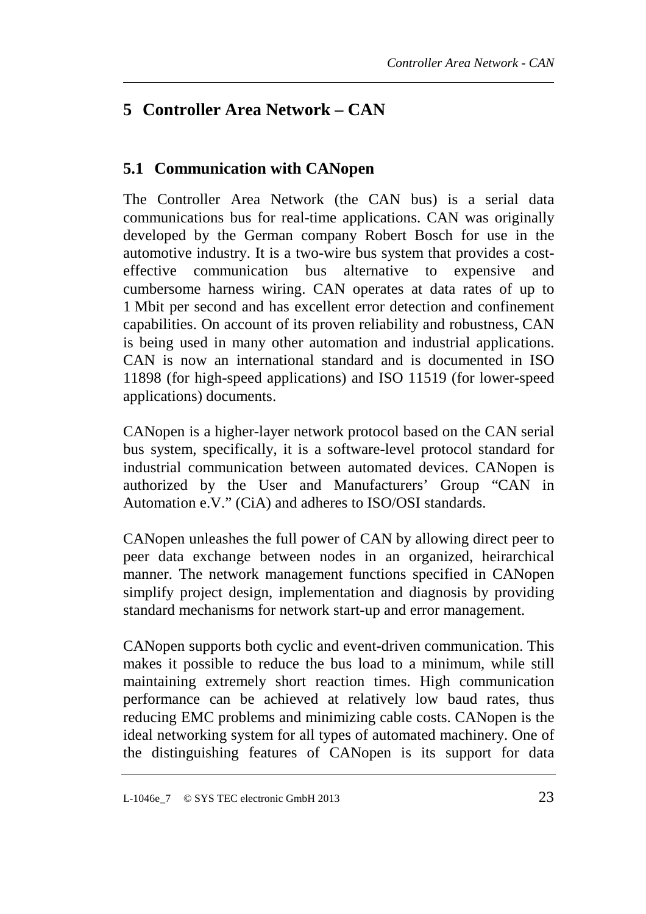# 5 Controller Area Network – CAN

## 5.1 Communication with CANopen

The Controller Area Network (the CAN bus) is a serial data communications bus for real-time applications. CAN was originally developed by the German company Robert Bosch for use in the automotive industry. It is a two-wire bus system that provides a cost-effective communication bus alternative to expensive and cumbersome harness wiring. CAN operates at data rates of up to 1 Mbit per second and has excellent error detection and confinement capabilities. On account of its proven reliability and robustness, CAN is being used in many other automation and industrial applications. CAN is now an international standard and is documented in ISO 11898 (for high-speed applications) and ISO 11519 (for lower-speed applications) documents.

CANopen is a higher-layer network protocol based on the CAN serial bus system, specifically, it is a software-level protocol standard for industrial communication between automated devices. CANopen is authorized by the User and Manufacturers' Group "CAN in Automation e.V." (CiA) and adheres to ISO/OSI standards.

CANopen unleashes the full power of CAN by allowing direct peer to peer data exchange between nodes in an organized, heirarchical manner. The network management functions specified in CANopen simplify project design, implementation and diagnosis by providing standard mechanisms for network start-up and error management.

CANopen supports both cyclic and event-driven communication. This makes it possible to reduce the bus load to a minimum, while still maintaining extremely short reaction times. High communication performance can be achieved at relatively low baud rates, thus reducing EMC problems and minimizing cable costs. CANopen is the ideal networking system for all types of automated machinery. One of the distinguishing features of CANopen is its support for data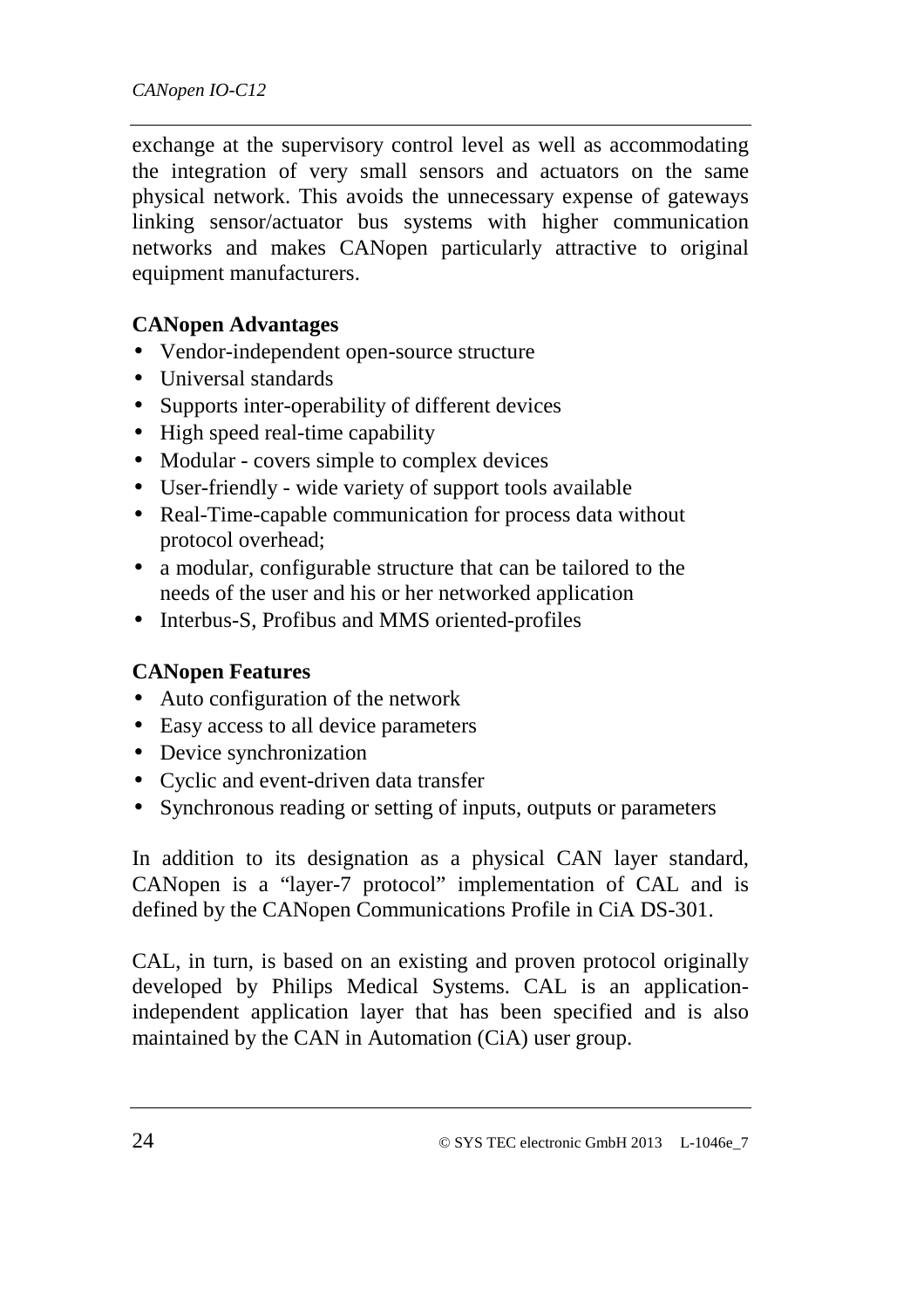exchange at the supervisory control level as well as accommodating the integration of very small sensors and actuators on the same physical network. This avoids the unnecessary expense of gateways linking sensor/actuator bus systems with higher communication networks and makes CANopen particularly attractive to original equipment manufacturers.

**CANopen Advantages**

- Vendor-independent open-source structure
- Universal standards
- Supports inter-operability of different devices
- High speed real-time capability
- Modular - covers simple to complex devices
- User-friendly - wide variety of support tools available
- Real-Time-capable communication for process data without protocol overhead;
- a modular, configurable structure that can be tailored to the needs of the user and his or her networked application
- Interbus-S, Profibus and MMS oriented-profiles

**CANopen Features**

- Auto configuration of the network
- Easy access to all device parameters
- Device synchronization
- Cyclic and event-driven data transfer
- Synchronous reading or setting of inputs, outputs or parameters

In addition to its designation as a physical CAN layer standard, CANopen is a “layer-7 protocol” implementation of CAL and is defined by the CANopen Communications Profile in CiA DS-301.

CAL, in turn, is based on an existing and proven protocol originally developed by Philips Medical Systems. CAL is an application-independent application layer that has been specified and is also maintained by the CAN in Automation (CiA) user group.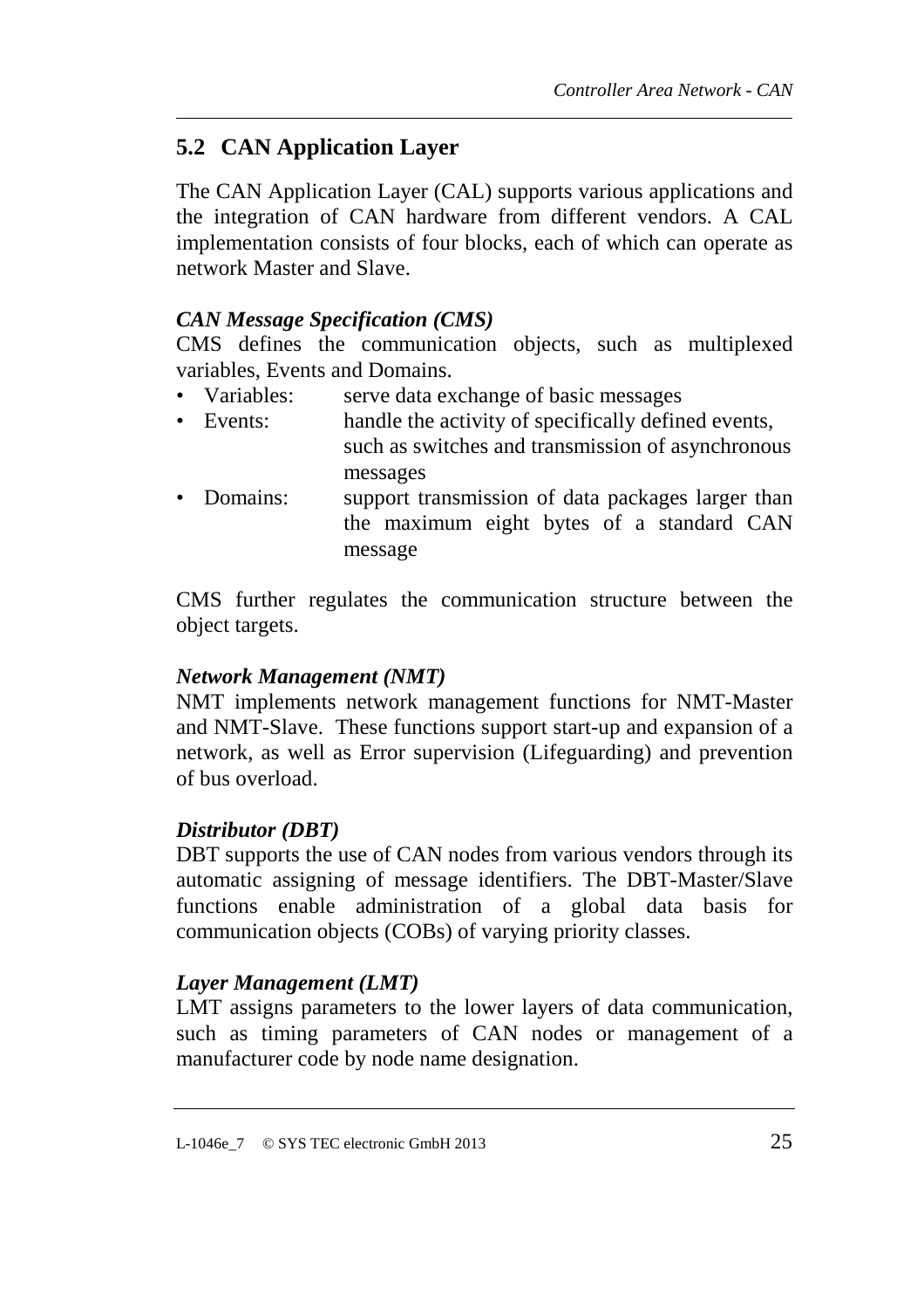## 5.2 CAN Application Layer

The CAN Application Layer (CAL) supports various applications and the integration of CAN hardware from different vendors. A CAL implementation consists of four blocks, each of which can operate as network Master and Slave.

***CAN Message Specification (CMS)***

CMS defines the communication objects, such as multiplexed variables, Events and Domains.

- Variables: serve data exchange of basic messages
- Events: handle the activity of specifically defined events, such as switches and transmission of asynchronous messages
- Domains: support transmission of data packages larger than the maximum eight bytes of a standard CAN message

CMS further regulates the communication structure between the object targets.

***Network Management (NMT)***

NMT implements network management functions for NMT-Master and NMT-Slave. These functions support start-up and expansion of a network, as well as Error supervision (Lifeguarding) and prevention of bus overload.

***Distributor (DBT)***

DBT supports the use of CAN nodes from various vendors through its automatic assigning of message identifiers. The DBT-Master/Slave functions enable administration of a global data basis for communication objects (COBs) of varying priority classes.

***Layer Management (LMT)***

LMT assigns parameters to the lower layers of data communication, such as timing parameters of CAN nodes or management of a manufacturer code by node name designation.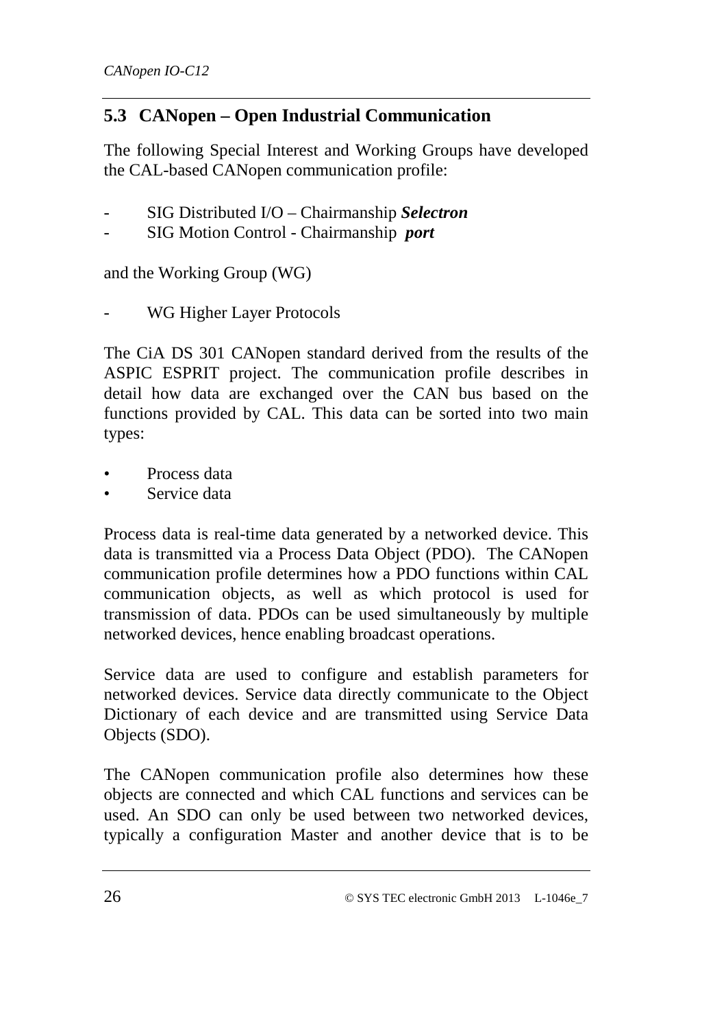## 5.3 CANopen – Open Industrial Communication

The following Special Interest and Working Groups have developed the CAL-based CANopen communication profile:

- SIG Distributed I/O – Chairmanship ***Selectron***
- SIG Motion Control - Chairmanship ***port***

and the Working Group (WG)

- WG Higher Layer Protocols

The CiA DS 301 CANopen standard derived from the results of the ASPIC ESPRIT project. The communication profile describes in detail how data are exchanged over the CAN bus based on the functions provided by CAL. This data can be sorted into two main types:

- Process data
- Service data

Process data is real-time data generated by a networked device. This data is transmitted via a Process Data Object (PDO). The CANopen communication profile determines how a PDO functions within CAL communication objects, as well as which protocol is used for transmission of data. PDOs can be used simultaneously by multiple networked devices, hence enabling broadcast operations.

Service data are used to configure and establish parameters for networked devices. Service data directly communicate to the Object Dictionary of each device and are transmitted using Service Data Objects (SDO).

The CANopen communication profile also determines how these objects are connected and which CAL functions and services can be used. An SDO can only be used between two networked devices, typically a configuration Master and another device that is to be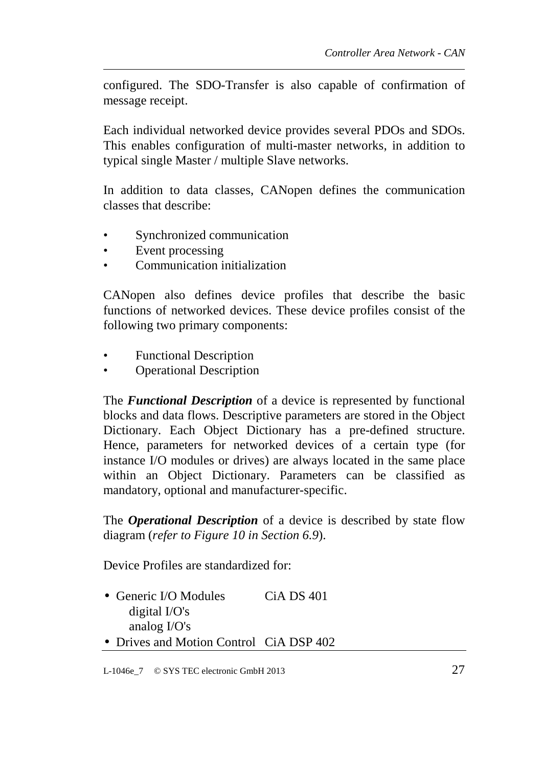configured. The SDO-Transfer is also capable of confirmation of message receipt.

Each individual networked device provides several PDOs and SDOs. This enables configuration of multi-master networks, in addition to typical single Master / multiple Slave networks.

In addition to data classes, CANopen defines the communication classes that describe:

- Synchronized communication
- Event processing
- Communication initialization

CANopen also defines device profiles that describe the basic functions of networked devices. These device profiles consist of the following two primary components:

- Functional Description
- Operational Description

The ***Functional Description*** of a device is represented by functional blocks and data flows. Descriptive parameters are stored in the Object Dictionary. Each Object Dictionary has a pre-defined structure. Hence, parameters for networked devices of a certain type (for instance I/O modules or drives) are always located in the same place within an Object Dictionary. Parameters can be classified as mandatory, optional and manufacturer-specific.

The ***Operational Description*** of a device is described by state flow diagram (*refer to Figure 10 in Section 6.9*).

Device Profiles are standardized for:

- Generic I/O Modules — CiA DS 401
  - digital I/O's
  - analog I/O's
- Drives and Motion Control — CiA DSP 402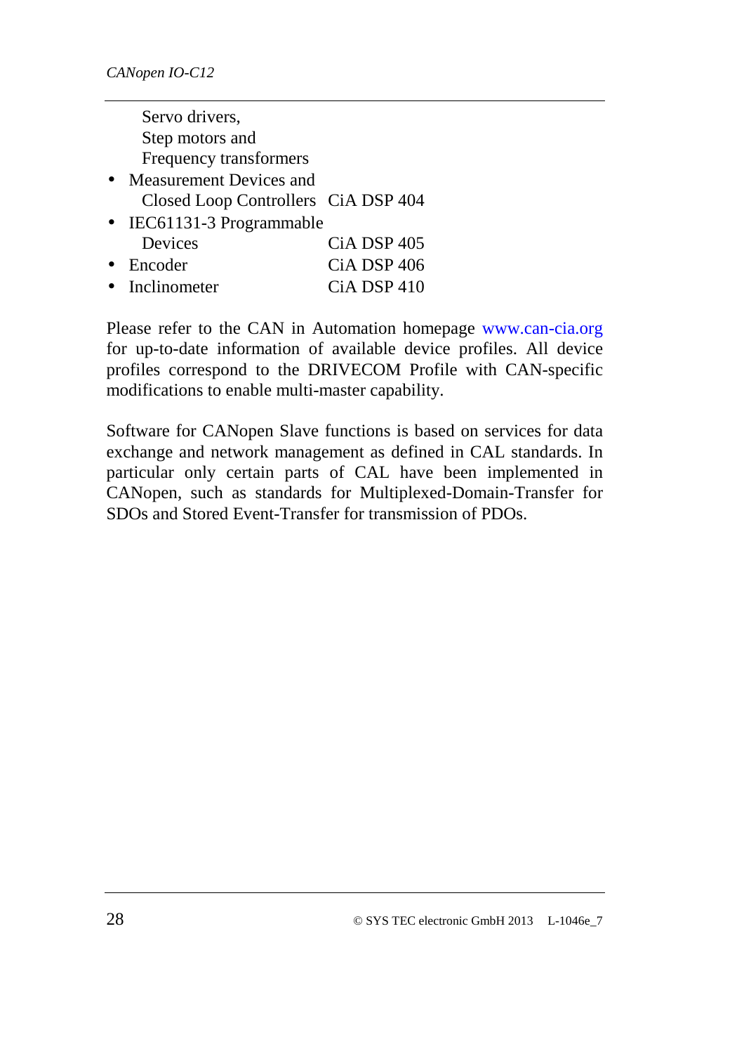Servo drivers,
Step motors and
Frequency transformers

- Measurement Devices and Closed Loop Controllers CiA DSP 404
- IEC61131-3 Programmable Devices CiA DSP 405
- Encoder CiA DSP 406
- Inclinometer CiA DSP 410

Please refer to the CAN in Automation homepage www.can-cia.org for up-to-date information of available device profiles. All device profiles correspond to the DRIVECOM Profile with CAN-specific modifications to enable multi-master capability.

Software for CANopen Slave functions is based on services for data exchange and network management as defined in CAL standards. In particular only certain parts of CAL have been implemented in CANopen, such as standards for Multiplexed-Domain-Transfer for SDOs and Stored Event-Transfer for transmission of PDOs.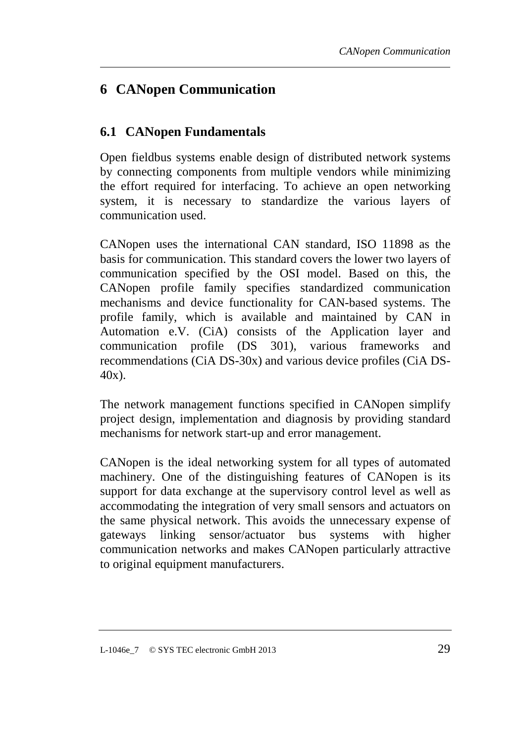# 6 CANopen Communication

## 6.1 CANopen Fundamentals

Open fieldbus systems enable design of distributed network systems by connecting components from multiple vendors while minimizing the effort required for interfacing. To achieve an open networking system, it is necessary to standardize the various layers of communication used.

CANopen uses the international CAN standard, ISO 11898 as the basis for communication. This standard covers the lower two layers of communication specified by the OSI model. Based on this, the CANopen profile family specifies standardized communication mechanisms and device functionality for CAN-based systems. The profile family, which is available and maintained by CAN in Automation e.V. (CiA) consists of the Application layer and communication profile (DS 301), various frameworks and recommendations (CiA DS-30x) and various device profiles (CiA DS-40x).

The network management functions specified in CANopen simplify project design, implementation and diagnosis by providing standard mechanisms for network start-up and error management.

CANopen is the ideal networking system for all types of automated machinery. One of the distinguishing features of CANopen is its support for data exchange at the supervisory control level as well as accommodating the integration of very small sensors and actuators on the same physical network. This avoids the unnecessary expense of gateways linking sensor/actuator bus systems with higher communication networks and makes CANopen particularly attractive to original equipment manufacturers.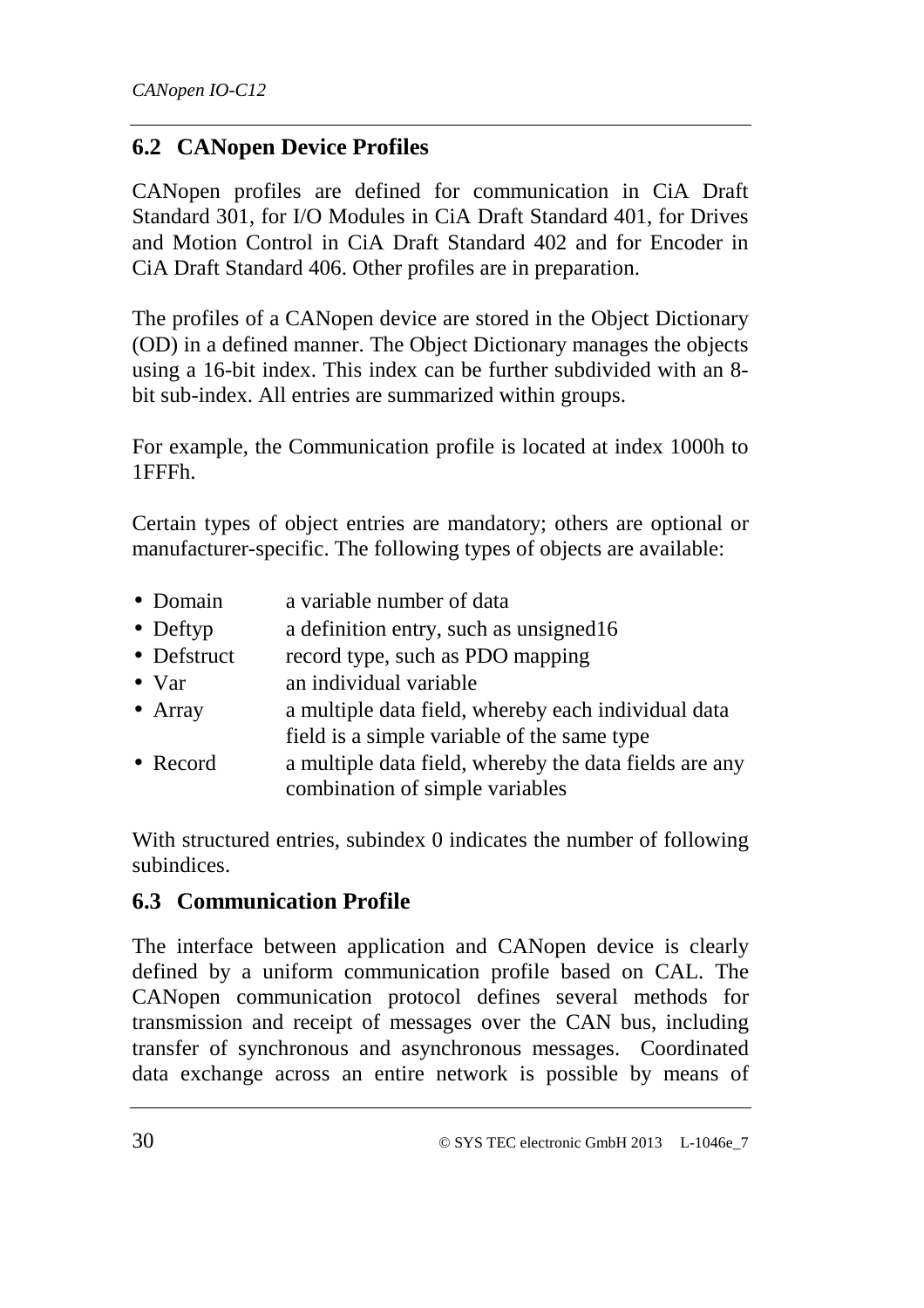## 6.2 CANopen Device Profiles

CANopen profiles are defined for communication in CiA Draft Standard 301, for I/O Modules in CiA Draft Standard 401, for Drives and Motion Control in CiA Draft Standard 402 and for Encoder in CiA Draft Standard 406. Other profiles are in preparation.

The profiles of a CANopen device are stored in the Object Dictionary (OD) in a defined manner. The Object Dictionary manages the objects using a 16-bit index. This index can be further subdivided with an 8-bit sub-index. All entries are summarized within groups.

For example, the Communication profile is located at index 1000h to 1FFFh.

Certain types of object entries are mandatory; others are optional or manufacturer-specific. The following types of objects are available:

- Domain — a variable number of data
- Deftyp — a definition entry, such as unsigned16
- Defstruct — record type, such as PDO mapping
- Var — an individual variable
- Array — a multiple data field, whereby each individual data field is a simple variable of the same type
- Record — a multiple data field, whereby the data fields are any combination of simple variables

With structured entries, subindex 0 indicates the number of following subindices.

## 6.3 Communication Profile

The interface between application and CANopen device is clearly defined by a uniform communication profile based on CAL. The CANopen communication protocol defines several methods for transmission and receipt of messages over the CAN bus, including transfer of synchronous and asynchronous messages. Coordinated data exchange across an entire network is possible by means of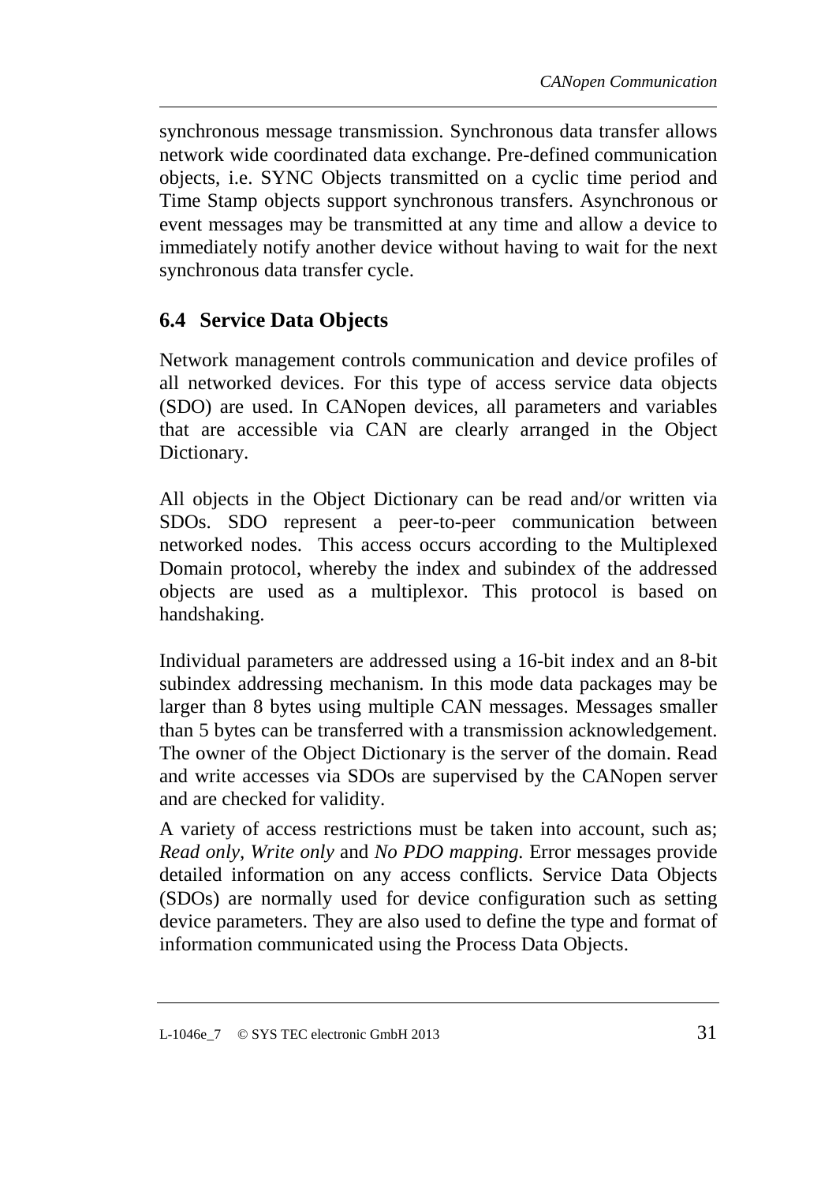synchronous message transmission. Synchronous data transfer allows network wide coordinated data exchange. Pre-defined communication objects, i.e. SYNC Objects transmitted on a cyclic time period and Time Stamp objects support synchronous transfers. Asynchronous or event messages may be transmitted at any time and allow a device to immediately notify another device without having to wait for the next synchronous data transfer cycle.

## 6.4 Service Data Objects

Network management controls communication and device profiles of all networked devices. For this type of access service data objects (SDO) are used. In CANopen devices, all parameters and variables that are accessible via CAN are clearly arranged in the Object Dictionary.

All objects in the Object Dictionary can be read and/or written via SDOs. SDO represent a peer-to-peer communication between networked nodes. This access occurs according to the Multiplexed Domain protocol, whereby the index and subindex of the addressed objects are used as a multiplexor. This protocol is based on handshaking.

Individual parameters are addressed using a 16-bit index and an 8-bit subindex addressing mechanism. In this mode data packages may be larger than 8 bytes using multiple CAN messages. Messages smaller than 5 bytes can be transferred with a transmission acknowledgement. The owner of the Object Dictionary is the server of the domain. Read and write accesses via SDOs are supervised by the CANopen server and are checked for validity.

A variety of access restrictions must be taken into account, such as; *Read only*, *Write only* and *No PDO mapping.* Error messages provide detailed information on any access conflicts. Service Data Objects (SDOs) are normally used for device configuration such as setting device parameters. They are also used to define the type and format of information communicated using the Process Data Objects.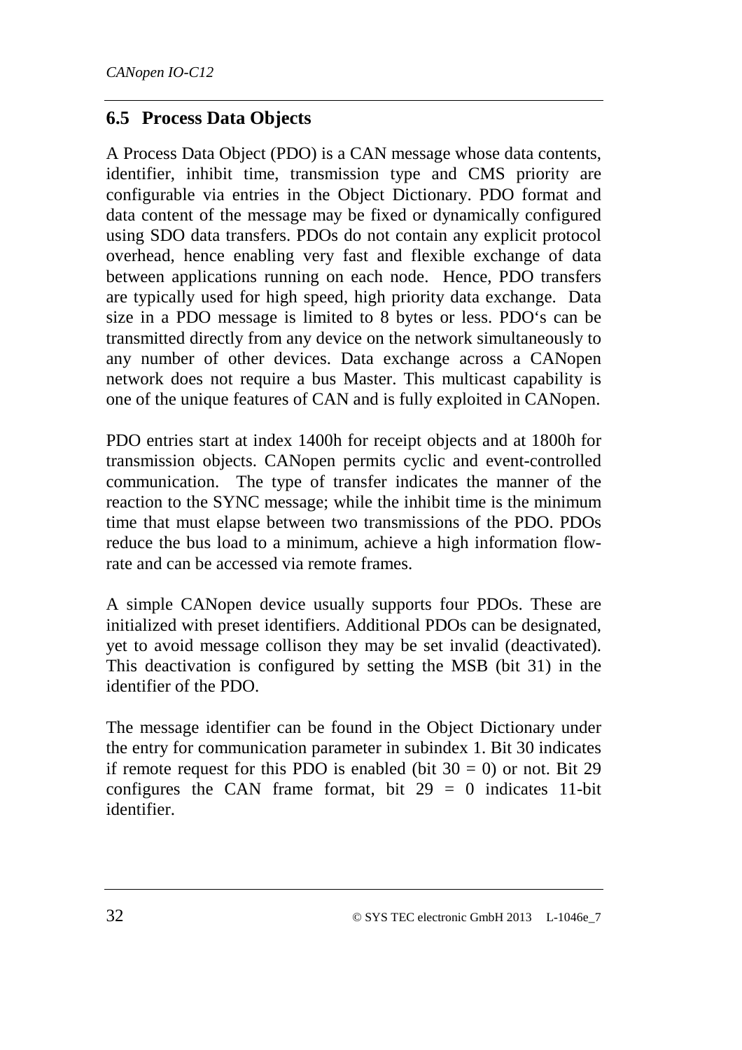## 6.5 Process Data Objects

A Process Data Object (PDO) is a CAN message whose data contents, identifier, inhibit time, transmission type and CMS priority are configurable via entries in the Object Dictionary. PDO format and data content of the message may be fixed or dynamically configured using SDO data transfers. PDOs do not contain any explicit protocol overhead, hence enabling very fast and flexible exchange of data between applications running on each node. Hence, PDO transfers are typically used for high speed, high priority data exchange. Data size in a PDO message is limited to 8 bytes or less. PDO‘s can be transmitted directly from any device on the network simultaneously to any number of other devices. Data exchange across a CANopen network does not require a bus Master. This multicast capability is one of the unique features of CAN and is fully exploited in CANopen.

PDO entries start at index 1400h for receipt objects and at 1800h for transmission objects. CANopen permits cyclic and event-controlled communication. The type of transfer indicates the manner of the reaction to the SYNC message; while the inhibit time is the minimum time that must elapse between two transmissions of the PDO. PDOs reduce the bus load to a minimum, achieve a high information flow-rate and can be accessed via remote frames.

A simple CANopen device usually supports four PDOs. These are initialized with preset identifiers. Additional PDOs can be designated, yet to avoid message collison they may be set invalid (deactivated). This deactivation is configured by setting the MSB (bit 31) in the identifier of the PDO.

The message identifier can be found in the Object Dictionary under the entry for communication parameter in subindex 1. Bit 30 indicates if remote request for this PDO is enabled (bit 30 = 0) or not. Bit 29 configures the CAN frame format, bit 29 = 0 indicates 11-bit identifier.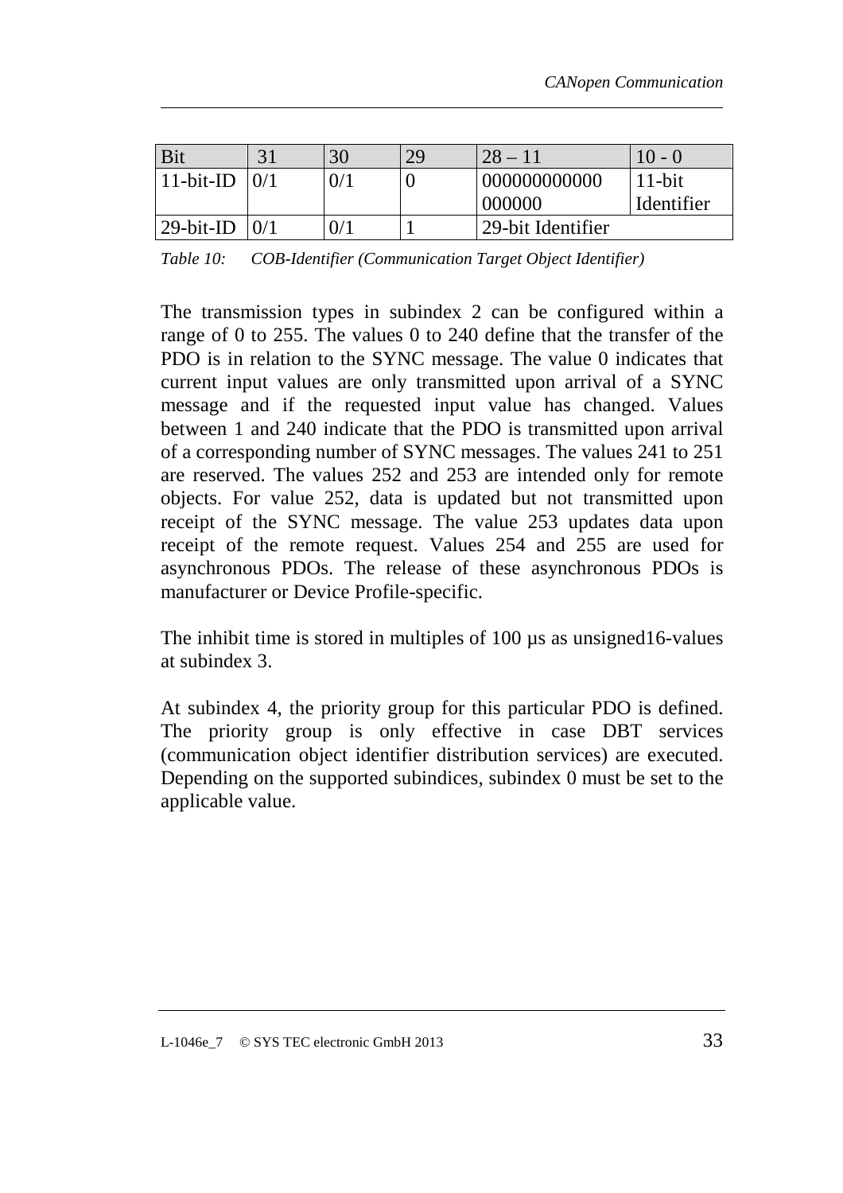| Bit | 31 | 30 | 29 | 28 – 11 | 10 - 0 |
|---|---|---|---|---|---|
| 11-bit-ID | 0/1 | 0/1 | 0 | 000000000000 000000 | 11-bit Identifier |
| 29-bit-ID | 0/1 | 0/1 | 1 | 29-bit Identifier | |

*Table 10: COB-Identifier (Communication Target Object Identifier)*

The transmission types in subindex 2 can be configured within a range of 0 to 255. The values 0 to 240 define that the transfer of the PDO is in relation to the SYNC message. The value 0 indicates that current input values are only transmitted upon arrival of a SYNC message and if the requested input value has changed. Values between 1 and 240 indicate that the PDO is transmitted upon arrival of a corresponding number of SYNC messages. The values 241 to 251 are reserved. The values 252 and 253 are intended only for remote objects. For value 252, data is updated but not transmitted upon receipt of the SYNC message. The value 253 updates data upon receipt of the remote request. Values 254 and 255 are used for asynchronous PDOs. The release of these asynchronous PDOs is manufacturer or Device Profile-specific.

The inhibit time is stored in multiples of 100 µs as unsigned16-values at subindex 3.

At subindex 4, the priority group for this particular PDO is defined. The priority group is only effective in case DBT services (communication object identifier distribution services) are executed. Depending on the supported subindices, subindex 0 must be set to the applicable value.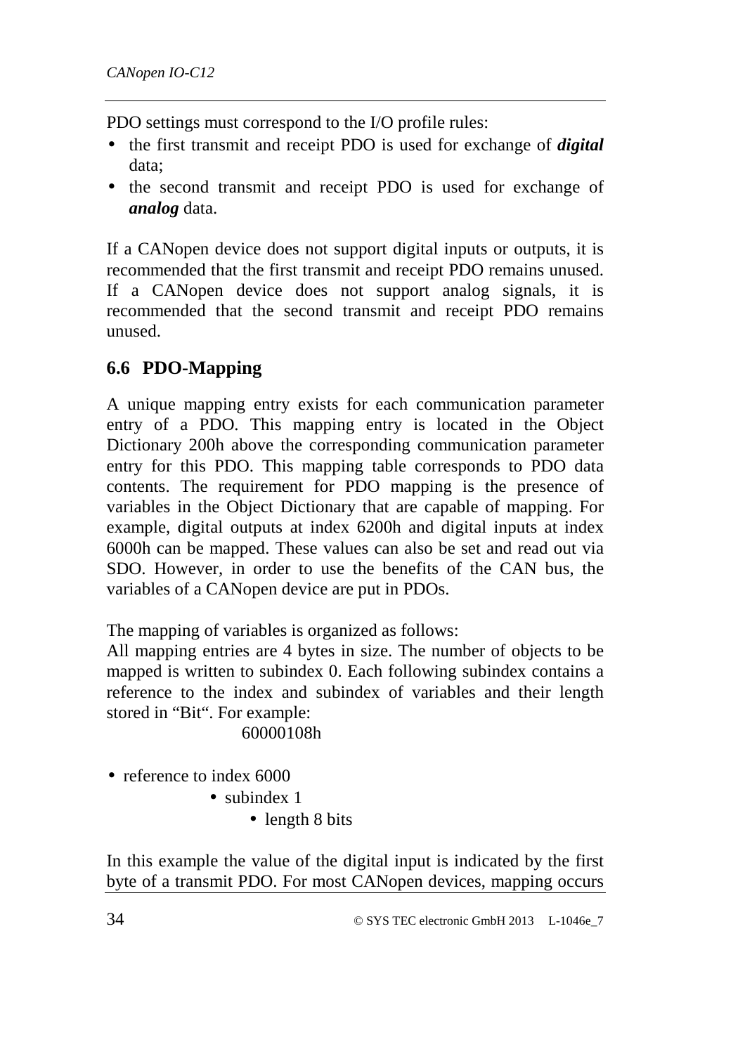PDO settings must correspond to the I/O profile rules:

- the first transmit and receipt PDO is used for exchange of ***digital*** data;
- the second transmit and receipt PDO is used for exchange of ***analog*** data.

If a CANopen device does not support digital inputs or outputs, it is recommended that the first transmit and receipt PDO remains unused. If a CANopen device does not support analog signals, it is recommended that the second transmit and receipt PDO remains unused.

## 6.6 PDO-Mapping

A unique mapping entry exists for each communication parameter entry of a PDO. This mapping entry is located in the Object Dictionary 200h above the corresponding communication parameter entry for this PDO. This mapping table corresponds to PDO data contents. The requirement for PDO mapping is the presence of variables in the Object Dictionary that are capable of mapping. For example, digital outputs at index 6200h and digital inputs at index 6000h can be mapped. These values can also be set and read out via SDO. However, in order to use the benefits of the CAN bus, the variables of a CANopen device are put in PDOs.

The mapping of variables is organized as follows:
All mapping entries are 4 bytes in size. The number of objects to be mapped is written to subindex 0. Each following subindex contains a reference to the index and subindex of variables and their length stored in “Bit“. For example:

60000108h

- reference to index 6000
  - subindex 1
    - length 8 bits

In this example the value of the digital input is indicated by the first byte of a transmit PDO. For most CANopen devices, mapping occurs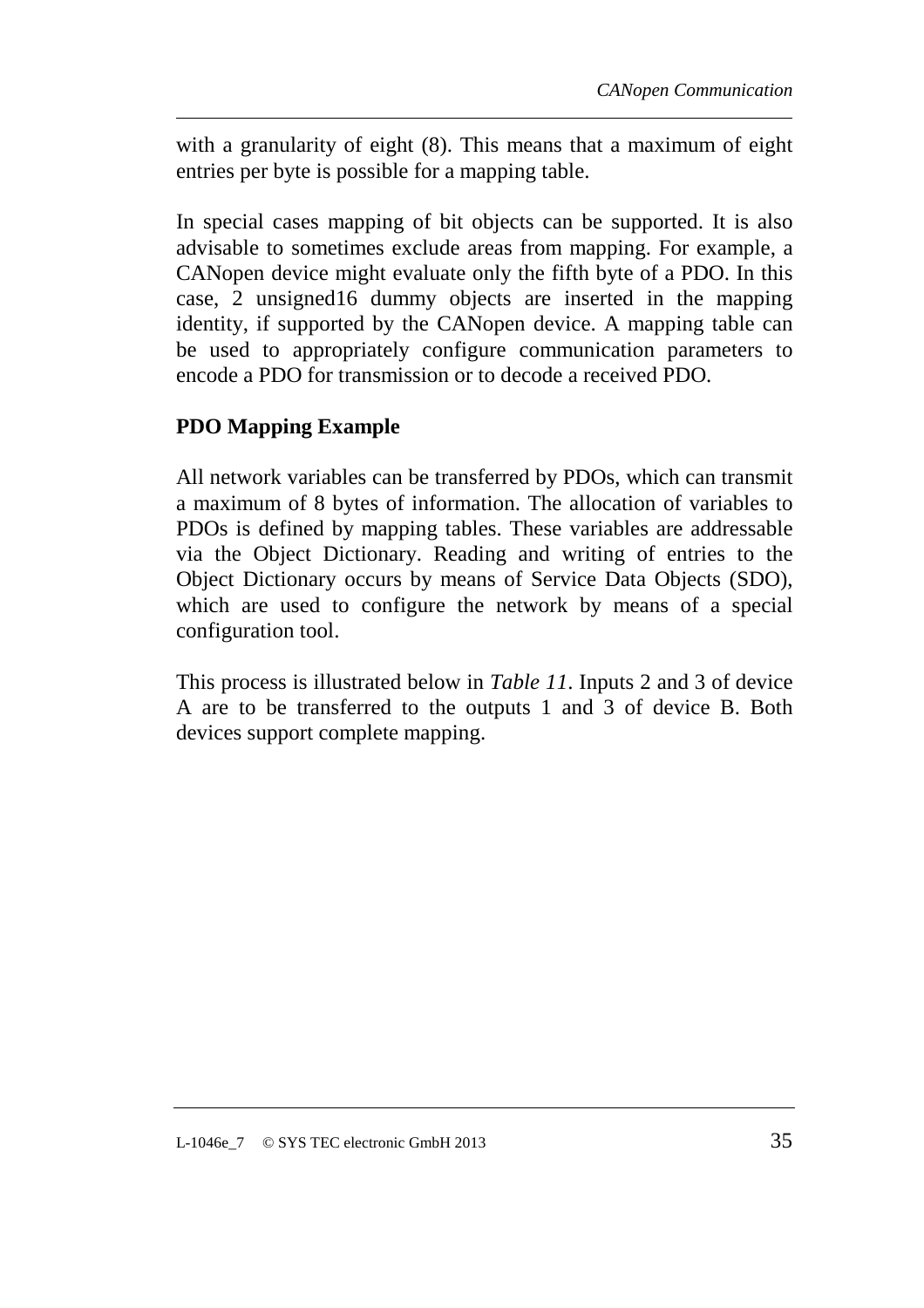with a granularity of eight (8). This means that a maximum of eight entries per byte is possible for a mapping table.

In special cases mapping of bit objects can be supported. It is also advisable to sometimes exclude areas from mapping. For example, a CANopen device might evaluate only the fifth byte of a PDO. In this case, 2 unsigned16 dummy objects are inserted in the mapping identity, if supported by the CANopen device. A mapping table can be used to appropriately configure communication parameters to encode a PDO for transmission or to decode a received PDO.

**PDO Mapping Example**

All network variables can be transferred by PDOs, which can transmit a maximum of 8 bytes of information. The allocation of variables to PDOs is defined by mapping tables. These variables are addressable via the Object Dictionary. Reading and writing of entries to the Object Dictionary occurs by means of Service Data Objects (SDO), which are used to configure the network by means of a special configuration tool.

This process is illustrated below in *Table 11*. Inputs 2 and 3 of device A are to be transferred to the outputs 1 and 3 of device B. Both devices support complete mapping.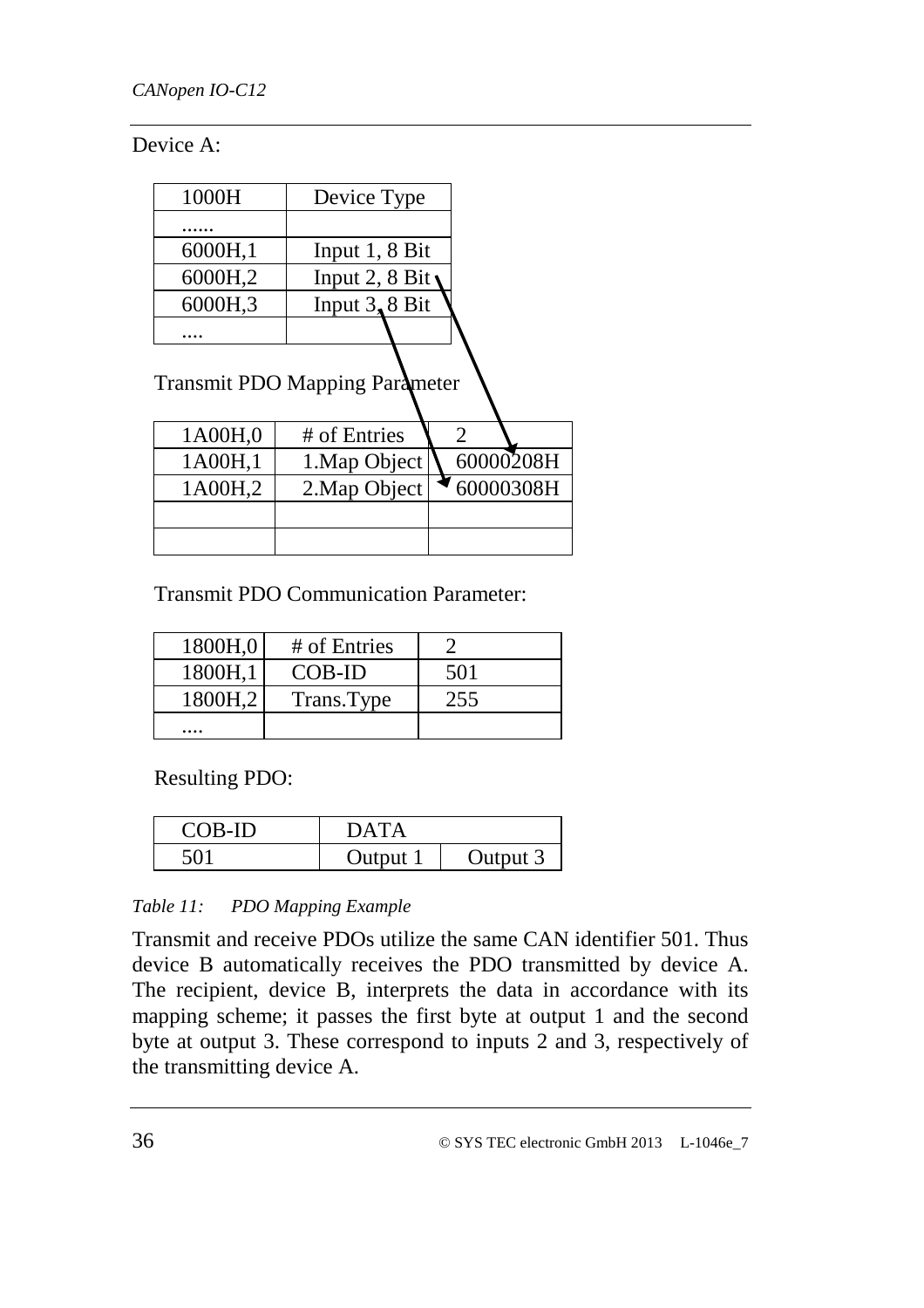Device A:

| 1000H | Device Type |
|---|---|
| ...... | |
| 6000H,1 | Input 1, 8 Bit |
| 6000H,2 | Input 2, 8 Bit |
| 6000H,3 | Input 3, 8 Bit |
| .... | |

Transmit PDO Mapping Parameter

| 1A00H,0 | # of Entries | 2 |
|---|---|---|
| 1A00H,1 | 1.Map Object | 60000208H |
| 1A00H,2 | 2.Map Object | 60000308H |
| | | |
| | | |

Transmit PDO Communication Parameter:

| 1800H,0 | # of Entries | 2 |
|---|---|---|
| 1800H,1 | COB-ID | 501 |
| 1800H,2 | Trans.Type | 255 |
| .... | | |

Resulting PDO:

| COB-ID | DATA | |
|---|---|---|
| 501 | Output 1 | Output 3 |

*Table 11: PDO Mapping Example*

Transmit and receive PDOs utilize the same CAN identifier 501. Thus device B automatically receives the PDO transmitted by device A. The recipient, device B, interprets the data in accordance with its mapping scheme; it passes the first byte at output 1 and the second byte at output 3. These correspond to inputs 2 and 3, respectively of the transmitting device A.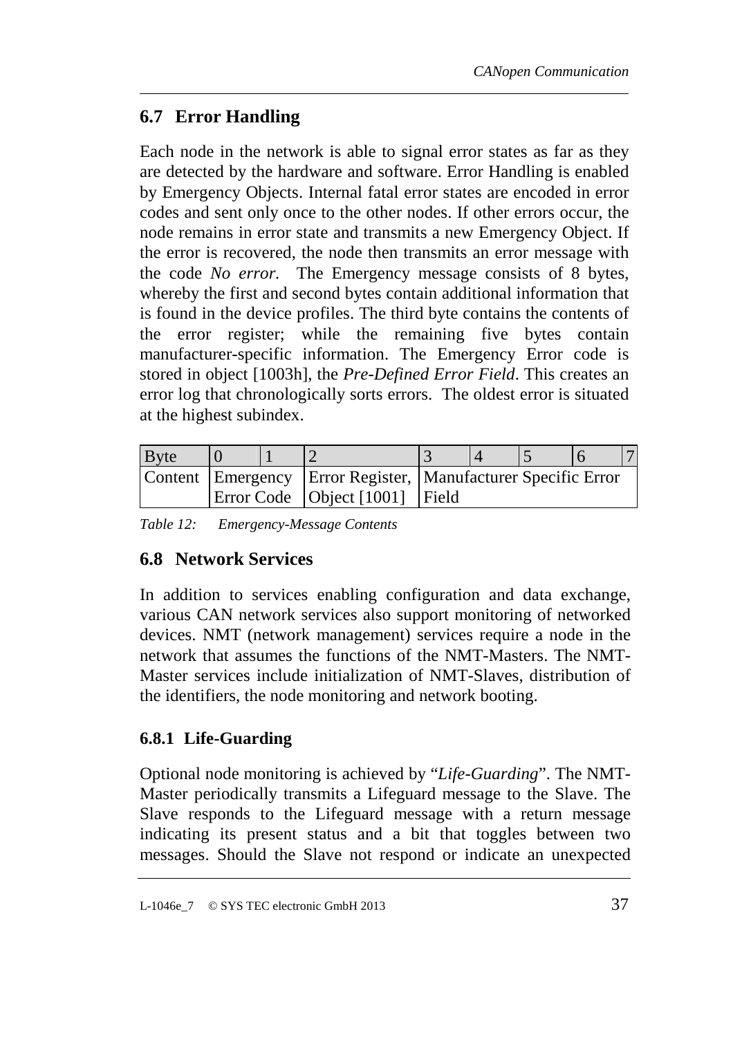## 6.7 Error Handling

Each node in the network is able to signal error states as far as they are detected by the hardware and software. Error Handling is enabled by Emergency Objects. Internal fatal error states are encoded in error codes and sent only once to the other nodes. If other errors occur, the node remains in error state and transmits a new Emergency Object. If the error is recovered, the node then transmits an error message with the code *No error.* The Emergency message consists of 8 bytes, whereby the first and second bytes contain additional information that is found in the device profiles. The third byte contains the contents of the error register; while the remaining five bytes contain manufacturer-specific information. The Emergency Error code is stored in object [1003h], the *Pre-Defined Error Field*. This creates an error log that chronologically sorts errors. The oldest error is situated at the highest subindex.

| Byte | 0 | 1 | 2 | 3 | 4 | 5 | 6 | 7 |
|---|---|---|---|---|---|---|---|---|
| Content | Emergency Error Code | | Error Register, Object [1001] | Manufacturer Specific Error Field | | | | |

*Table 12: Emergency-Message Contents*

## 6.8 Network Services

In addition to services enabling configuration and data exchange, various CAN network services also support monitoring of networked devices. NMT (network management) services require a node in the network that assumes the functions of the NMT-Masters. The NMT-Master services include initialization of NMT-Slaves, distribution of the identifiers, the node monitoring and network booting.

### 6.8.1 Life-Guarding

Optional node monitoring is achieved by "*Life-Guarding*". The NMT-Master periodically transmits a Lifeguard message to the Slave. The Slave responds to the Lifeguard message with a return message indicating its present status and a bit that toggles between two messages. Should the Slave not respond or indicate an unexpected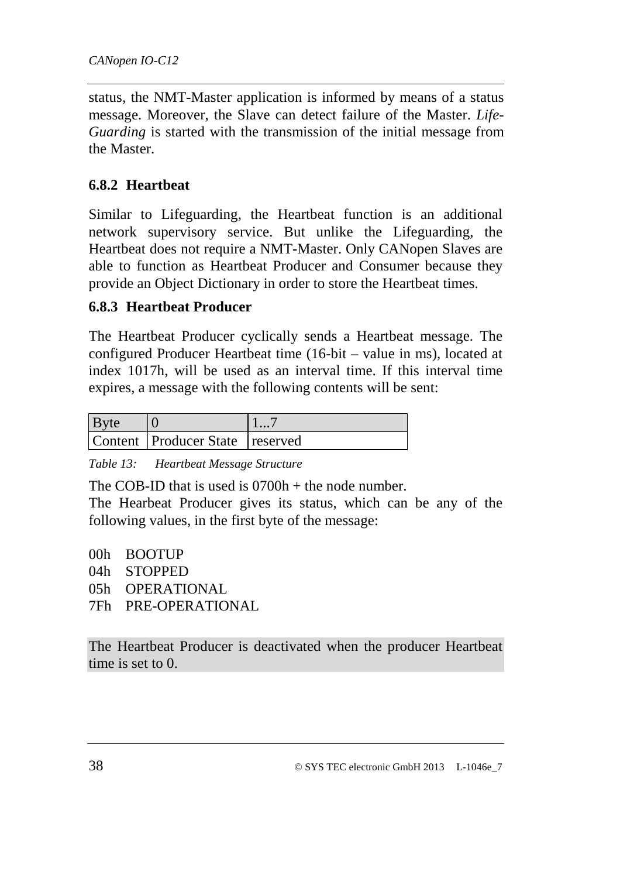status, the NMT-Master application is informed by means of a status message. Moreover, the Slave can detect failure of the Master. *Life-Guarding* is started with the transmission of the initial message from the Master.

### 6.8.2 Heartbeat

Similar to Lifeguarding, the Heartbeat function is an additional network supervisory service. But unlike the Lifeguarding, the Heartbeat does not require a NMT-Master. Only CANopen Slaves are able to function as Heartbeat Producer and Consumer because they provide an Object Dictionary in order to store the Heartbeat times.

### 6.8.3 Heartbeat Producer

The Heartbeat Producer cyclically sends a Heartbeat message. The configured Producer Heartbeat time (16-bit – value in ms), located at index 1017h, will be used as an interval time. If this interval time expires, a message with the following contents will be sent:

| Byte | 0 | 1...7 |
|---|---|---|
| Content | Producer State | reserved |

*Table 13: Heartbeat Message Structure*

The COB-ID that is used is 0700h + the node number.
The Hearbeat Producer gives its status, which can be any of the following values, in the first byte of the message:

00h BOOTUP
04h STOPPED
05h OPERATIONAL
7Fh PRE-OPERATIONAL

The Heartbeat Producer is deactivated when the producer Heartbeat time is set to 0.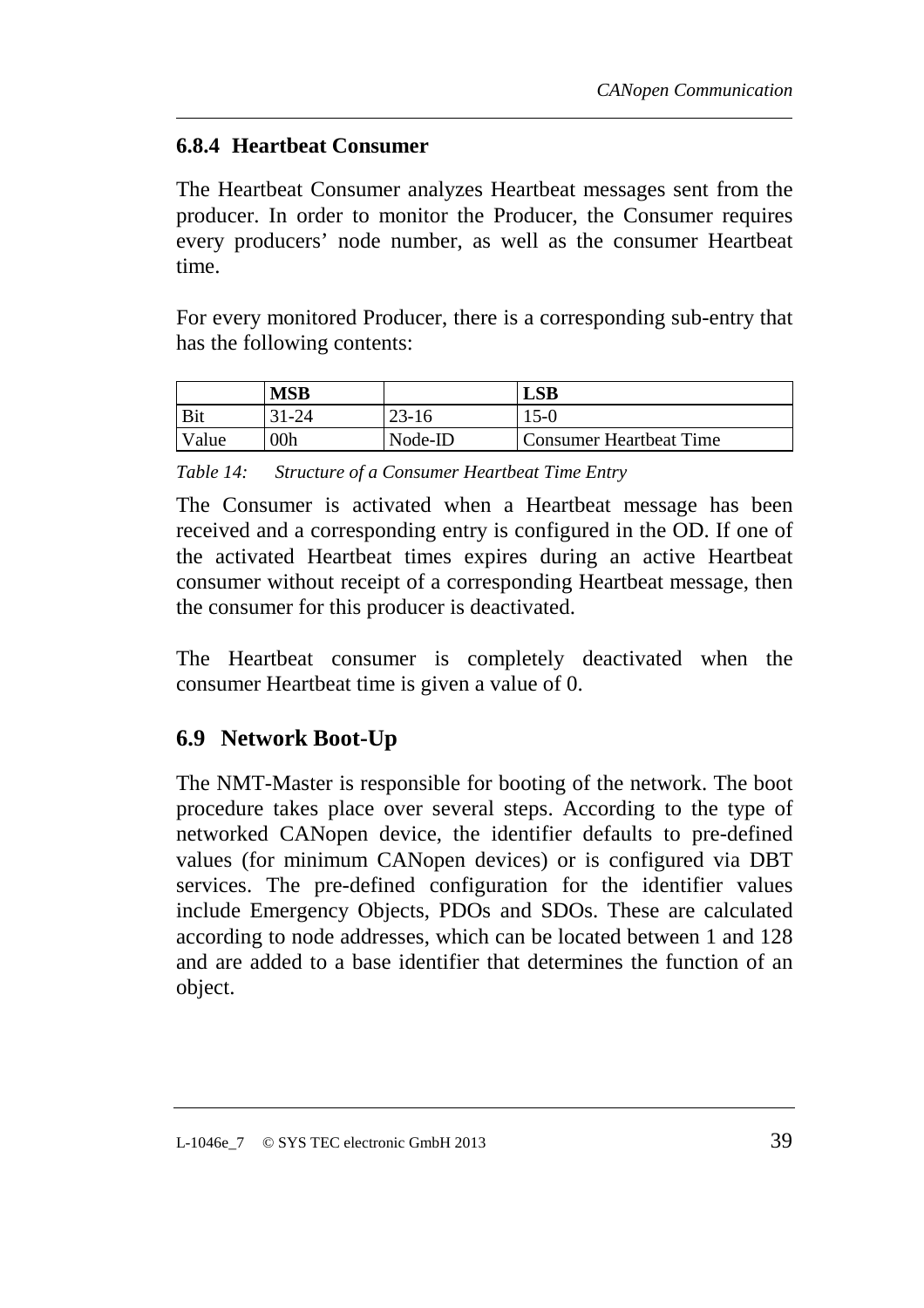### 6.8.4 Heartbeat Consumer

The Heartbeat Consumer analyzes Heartbeat messages sent from the producer. In order to monitor the Producer, the Consumer requires every producers' node number, as well as the consumer Heartbeat time.

For every monitored Producer, there is a corresponding sub-entry that has the following contents:

| | **MSB** | | **LSB** |
|---|---|---|---|
| Bit | 31-24 | 23-16 | 15-0 |
| Value | 00h | Node-ID | Consumer Heartbeat Time |

*Table 14: Structure of a Consumer Heartbeat Time Entry*

The Consumer is activated when a Heartbeat message has been received and a corresponding entry is configured in the OD. If one of the activated Heartbeat times expires during an active Heartbeat consumer without receipt of a corresponding Heartbeat message, then the consumer for this producer is deactivated.

The Heartbeat consumer is completely deactivated when the consumer Heartbeat time is given a value of 0.

## 6.9 Network Boot-Up

The NMT-Master is responsible for booting of the network. The boot procedure takes place over several steps. According to the type of networked CANopen device, the identifier defaults to pre-defined values (for minimum CANopen devices) or is configured via DBT services. The pre-defined configuration for the identifier values include Emergency Objects, PDOs and SDOs. These are calculated according to node addresses, which can be located between 1 and 128 and are added to a base identifier that determines the function of an object.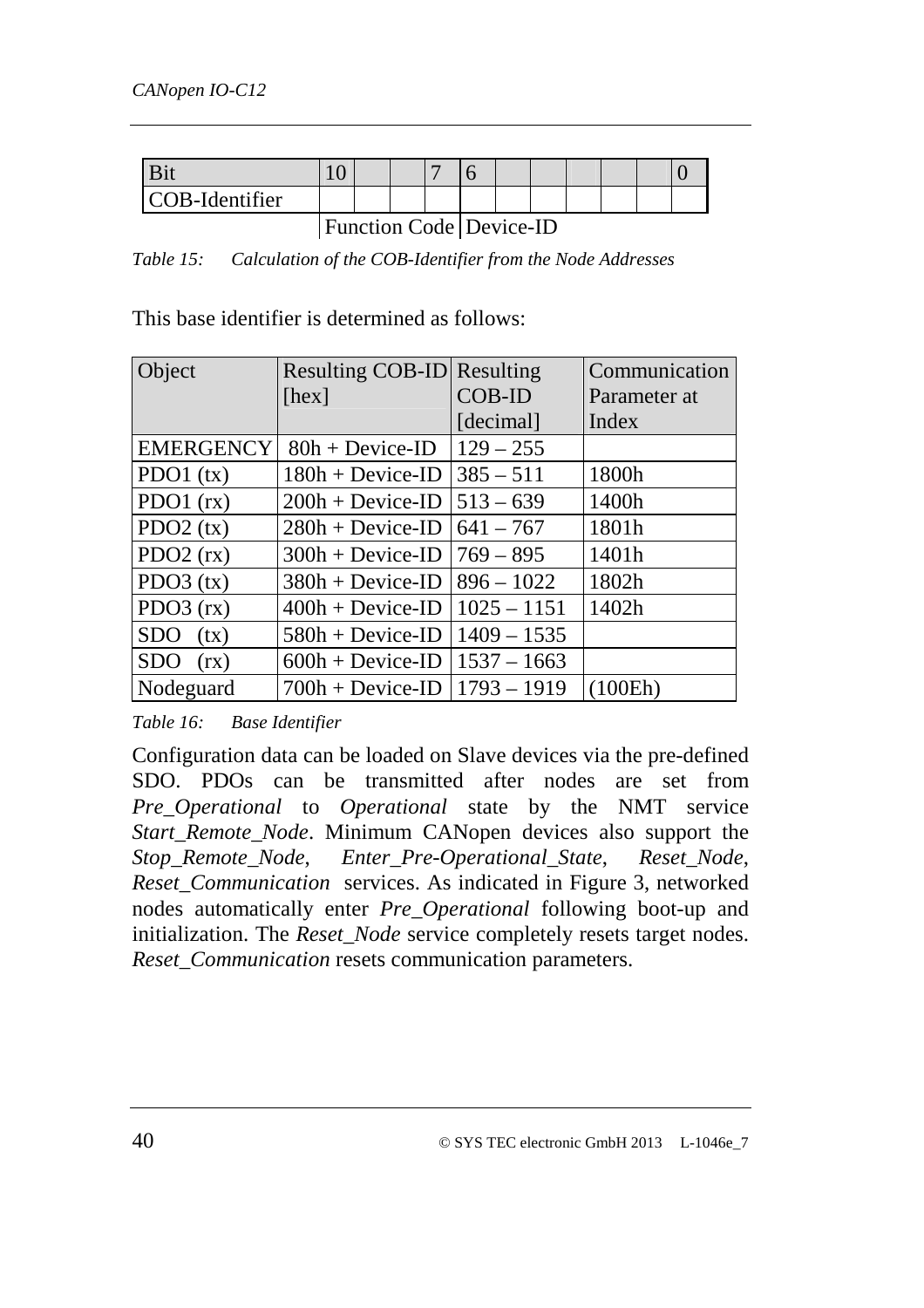| Bit | 10 | | | 7 | 6 | | | | | | 0 |
|---|---|---|---|---|---|---|---|---|---|---|---|
| COB-Identifier | | | | | | | | | | | |
| | Function Code | | | | Device-ID | | | | | | |

*Table 15: Calculation of the COB-Identifier from the Node Addresses*

This base identifier is determined as follows:

| Object | Resulting COB-ID [hex] | Resulting COB-ID [decimal] | Communication Parameter at Index |
|---|---|---|---|
| EMERGENCY | 80h + Device-ID | 129 – 255 | |
| PDO1 (tx) | 180h + Device-ID | 385 – 511 | 1800h |
| PDO1 (rx) | 200h + Device-ID | 513 – 639 | 1400h |
| PDO2 (tx) | 280h + Device-ID | 641 – 767 | 1801h |
| PDO2 (rx) | 300h + Device-ID | 769 – 895 | 1401h |
| PDO3 (tx) | 380h + Device-ID | 896 – 1022 | 1802h |
| PDO3 (rx) | 400h + Device-ID | 1025 – 1151 | 1402h |
| SDO (tx) | 580h + Device-ID | 1409 – 1535 | |
| SDO (rx) | 600h + Device-ID | 1537 – 1663 | |
| Nodeguard | 700h + Device-ID | 1793 – 1919 | (100Eh) |

*Table 16: Base Identifier*

Configuration data can be loaded on Slave devices via the pre-defined SDO. PDOs can be transmitted after nodes are set from *Pre_Operational* to *Operational* state by the NMT service *Start_Remote_Node*. Minimum CANopen devices also support the *Stop_Remote_Node*, *Enter_Pre-Operational_State*, *Reset_Node*, *Reset_Communication* services. As indicated in Figure 3, networked nodes automatically enter *Pre_Operational* following boot-up and initialization. The *Reset_Node* service completely resets target nodes. *Reset_Communication* resets communication parameters.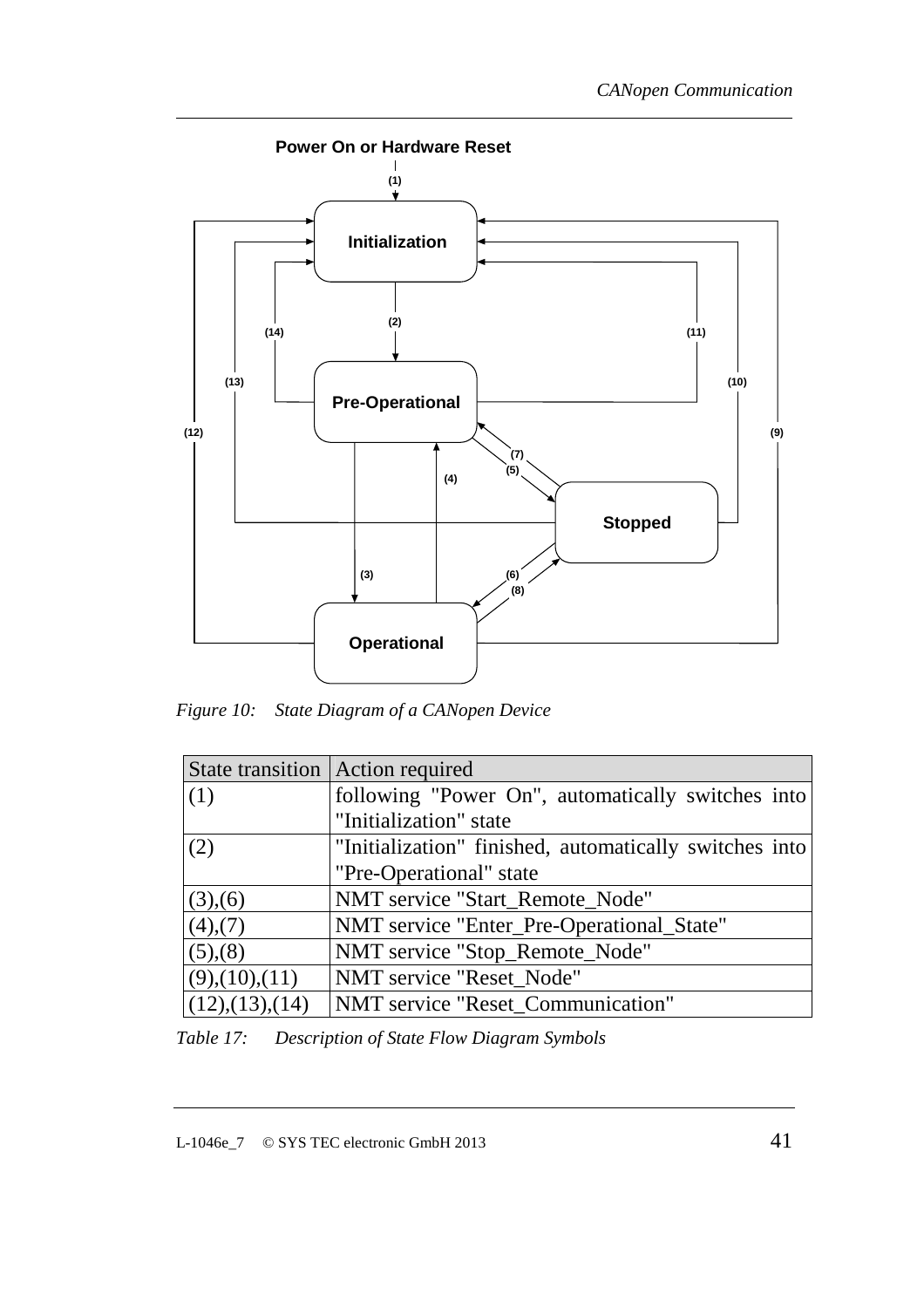Power On or Hardware Reset

(1)

Initialization

(2)

(14)

(11)

(13)

(10)

Pre-Operational

(12)

(9)

(7)

(5)

(4)

Stopped

(3)

(6)

(8)

Operational

*Figure 10: State Diagram of a CANopen Device*

| State transition | Action required |
|---|---|
| (1) | following "Power On", automatically switches into "Initialization" state |
| (2) | "Initialization" finished, automatically switches into "Pre-Operational" state |
| (3),(6) | NMT service "Start_Remote_Node" |
| (4),(7) | NMT service "Enter_Pre-Operational_State" |
| (5),(8) | NMT service "Stop_Remote_Node" |
| (9),(10),(11) | NMT service "Reset_Node" |
| (12),(13),(14) | NMT service "Reset_Communication" |

*Table 17: Description of State Flow Diagram Symbols*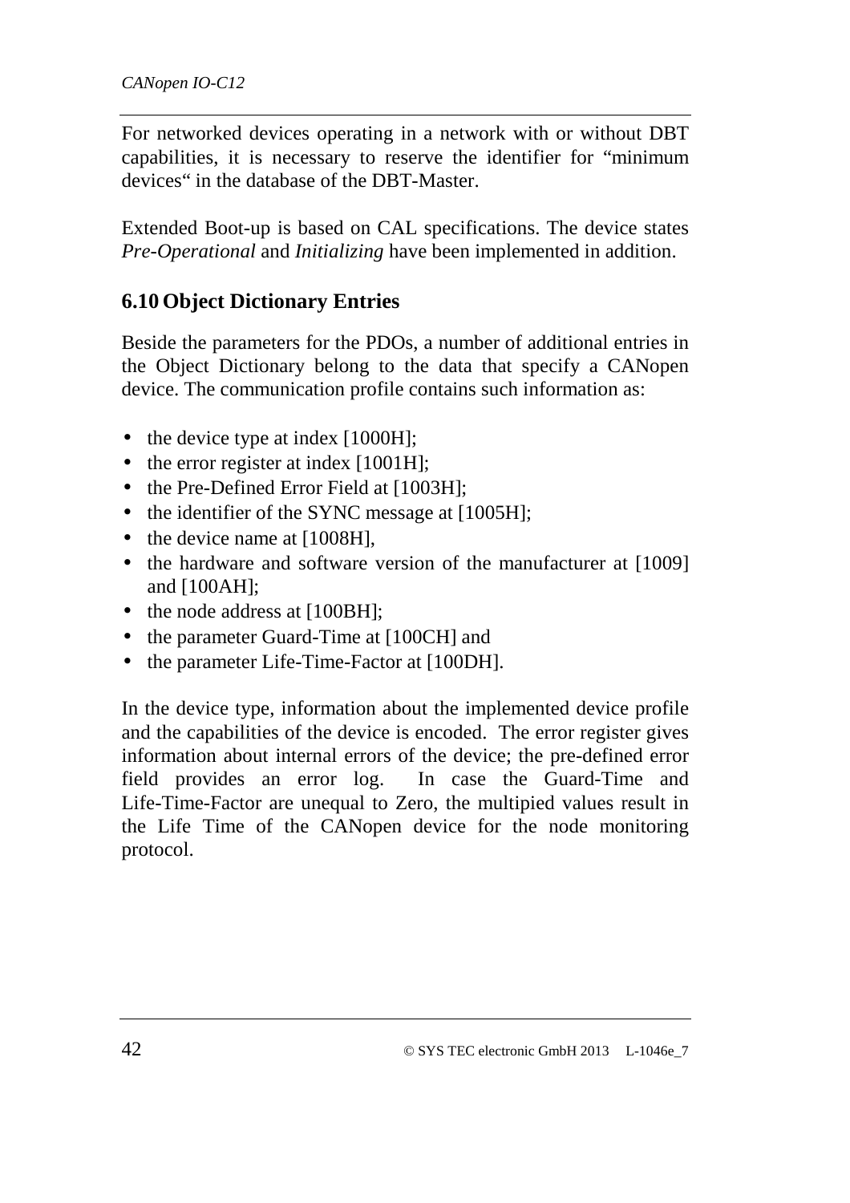For networked devices operating in a network with or without DBT capabilities, it is necessary to reserve the identifier for "minimum devices" in the database of the DBT-Master.

Extended Boot-up is based on CAL specifications. The device states *Pre-Operational* and *Initializing* have been implemented in addition.

## 6.10 Object Dictionary Entries

Beside the parameters for the PDOs, a number of additional entries in the Object Dictionary belong to the data that specify a CANopen device. The communication profile contains such information as:

- the device type at index [1000H];
- the error register at index [1001H];
- the Pre-Defined Error Field at [1003H];
- the identifier of the SYNC message at [1005H];
- the device name at [1008H],
- the hardware and software version of the manufacturer at [1009] and [100AH];
- the node address at [100BH];
- the parameter Guard-Time at [100CH] and
- the parameter Life-Time-Factor at [100DH].

In the device type, information about the implemented device profile and the capabilities of the device is encoded. The error register gives information about internal errors of the device; the pre-defined error field provides an error log. In case the Guard-Time and Life-Time-Factor are unequal to Zero, the multipied values result in the Life Time of the CANopen device for the node monitoring protocol.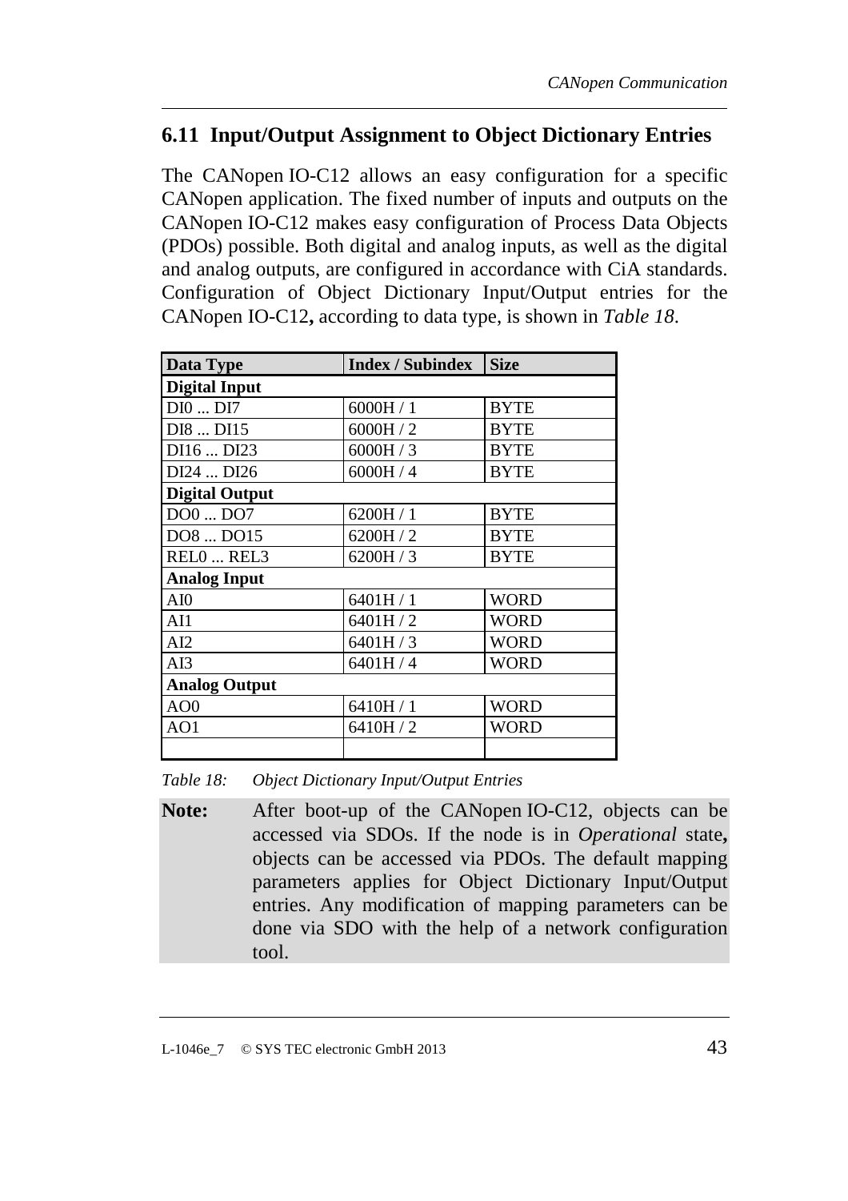## 6.11 Input/Output Assignment to Object Dictionary Entries

The CANopen IO-C12 allows an easy configuration for a specific CANopen application. The fixed number of inputs and outputs on the CANopen IO-C12 makes easy configuration of Process Data Objects (PDOs) possible. Both digital and analog inputs, as well as the digital and analog outputs, are configured in accordance with CiA standards. Configuration of Object Dictionary Input/Output entries for the CANopen IO-C12**,** according to data type, is shown in *Table 18*.

| Data Type | Index / Subindex | Size |
|---|---|---|
| **Digital Input** | | |
| DI0 ... DI7 | 6000H / 1 | BYTE |
| DI8 ... DI15 | 6000H / 2 | BYTE |
| DI16 ... DI23 | 6000H / 3 | BYTE |
| DI24 ... DI26 | 6000H / 4 | BYTE |
| **Digital Output** | | |
| DO0 ... DO7 | 6200H / 1 | BYTE |
| DO8 ... DO15 | 6200H / 2 | BYTE |
| REL0 ... REL3 | 6200H / 3 | BYTE |
| **Analog Input** | | |
| AI0 | 6401H / 1 | WORD |
| AI1 | 6401H / 2 | WORD |
| AI2 | 6401H / 3 | WORD |
| AI3 | 6401H / 4 | WORD |
| **Analog Output** | | |
| AO0 | 6410H / 1 | WORD |
| AO1 | 6410H / 2 | WORD |
| | | |

*Table 18: Object Dictionary Input/Output Entries*

**Note:** After boot-up of the CANopen IO-C12, objects can be accessed via SDOs. If the node is in *Operational* state**,** objects can be accessed via PDOs. The default mapping parameters applies for Object Dictionary Input/Output entries. Any modification of mapping parameters can be done via SDO with the help of a network configuration tool.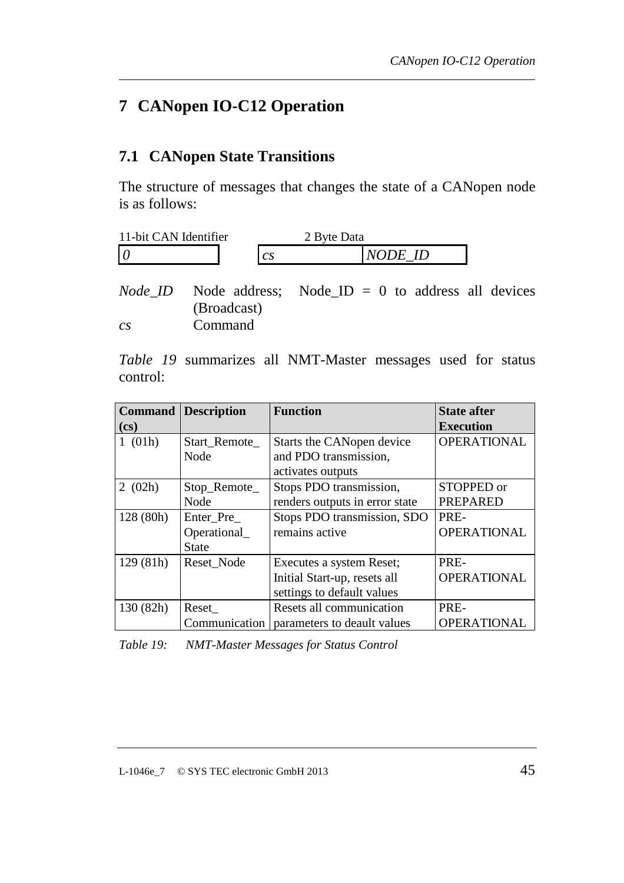# 7 CANopen IO-C12 Operation

## 7.1 CANopen State Transitions

The structure of messages that changes the state of a CANopen node is as follows:

| 11-bit CAN Identifier | 2 Byte Data | |
|---|---|---|
| *0* | *cs* | *NODE_ID* |

*Node_ID* Node address; Node_ID = 0 to address all devices (Broadcast)

*cs* Command

*Table 19* summarizes all NMT-Master messages used for status control:

| Command (cs) | Description | Function | State after Execution |
|---|---|---|---|
| 1 (01h) | Start_Remote_ Node | Starts the CANopen device and PDO transmission, activates outputs | OPERATIONAL |
| 2 (02h) | Stop_Remote_ Node | Stops PDO transmission, renders outputs in error state | STOPPED or PREPARED |
| 128 (80h) | Enter_Pre_ Operational_ State | Stops PDO transmission, SDO remains active | PRE-OPERATIONAL |
| 129 (81h) | Reset_Node | Executes a system Reset; Initial Start-up, resets all settings to default values | PRE-OPERATIONAL |
| 130 (82h) | Reset_ Communication | Resets all communication parameters to deault values | PRE-OPERATIONAL |

*Table 19: NMT-Master Messages for Status Control*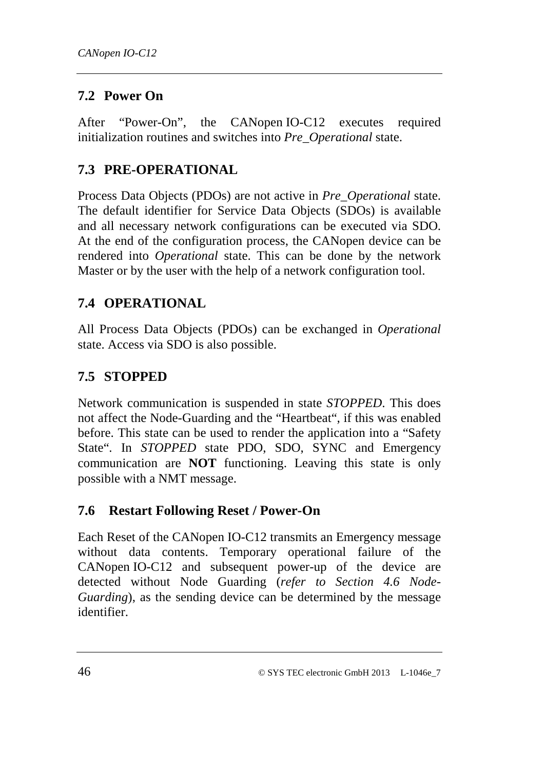## 7.2 Power On

After "Power-On", the CANopen IO-C12 executes required initialization routines and switches into *Pre_Operational* state.

## 7.3 PRE-OPERATIONAL

Process Data Objects (PDOs) are not active in *Pre_Operational* state. The default identifier for Service Data Objects (SDOs) is available and all necessary network configurations can be executed via SDO. At the end of the configuration process, the CANopen device can be rendered into *Operational* state. This can be done by the network Master or by the user with the help of a network configuration tool.

## 7.4 OPERATIONAL

All Process Data Objects (PDOs) can be exchanged in *Operational* state. Access via SDO is also possible.

## 7.5 STOPPED

Network communication is suspended in state *STOPPED*. This does not affect the Node-Guarding and the "Heartbeat", if this was enabled before. This state can be used to render the application into a "Safety State". In *STOPPED* state PDO, SDO, SYNC and Emergency communication are **NOT** functioning. Leaving this state is only possible with a NMT message.

## 7.6 Restart Following Reset / Power-On

Each Reset of the CANopen IO-C12 transmits an Emergency message without data contents. Temporary operational failure of the CANopen IO-C12 and subsequent power-up of the device are detected without Node Guarding (*refer to Section 4.6 Node-Guarding*), as the sending device can be determined by the message identifier.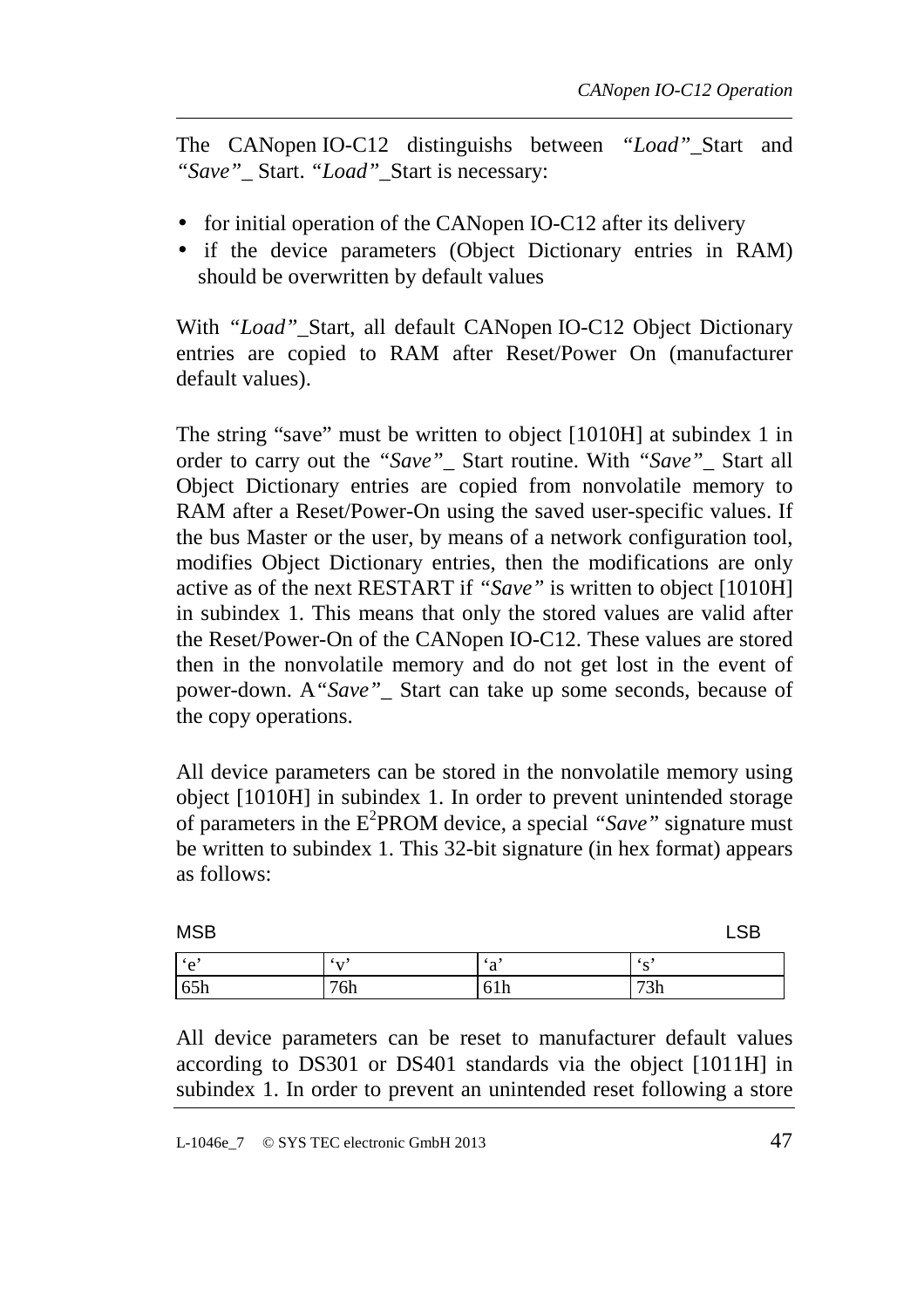The CANopen IO-C12 distinguishes between *"Load"*_Start and *"Save"*_ Start. *"Load"*_Start is necessary:

- for initial operation of the CANopen IO-C12 after its delivery
- if the device parameters (Object Dictionary entries in RAM) should be overwritten by default values

With *"Load"*_Start, all default CANopen IO-C12 Object Dictionary entries are copied to RAM after Reset/Power On (manufacturer default values).

The string "save" must be written to object [1010H] at subindex 1 in order to carry out the *"Save"*_ Start routine. With *"Save"*_ Start all Object Dictionary entries are copied from nonvolatile memory to RAM after a Reset/Power-On using the saved user-specific values. If the bus Master or the user, by means of a network configuration tool, modifies Object Dictionary entries, then the modifications are only active as of the next RESTART if *"Save"* is written to object [1010H] in subindex 1. This means that only the stored values are valid after the Reset/Power-On of the CANopen IO-C12. These values are stored then in the nonvolatile memory and do not get lost in the event of power-down. A *"Save"*_ Start can take up some seconds, because of the copy operations.

All device parameters can be stored in the nonvolatile memory using object [1010H] in subindex 1. In order to prevent unintended storage of parameters in the $E^2$PROM device, a special *"Save"* signature must be written to subindex 1. This 32-bit signature (in hex format) appears as follows:

| MSB | | | LSB |
|---|---|---|---|
| 'e' | 'v' | 'a' | 's' |
| 65h | 76h | 61h | 73h |

All device parameters can be reset to manufacturer default values according to DS301 or DS401 standards via the object [1011H] in subindex 1. In order to prevent an unintended reset following a store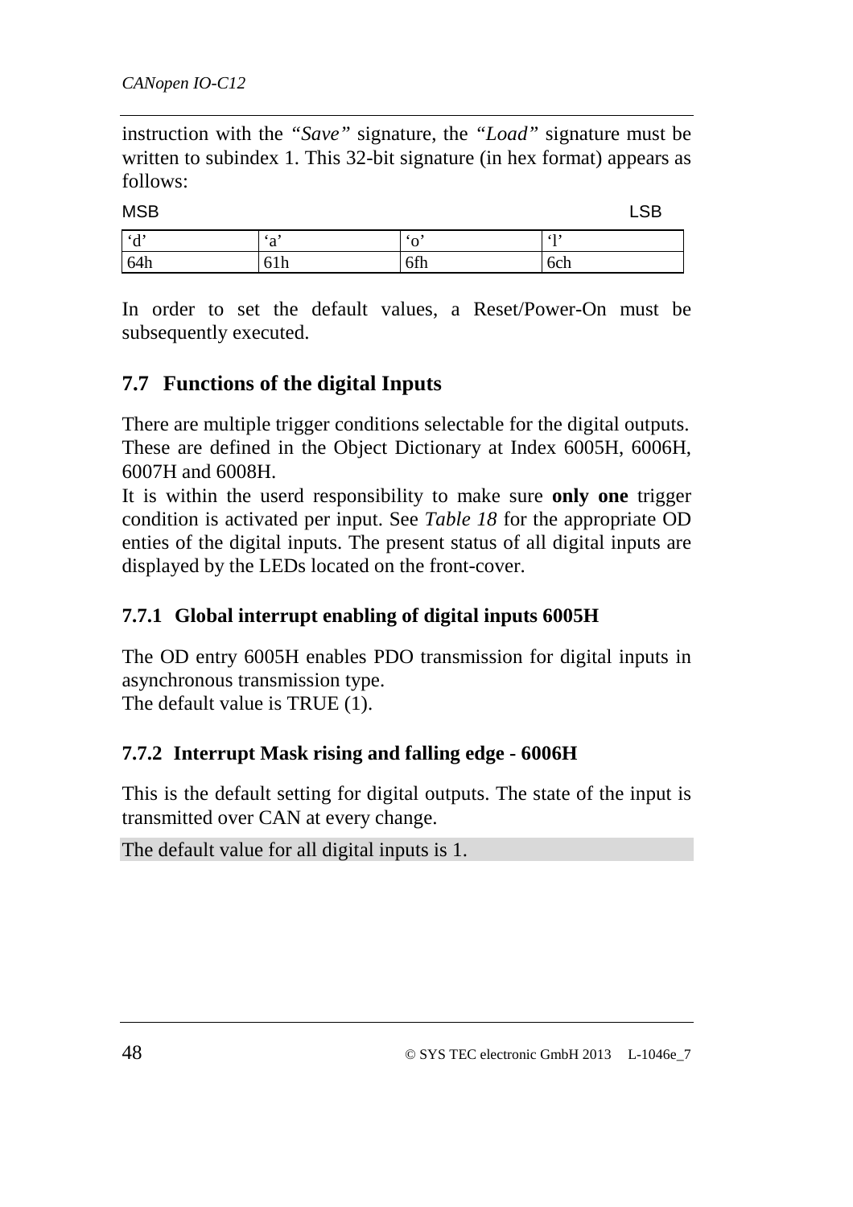instruction with the *"Save"* signature, the *"Load"* signature must be written to subindex 1. This 32-bit signature (in hex format) appears as follows:

MSB LSB

| 'd' | 'a' | 'o' | 'l' |
|---|---|---|---|
| 64h | 61h | 6fh | 6ch |

In order to set the default values, a Reset/Power-On must be subsequently executed.

## 7.7 Functions of the digital Inputs

There are multiple trigger conditions selectable for the digital outputs. These are defined in the Object Dictionary at Index 6005H, 6006H, 6007H and 6008H.
It is within the userd responsibility to make sure **only one** trigger condition is activated per input. See *Table 18* for the appropriate OD enties of the digital inputs. The present status of all digital inputs are displayed by the LEDs located on the front-cover.

### 7.7.1 Global interrupt enabling of digital inputs 6005H

The OD entry 6005H enables PDO transmission for digital inputs in asynchronous transmission type.
The default value is TRUE (1).

### 7.7.2 Interrupt Mask rising and falling edge - 6006H

This is the default setting for digital outputs. The state of the input is transmitted over CAN at every change.

The default value for all digital inputs is 1.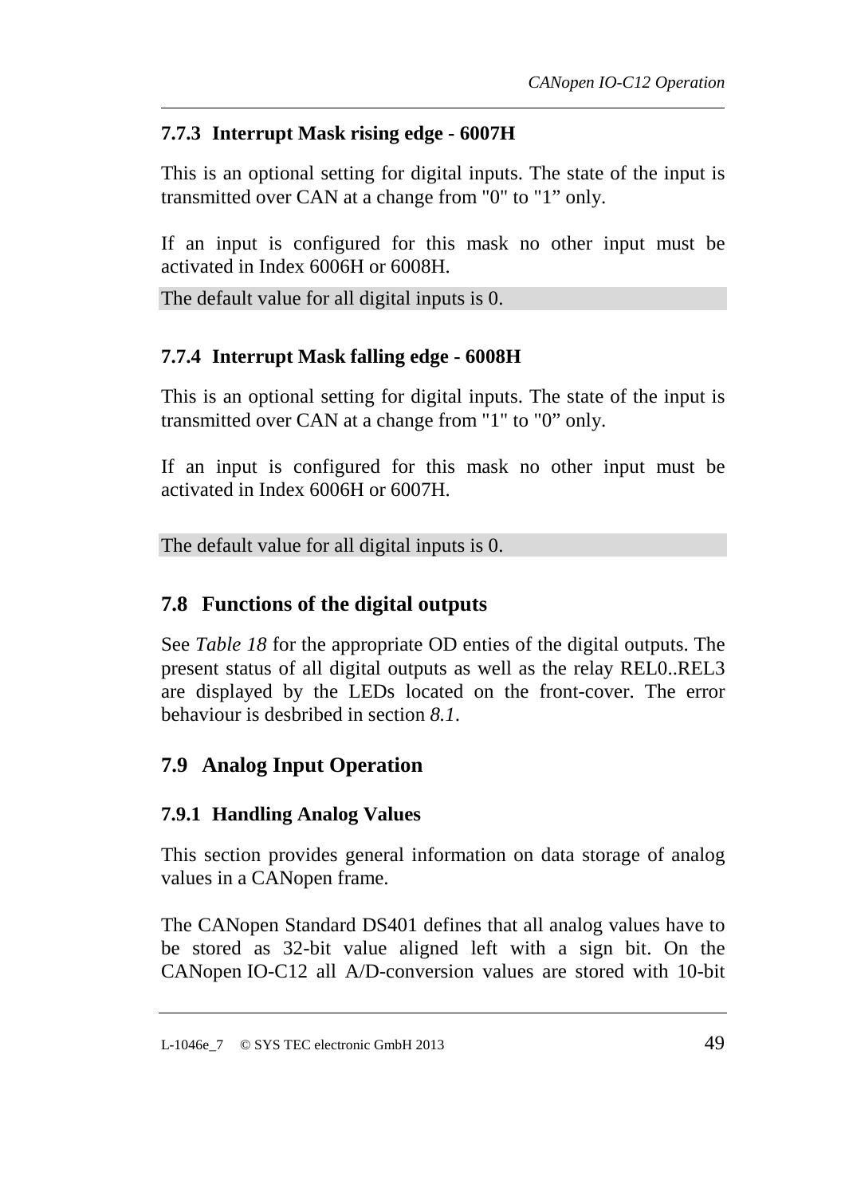### 7.7.3 Interrupt Mask rising edge - 6007H

This is an optional setting for digital inputs. The state of the input is transmitted over CAN at a change from "0" to "1” only.

If an input is configured for this mask no other input must be activated in Index 6006H or 6008H.

The default value for all digital inputs is 0.

### 7.7.4 Interrupt Mask falling edge - 6008H

This is an optional setting for digital inputs. The state of the input is transmitted over CAN at a change from "1" to "0” only.

If an input is configured for this mask no other input must be activated in Index 6006H or 6007H.

The default value for all digital inputs is 0.

## 7.8 Functions of the digital outputs

See *Table 18* for the appropriate OD enties of the digital outputs. The present status of all digital outputs as well as the relay REL0..REL3 are displayed by the LEDs located on the front-cover. The error behaviour is desbribed in section *8.1*.

## 7.9 Analog Input Operation

### 7.9.1 Handling Analog Values

This section provides general information on data storage of analog values in a CANopen frame.

The CANopen Standard DS401 defines that all analog values have to be stored as 32-bit value aligned left with a sign bit. On the CANopen IO-C12 all A/D-conversion values are stored with 10-bit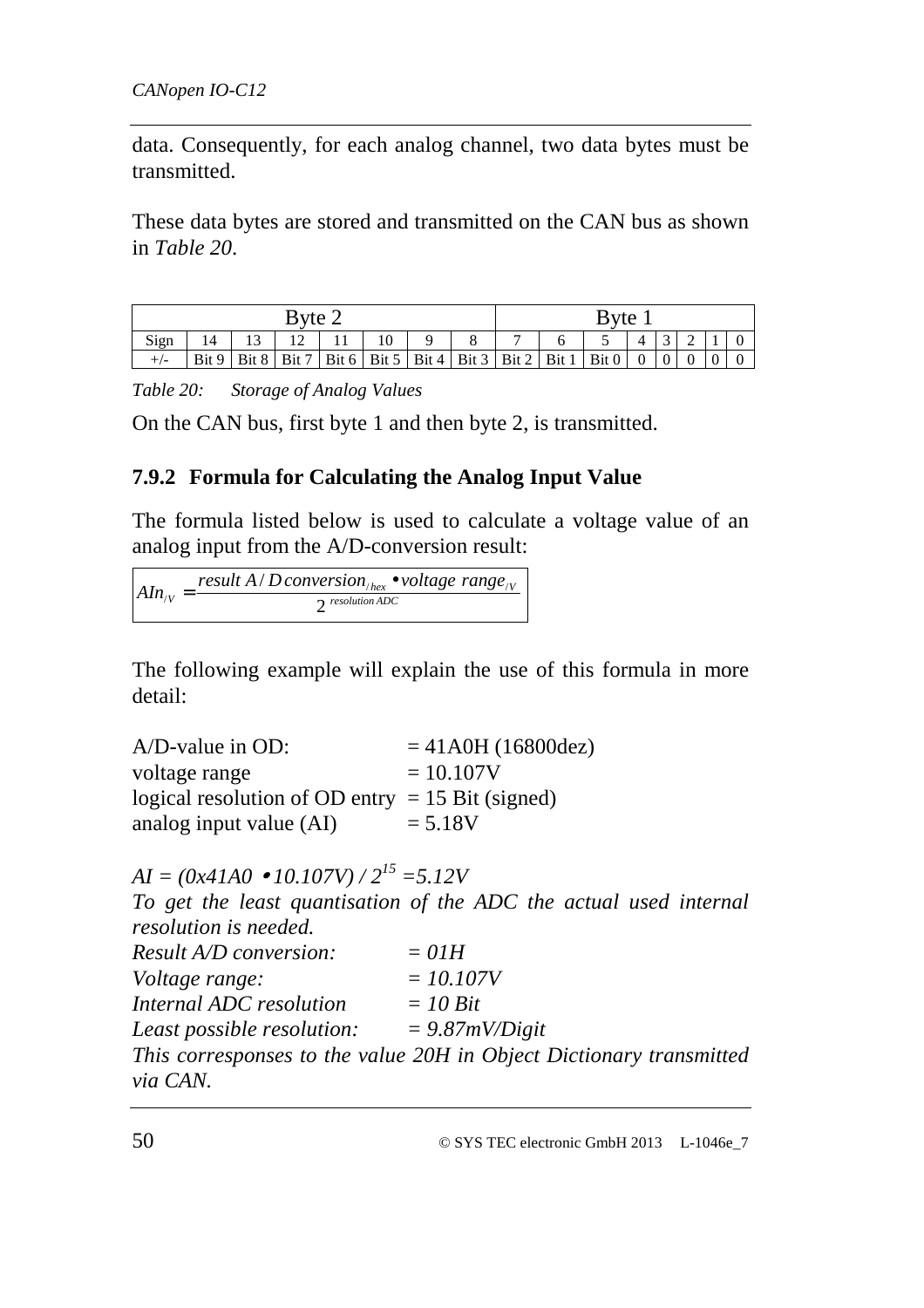data. Consequently, for each analog channel, two data bytes must be transmitted.

These data bytes are stored and transmitted on the CAN bus as shown in *Table 20*.

| Byte 2 | | | | | | | | Byte 1 | | | | | | | |
|---|---|---|---|---|---|---|---|---|---|---|---|---|---|---|---|
| Sign | 14 | 13 | 12 | 11 | 10 | 9 | 8 | 7 | 6 | 5 | 4 | 3 | 2 | 1 | 0 |
| +/- | Bit 9 | Bit 8 | Bit 7 | Bit 6 | Bit 5 | Bit 4 | Bit 3 | Bit 2 | Bit 1 | Bit 0 | 0 | 0 | 0 | 0 | 0 |

*Table 20: Storage of Analog Values*

On the CAN bus, first byte 1 and then byte 2, is transmitted.

### 7.9.2 Formula for Calculating the Analog Input Value

The formula listed below is used to calculate a voltage value of an analog input from the A/D-conversion result:

$$AIn_{/V} = \frac{result\ A/D\,conversion_{/hex} \bullet voltage\ range_{/V}}{2^{\,resolution\ ADC}}$$

The following example will explain the use of this formula in more detail:

A/D-value in OD: = 41A0H (16800dez)
voltage range = 10.107V
logical resolution of OD entry = 15 Bit (signed)
analog input value (AI) = 5.18V

*AI = (0x41A0 • 10.107V) / $2^{15}$ =5.12V*
*To get the least quantisation of the ADC the actual used internal resolution is needed.*
*Result A/D conversion: = 01H*
*Voltage range: = 10.107V*
*Internal ADC resolution = 10 Bit*
*Least possible resolution: = 9.87mV/Digit*
*This corresponses to the value 20H in Object Dictionary transmitted via CAN.*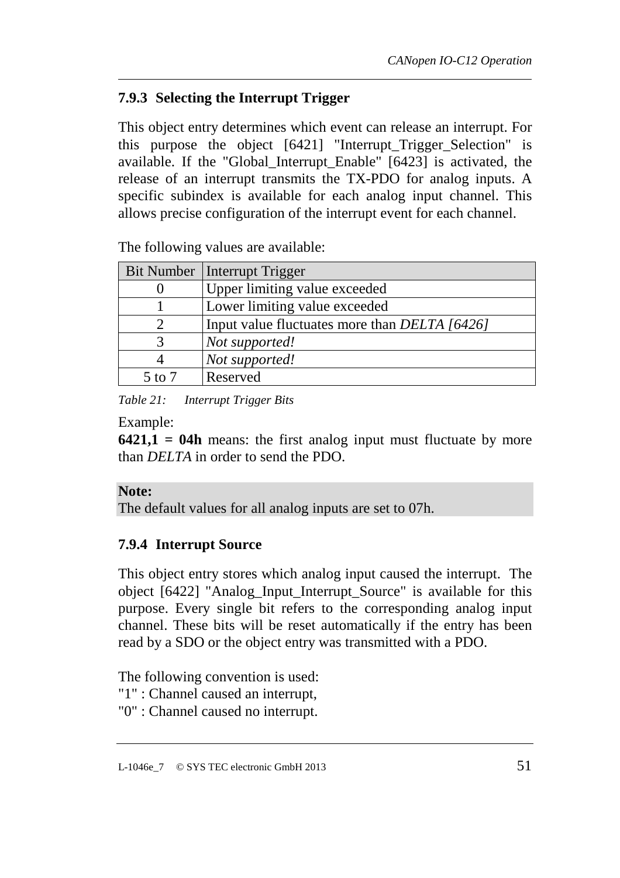### 7.9.3 Selecting the Interrupt Trigger

This object entry determines which event can release an interrupt. For this purpose the object [6421] "Interrupt_Trigger_Selection" is available. If the "Global_Interrupt_Enable" [6423] is activated, the release of an interrupt transmits the TX-PDO for analog inputs. A specific subindex is available for each analog input channel. This allows precise configuration of the interrupt event for each channel.

The following values are available:

| Bit Number | Interrupt Trigger |
|---|---|
| 0 | Upper limiting value exceeded |
| 1 | Lower limiting value exceeded |
| 2 | Input value fluctuates more than *DELTA [6426]* |
| 3 | *Not supported!* |
| 4 | *Not supported!* |
| 5 to 7 | Reserved |

*Table 21: Interrupt Trigger Bits*

Example:
**6421,1 = 04h** means: the first analog input must fluctuate by more than *DELTA* in order to send the PDO.

**Note:**
The default values for all analog inputs are set to 07h.

### 7.9.4 Interrupt Source

This object entry stores which analog input caused the interrupt. The object [6422] "Analog_Input_Interrupt_Source" is available for this purpose. Every single bit refers to the corresponding analog input channel. These bits will be reset automatically if the entry has been read by a SDO or the object entry was transmitted with a PDO.

The following convention is used:
"1" : Channel caused an interrupt,
"0" : Channel caused no interrupt.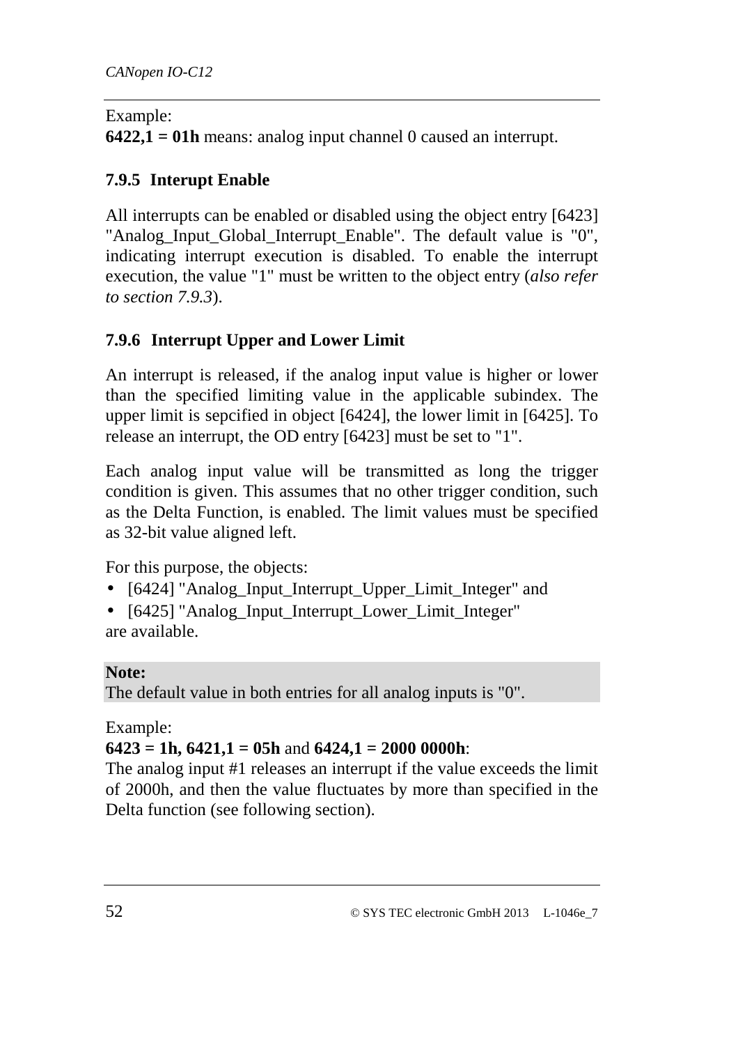Example:
**6422,1 = 01h** means: analog input channel 0 caused an interrupt.

### 7.9.5 Interupt Enable

All interrupts can be enabled or disabled using the object entry [6423] "Analog_Input_Global_Interrupt_Enable". The default value is "0", indicating interrupt execution is disabled. To enable the interrupt execution, the value "1" must be written to the object entry (*also refer to section 7.9.3*).

### 7.9.6 Interrupt Upper and Lower Limit

An interrupt is released, if the analog input value is higher or lower than the specified limiting value in the applicable subindex. The upper limit is sepcified in object [6424], the lower limit in [6425]. To release an interrupt, the OD entry [6423] must be set to "1".

Each analog input value will be transmitted as long the trigger condition is given. This assumes that no other trigger condition, such as the Delta Function, is enabled. The limit values must be specified as 32-bit value aligned left.

For this purpose, the objects:

- [6424] "Analog_Input_Interrupt_Upper_Limit_Integer" and
- [6425] "Analog_Input_Interrupt_Lower_Limit_Integer"

are available.

**Note:**
The default value in both entries for all analog inputs is "0".

Example:
**6423 = 1h, 6421,1 = 05h** and **6424,1 = 2000 0000h**:
The analog input #1 releases an interrupt if the value exceeds the limit of 2000h, and then the value fluctuates by more than specified in the Delta function (see following section).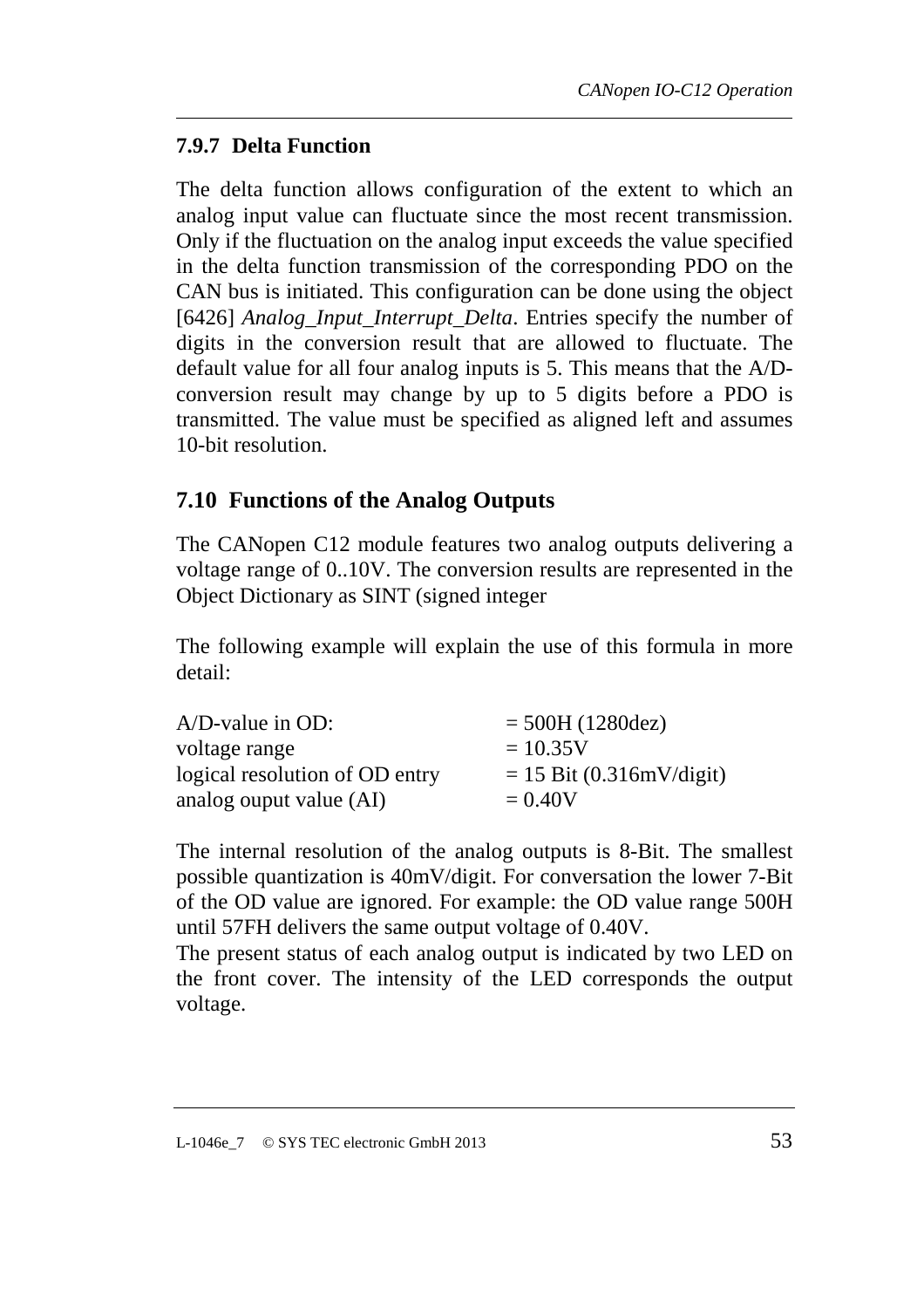### 7.9.7 Delta Function

The delta function allows configuration of the extent to which an analog input value can fluctuate since the most recent transmission. Only if the fluctuation on the analog input exceeds the value specified in the delta function transmission of the corresponding PDO on the CAN bus is initiated. This configuration can be done using the object [6426] *Analog_Input_Interrupt_Delta*. Entries specify the number of digits in the conversion result that are allowed to fluctuate. The default value for all four analog inputs is 5. This means that the A/D-conversion result may change by up to 5 digits before a PDO is transmitted. The value must be specified as aligned left and assumes 10-bit resolution.

## 7.10 Functions of the Analog Outputs

The CANopen C12 module features two analog outputs delivering a voltage range of 0..10V. The conversion results are represented in the Object Dictionary as SINT (signed integer

The following example will explain the use of this formula in more detail:

| | |
|---|---|
| A/D-value in OD: | = 500H (1280dez) |
| voltage range | = 10.35V |
| logical resolution of OD entry | = 15 Bit (0.316mV/digit) |
| analog ouput value (AI) | = 0.40V |

The internal resolution of the analog outputs is 8-Bit. The smallest possible quantization is 40mV/digit. For conversation the lower 7-Bit of the OD value are ignored. For example: the OD value range 500H until 57FH delivers the same output voltage of 0.40V.
The present status of each analog output is indicated by two LED on the front cover. The intensity of the LED corresponds the output voltage.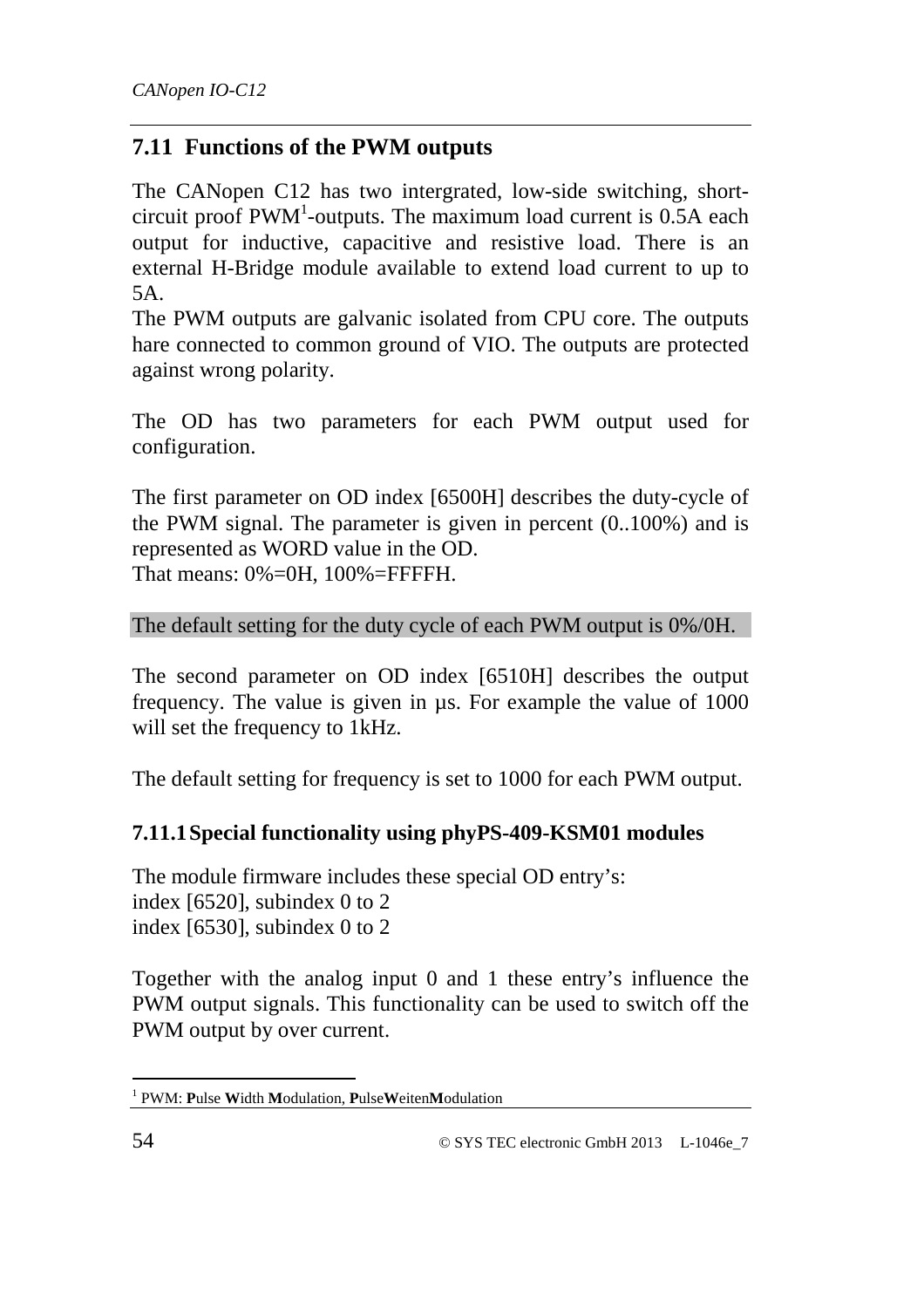## 7.11 Functions of the PWM outputs

The CANopen C12 has two intergrated, low-side switching, short-circuit proof PWM[1]-outputs. The maximum load current is 0.5A each output for inductive, capacitive and resistive load. There is an external H-Bridge module available to extend load current to up to 5A.
The PWM outputs are galvanic isolated from CPU core. The outputs hare connected to common ground of VIO. The outputs are protected against wrong polarity.

The OD has two parameters for each PWM output used for configuration.

The first parameter on OD index [6500H] describes the duty-cycle of the PWM signal. The parameter is given in percent (0..100%) and is represented as WORD value in the OD.
That means: 0%=0H, 100%=FFFFH.

The default setting for the duty cycle of each PWM output is 0%/0H.

The second parameter on OD index [6510H] describes the output frequency. The value is given in µs. For example the value of 1000 will set the frequency to 1kHz.

The default setting for frequency is set to 1000 for each PWM output.

### 7.11.1 Special functionality using phyPS-409-KSM01 modules

The module firmware includes these special OD entry's:
index [6520], subindex 0 to 2
index [6530], subindex 0 to 2

Together with the analog input 0 and 1 these entry's influence the PWM output signals. This functionality can be used to switch off the PWM output by over current.

[1] PWM: **P**ulse **W**idth **M**odulation, **P**ulse**W**eiten**M**odulation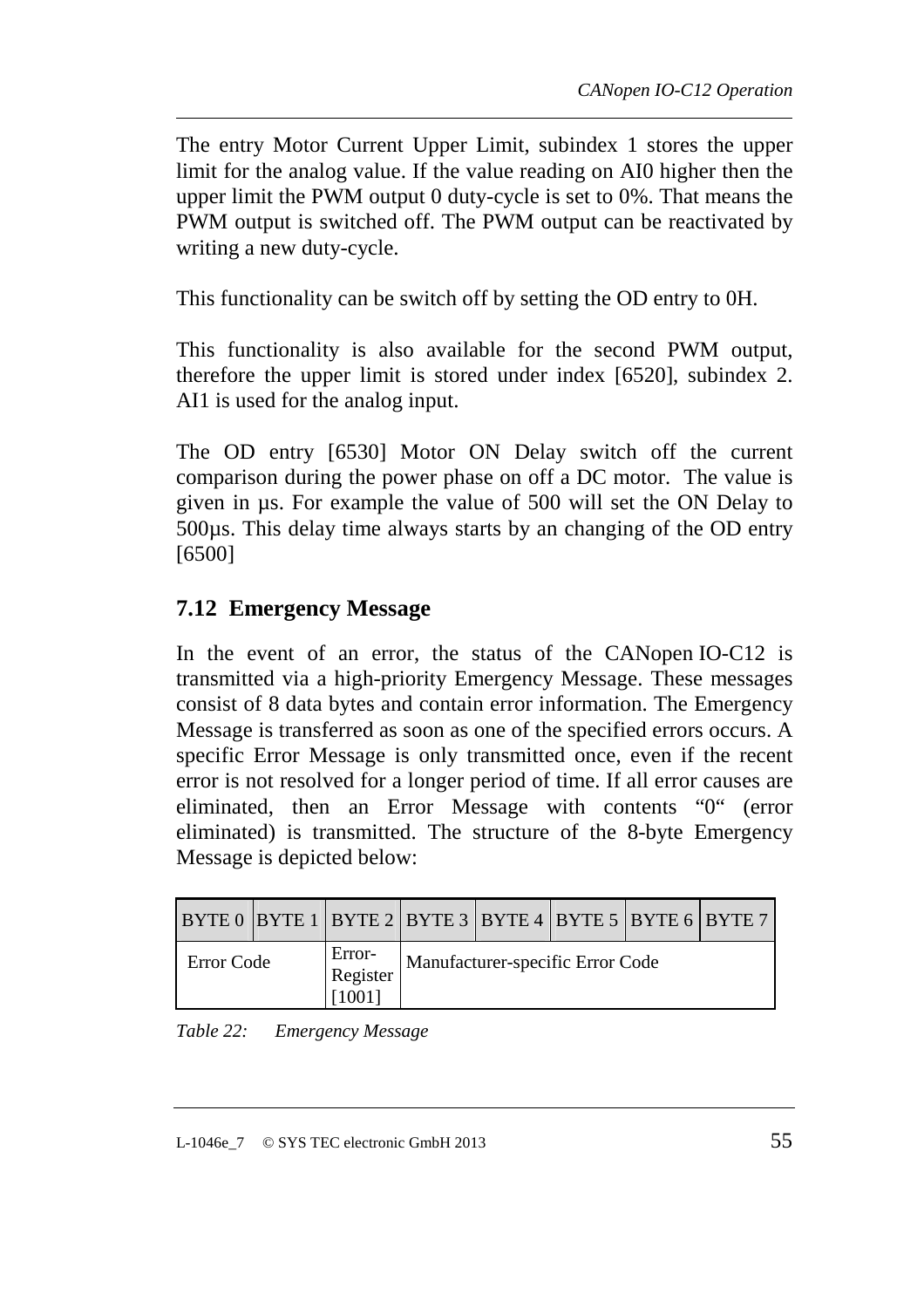The entry Motor Current Upper Limit, subindex 1 stores the upper limit for the analog value. If the value reading on AI0 higher then the upper limit the PWM output 0 duty-cycle is set to 0%. That means the PWM output is switched off. The PWM output can be reactivated by writing a new duty-cycle.

This functionality can be switch off by setting the OD entry to 0H.

This functionality is also available for the second PWM output, therefore the upper limit is stored under index [6520], subindex 2. AI1 is used for the analog input.

The OD entry [6530] Motor ON Delay switch off the current comparison during the power phase on off a DC motor. The value is given in µs. For example the value of 500 will set the ON Delay to 500µs. This delay time always starts by an changing of the OD entry [6500]

## 7.12 Emergency Message

In the event of an error, the status of the CANopen IO-C12 is transmitted via a high-priority Emergency Message. These messages consist of 8 data bytes and contain error information. The Emergency Message is transferred as soon as one of the specified errors occurs. A specific Error Message is only transmitted once, even if the recent error is not resolved for a longer period of time. If all error causes are eliminated, then an Error Message with contents “0“ (error eliminated) is transmitted. The structure of the 8-byte Emergency Message is depicted below:

| BYTE 0 | BYTE 1 | BYTE 2 | BYTE 3 | BYTE 4 | BYTE 5 | BYTE 6 | BYTE 7 |
|---|---|---|---|---|---|---|---|
| Error Code | | Error-Register [1001] | Manufacturer-specific Error Code | | | | |

*Table 22: Emergency Message*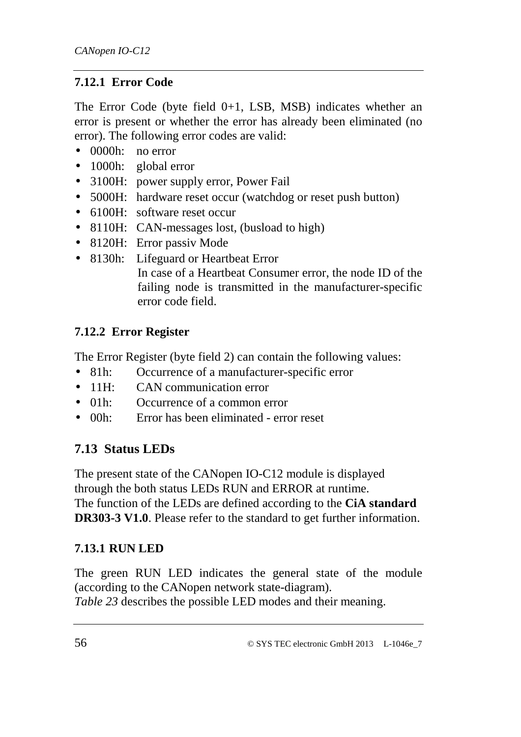### 7.12.1 Error Code

The Error Code (byte field 0+1, LSB, MSB) indicates whether an error is present or whether the error has already been eliminated (no error). The following error codes are valid:

- 0000h: no error
- 1000h: global error
- 3100H: power supply error, Power Fail
- 5000H: hardware reset occur (watchdog or reset push button)
- 6100H: software reset occur
- 8110H: CAN-messages lost, (busload to high)
- 8120H: Error passiv Mode
- 8130h: Lifeguard or Heartbeat Error
  In case of a Heartbeat Consumer error, the node ID of the failing node is transmitted in the manufacturer-specific error code field.

### 7.12.2 Error Register

The Error Register (byte field 2) can contain the following values:

- 81h: Occurrence of a manufacturer-specific error
- 11H: CAN communication error
- 01h: Occurrence of a common error
- 00h: Error has been eliminated - error reset

## 7.13 Status LEDs

The present state of the CANopen IO-C12 module is displayed through the both status LEDs RUN and ERROR at runtime.
The function of the LEDs are defined according to the **CiA standard DR303-3 V1.0**. Please refer to the standard to get further information.

### 7.13.1 RUN LED

The green RUN LED indicates the general state of the module (according to the CANopen network state-diagram).
*Table 23* describes the possible LED modes and their meaning.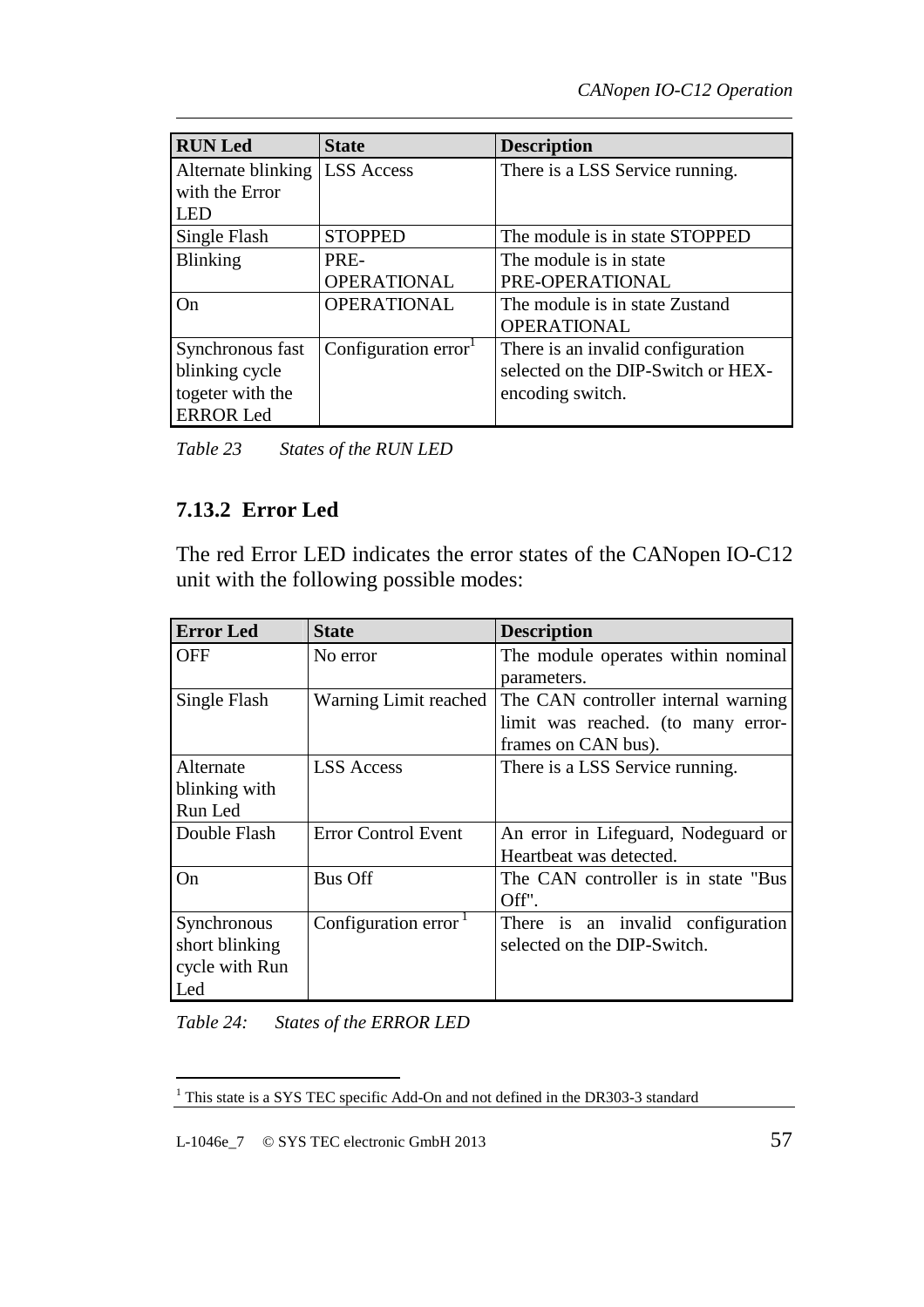| RUN Led | State | Description |
| --- | --- | --- |
| Alternate blinking with the Error LED | LSS Access | There is a LSS Service running. |
| Single Flash | STOPPED | The module is in state STOPPED |
| Blinking | PRE-OPERATIONAL | The module is in state PRE-OPERATIONAL |
| On | OPERATIONAL | The module is in state Zustand OPERATIONAL |
| Synchronous fast blinking cycle togeter with the ERROR Led | Configuration error[1] | There is an invalid configuration selected on the DIP-Switch or HEX-encoding switch. |

*Table 23 States of the RUN LED*

### 7.13.2 Error Led

The red Error LED indicates the error states of the CANopen IO-C12 unit with the following possible modes:

| Error Led | State | Description |
| --- | --- | --- |
| OFF | No error | The module operates within nominal parameters. |
| Single Flash | Warning Limit reached | The CAN controller internal warning limit was reached. (to many error-frames on CAN bus). |
| Alternate blinking with Run Led | LSS Access | There is a LSS Service running. |
| Double Flash | Error Control Event | An error in Lifeguard, Nodeguard or Heartbeat was detected. |
| On | Bus Off | The CAN controller is in state "Bus Off". |
| Synchronous short blinking cycle with Run Led | Configuration error [1] | There is an invalid configuration selected on the DIP-Switch. |

*Table 24: States of the ERROR LED*

[1] This state is a SYS TEC specific Add-On and not defined in the DR303-3 standard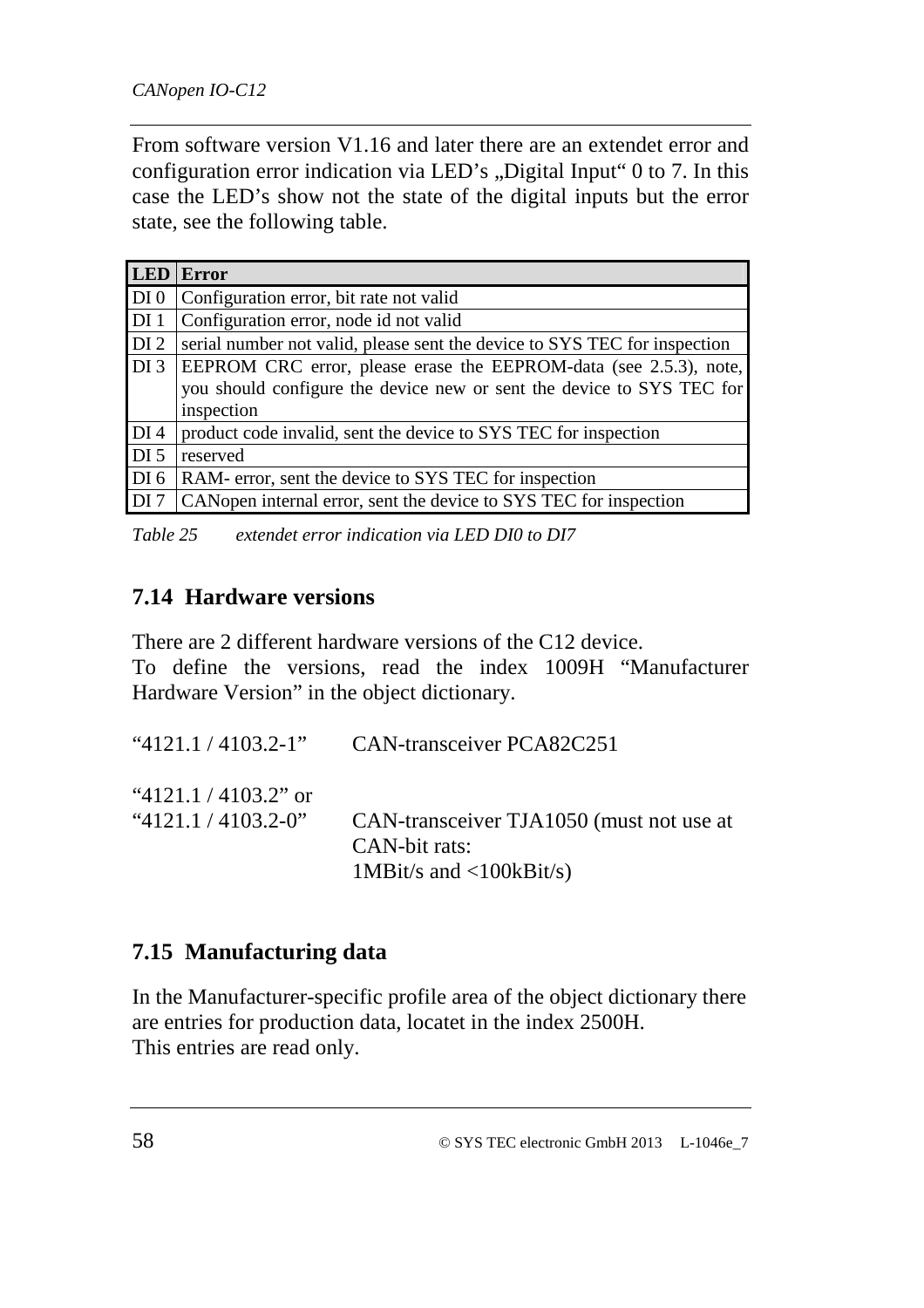From software version V1.16 and later there are an extendet error and configuration error indication via LED's „Digital Input" 0 to 7. In this case the LED's show not the state of the digital inputs but the error state, see the following table.

| LED | Error |
|---|---|
| DI 0 | Configuration error, bit rate not valid |
| DI 1 | Configuration error, node id not valid |
| DI 2 | serial number not valid, please sent the device to SYS TEC for inspection |
| DI 3 | EEPROM CRC error, please erase the EEPROM-data (see 2.5.3), note, you should configure the device new or sent the device to SYS TEC for inspection |
| DI 4 | product code invalid, sent the device to SYS TEC for inspection |
| DI 5 | reserved |
| DI 6 | RAM- error, sent the device to SYS TEC for inspection |
| DI 7 | CANopen internal error, sent the device to SYS TEC for inspection |

*Table 25 extendet error indication via LED DI0 to DI7*

## 7.14 Hardware versions

There are 2 different hardware versions of the C12 device.
To define the versions, read the index 1009H "Manufacturer Hardware Version" in the object dictionary.

"4121.1 / 4103.2-1" CAN-transceiver PCA82C251

"4121.1 / 4103.2" or
"4121.1 / 4103.2-0" CAN-transceiver TJA1050 (must not use at CAN-bit rats:
1MBit/s and <100kBit/s)

## 7.15 Manufacturing data

In the Manufacturer-specific profile area of the object dictionary there are entries for production data, locatet in the index 2500H.
This entries are read only.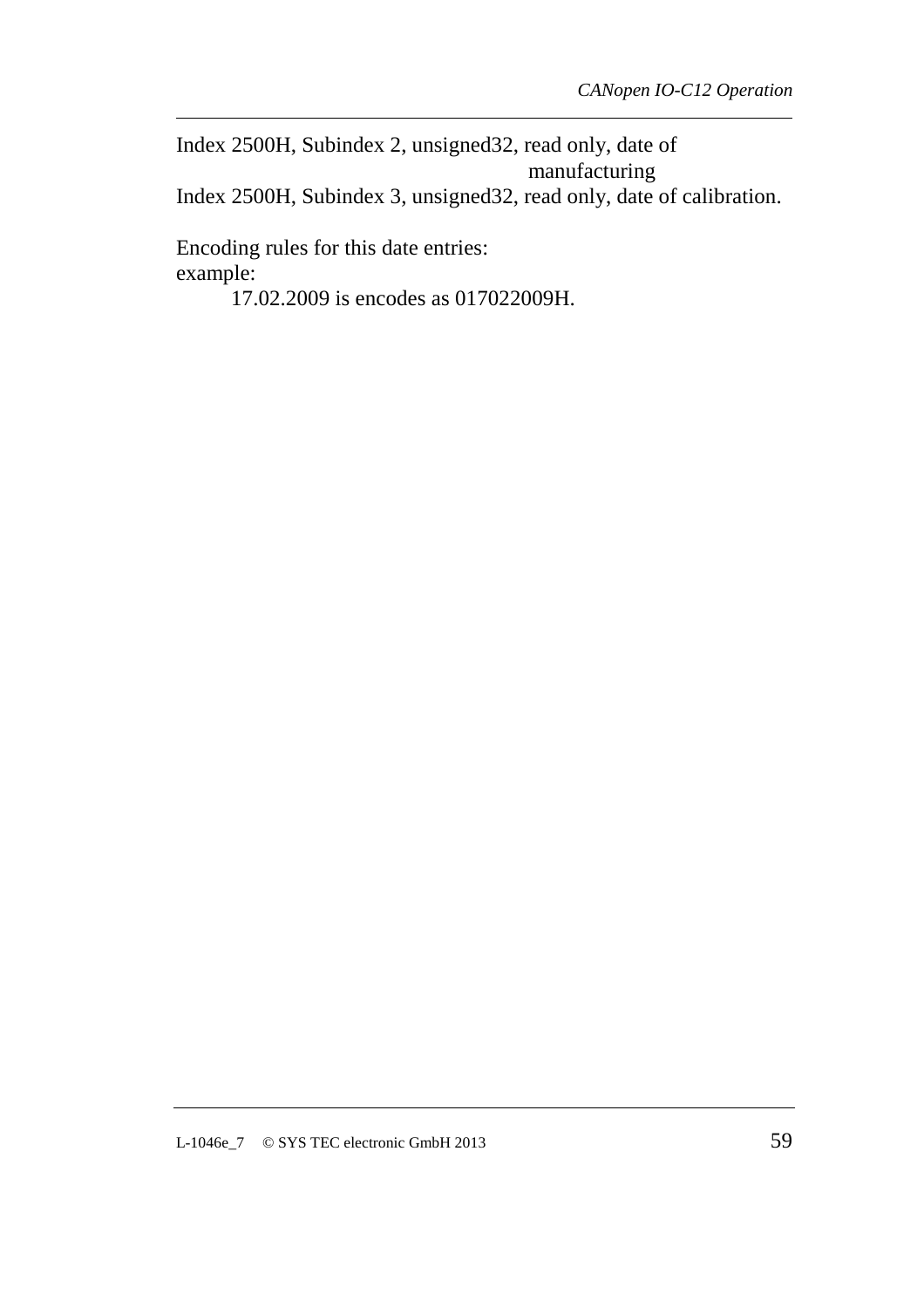Index 2500H, Subindex 2, unsigned32, read only, date of manufacturing

Index 2500H, Subindex 3, unsigned32, read only, date of calibration.

Encoding rules for this date entries:
example:

17.02.2009 is encodes as 017022009H.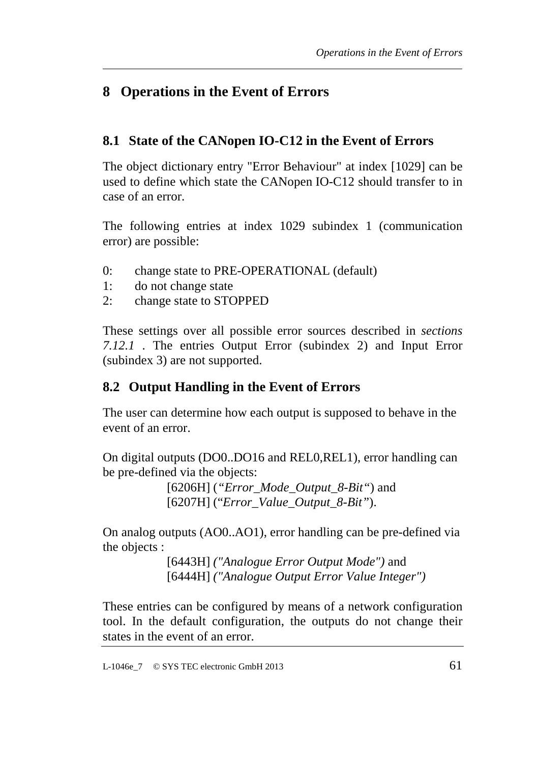# 8 Operations in the Event of Errors

## 8.1 State of the CANopen IO-C12 in the Event of Errors

The object dictionary entry "Error Behaviour" at index [1029] can be used to define which state the CANopen IO-C12 should transfer to in case of an error.

The following entries at index 1029 subindex 1 (communication error) are possible:

0: change state to PRE-OPERATIONAL (default)
1: do not change state
2: change state to STOPPED

These settings over all possible error sources described in *sections 7.12.1* . The entries Output Error (subindex 2) and Input Error (subindex 3) are not supported.

## 8.2 Output Handling in the Event of Errors

The user can determine how each output is supposed to behave in the event of an error.

On digital outputs (DO0..DO16 and REL0,REL1), error handling can be pre-defined via the objects:

[6206H] (*"Error_Mode_Output_8-Bit"*) and
[6207H] (*"Error_Value_Output_8-Bit"*).

On analog outputs (AO0..AO1), error handling can be pre-defined via the objects :

[6443H] *("Analogue Error Output Mode")* and
[6444H] *("Analogue Output Error Value Integer")*

These entries can be configured by means of a network configuration tool. In the default configuration, the outputs do not change their states in the event of an error.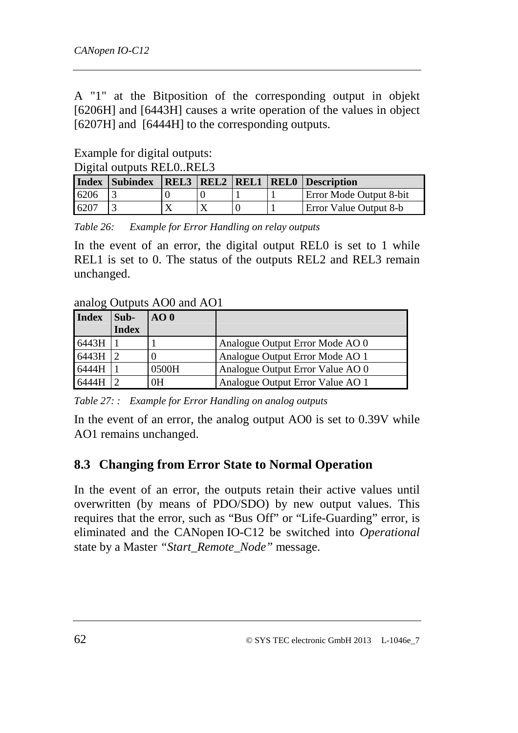A "1" at the Bitposition of the corresponding output in objekt [6206H] and [6443H] causes a write operation of the values in object [6207H] and [6444H] to the corresponding outputs.

Example for digital outputs:
Digital outputs REL0..REL3

| Index | Subindex | REL3 | REL2 | REL1 | REL0 | Description |
|---|---|---|---|---|---|---|
| 6206 | 3 | 0 | 0 | 1 | 1 | Error Mode Output 8-bit |
| 6207 | 3 | X | X | 0 | 1 | Error Value Output 8-b |

*Table 26: Example for Error Handling on relay outputs*

In the event of an error, the digital output REL0 is set to 1 while REL1 is set to 0. The status of the outputs REL2 and REL3 remain unchanged.

analog Outputs AO0 and AO1

| Index | Sub-Index | AO 0 | |
|---|---|---|---|
| 6443H | 1 | 1 | Analogue Output Error Mode AO 0 |
| 6443H | 2 | 0 | Analogue Output Error Mode AO 1 |
| 6444H | 1 | 0500H | Analogue Output Error Value AO 0 |
| 6444H | 2 | 0H | Analogue Output Error Value AO 1 |

*Table 27: : Example for Error Handling on analog outputs*

In the event of an error, the analog output AO0 is set to 0.39V while AO1 remains unchanged.

## 8.3 Changing from Error State to Normal Operation

In the event of an error, the outputs retain their active values until overwritten (by means of PDO/SDO) by new output values. This requires that the error, such as “Bus Off” or “Life-Guarding” error, is eliminated and the CANopen IO-C12 be switched into *Operational* state by a Master *“Start_Remote_Node”* message.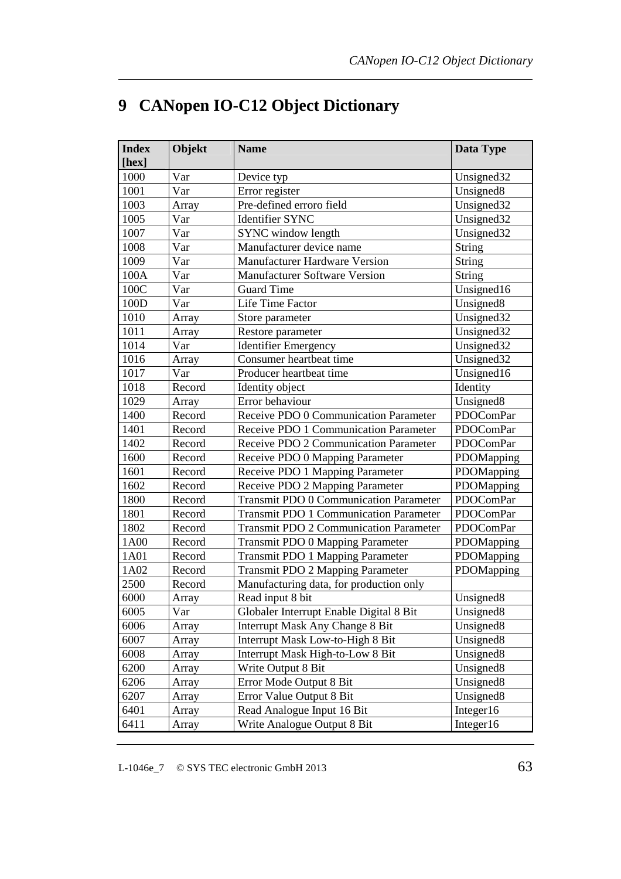# 9 CANopen IO-C12 Object Dictionary

| Index [hex] | Objekt | Name | Data Type |
|---|---|---|---|
| 1000 | Var | Device typ | Unsigned32 |
| 1001 | Var | Error register | Unsigned8 |
| 1003 | Array | Pre-defined erroro field | Unsigned32 |
| 1005 | Var | Identifier SYNC | Unsigned32 |
| 1007 | Var | SYNC window length | Unsigned32 |
| 1008 | Var | Manufacturer device name | String |
| 1009 | Var | Manufacturer Hardware Version | String |
| 100A | Var | Manufacturer Software Version | String |
| 100C | Var | Guard Time | Unsigned16 |
| 100D | Var | Life Time Factor | Unsigned8 |
| 1010 | Array | Store parameter | Unsigned32 |
| 1011 | Array | Restore parameter | Unsigned32 |
| 1014 | Var | Identifier Emergency | Unsigned32 |
| 1016 | Array | Consumer heartbeat time | Unsigned32 |
| 1017 | Var | Producer heartbeat time | Unsigned16 |
| 1018 | Record | Identity object | Identity |
| 1029 | Array | Error behaviour | Unsigned8 |
| 1400 | Record | Receive PDO 0 Communication Parameter | PDOComPar |
| 1401 | Record | Receive PDO 1 Communication Parameter | PDOComPar |
| 1402 | Record | Receive PDO 2 Communication Parameter | PDOComPar |
| 1600 | Record | Receive PDO 0 Mapping Parameter | PDOMapping |
| 1601 | Record | Receive PDO 1 Mapping Parameter | PDOMapping |
| 1602 | Record | Receive PDO 2 Mapping Parameter | PDOMapping |
| 1800 | Record | Transmit PDO 0 Communication Parameter | PDOComPar |
| 1801 | Record | Transmit PDO 1 Communication Parameter | PDOComPar |
| 1802 | Record | Transmit PDO 2 Communication Parameter | PDOComPar |
| 1A00 | Record | Transmit PDO 0 Mapping Parameter | PDOMapping |
| 1A01 | Record | Transmit PDO 1 Mapping Parameter | PDOMapping |
| 1A02 | Record | Transmit PDO 2 Mapping Parameter | PDOMapping |
| 2500 | Record | Manufacturing data, for production only | |
| 6000 | Array | Read input 8 bit | Unsigned8 |
| 6005 | Var | Globaler Interrupt Enable Digital 8 Bit | Unsigned8 |
| 6006 | Array | Interrupt Mask Any Change 8 Bit | Unsigned8 |
| 6007 | Array | Interrupt Mask Low-to-High 8 Bit | Unsigned8 |
| 6008 | Array | Interrupt Mask High-to-Low 8 Bit | Unsigned8 |
| 6200 | Array | Write Output 8 Bit | Unsigned8 |
| 6206 | Array | Error Mode Output 8 Bit | Unsigned8 |
| 6207 | Array | Error Value Output 8 Bit | Unsigned8 |
| 6401 | Array | Read Analogue Input 16 Bit | Integer16 |
| 6411 | Array | Write Analogue Output 8 Bit | Integer16 |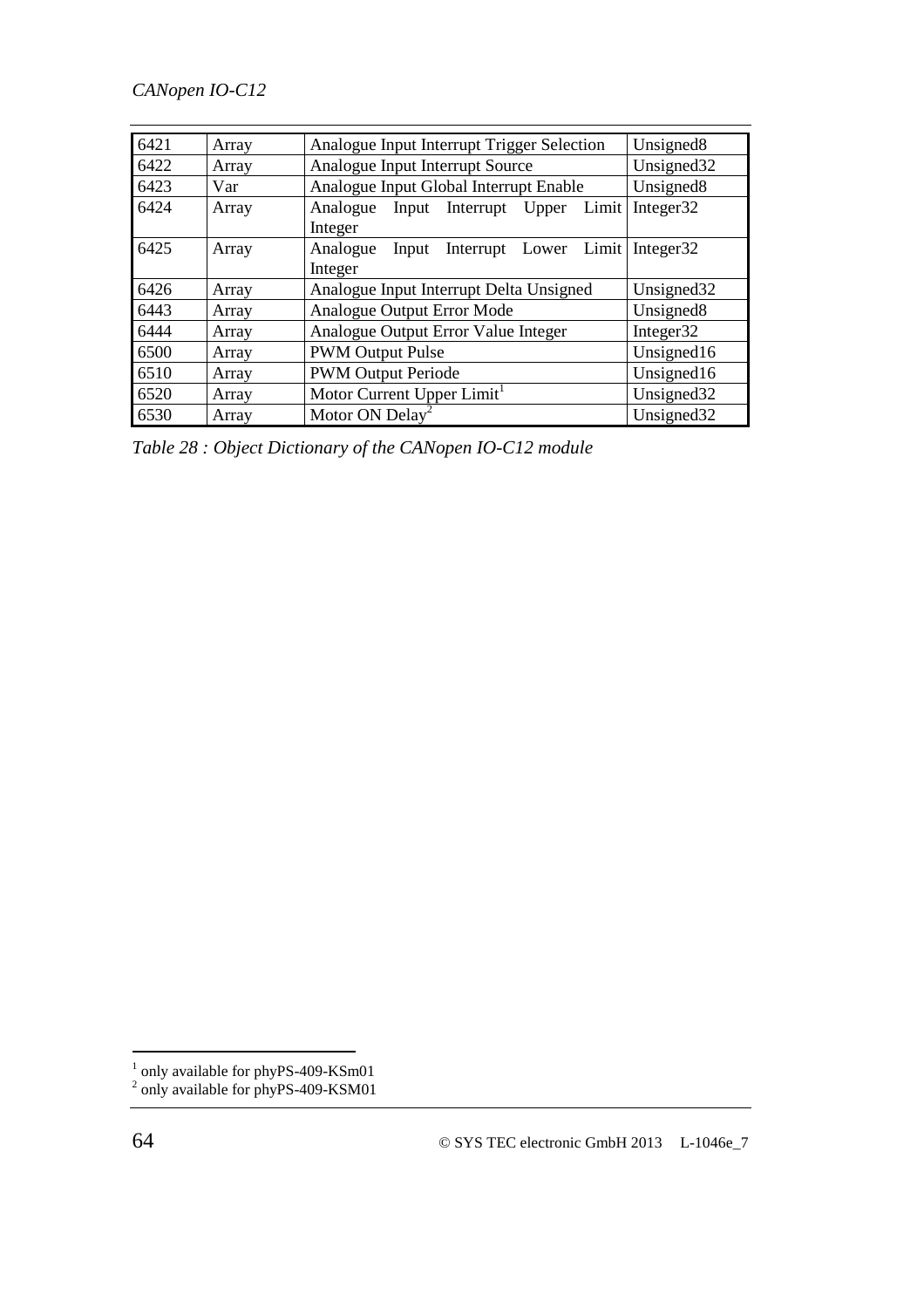| 6421 | Array | Analogue Input Interrupt Trigger Selection | Unsigned8 |
|---|---|---|---|
| 6422 | Array | Analogue Input Interrupt Source | Unsigned32 |
| 6423 | Var | Analogue Input Global Interrupt Enable | Unsigned8 |
| 6424 | Array | Analogue Input Interrupt Upper Limit Integer | Integer32 |
| 6425 | Array | Analogue Input Interrupt Lower Limit Integer | Integer32 |
| 6426 | Array | Analogue Input Interrupt Delta Unsigned | Unsigned32 |
| 6443 | Array | Analogue Output Error Mode | Unsigned8 |
| 6444 | Array | Analogue Output Error Value Integer | Integer32 |
| 6500 | Array | PWM Output Pulse | Unsigned16 |
| 6510 | Array | PWM Output Periode | Unsigned16 |
| 6520 | Array | Motor Current Upper Limit[1] | Unsigned32 |
| 6530 | Array | Motor ON Delay[2] | Unsigned32 |

*Table 28 : Object Dictionary of the CANopen IO-C12 module*

[1] only available for phyPS-409-KSm01
[2] only available for phyPS-409-KSM01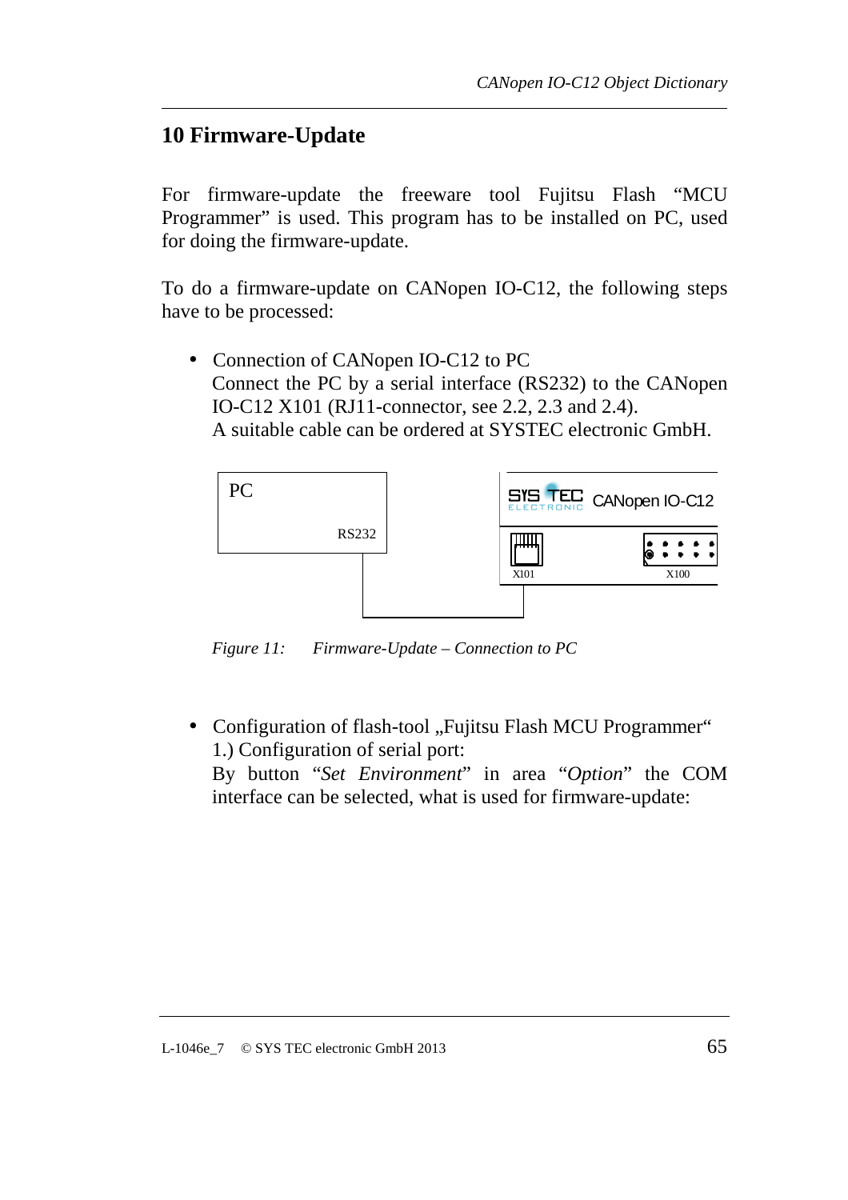# 10 Firmware-Update

For firmware-update the freeware tool Fujitsu Flash “MCU Programmer” is used. This program has to be installed on PC, used for doing the firmware-update.

To do a firmware-update on CANopen IO-C12, the following steps have to be processed:

- Connection of CANopen IO-C12 to PC
  Connect the PC by a serial interface (RS232) to the CANopen IO-C12 X101 (RJ11-connector, see 2.2, 2.3 and 2.4).
  A suitable cable can be ordered at SYSTEC electronic GmbH.

PC RS232 — SYS TEC ELECTRONIC CANopen IO-C12 X101 X100

*Figure 11: Firmware-Update – Connection to PC*

- Configuration of flash-tool „Fujitsu Flash MCU Programmer“
  1.) Configuration of serial port:
  By button “*Set Environment*” in area “*Option*” the COM interface can be selected, what is used for firmware-update: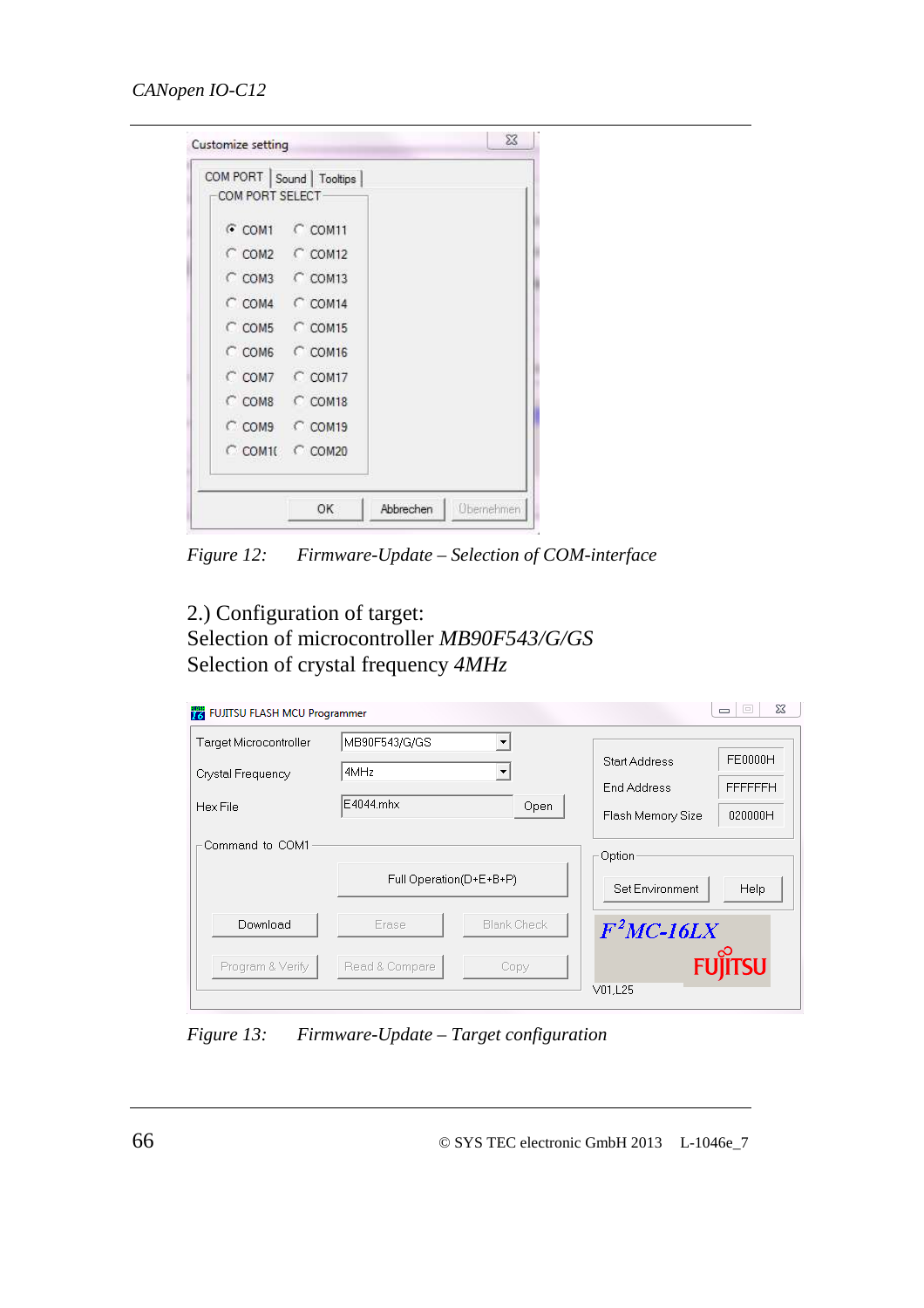Figure 12: Firmware-Update – Selection of COM-interface

2.) Configuration of target:
Selection of microcontroller *MB90F543/G/GS*
Selection of crystal frequency *4MHz*

Figure 13: Firmware-Update – Target configuration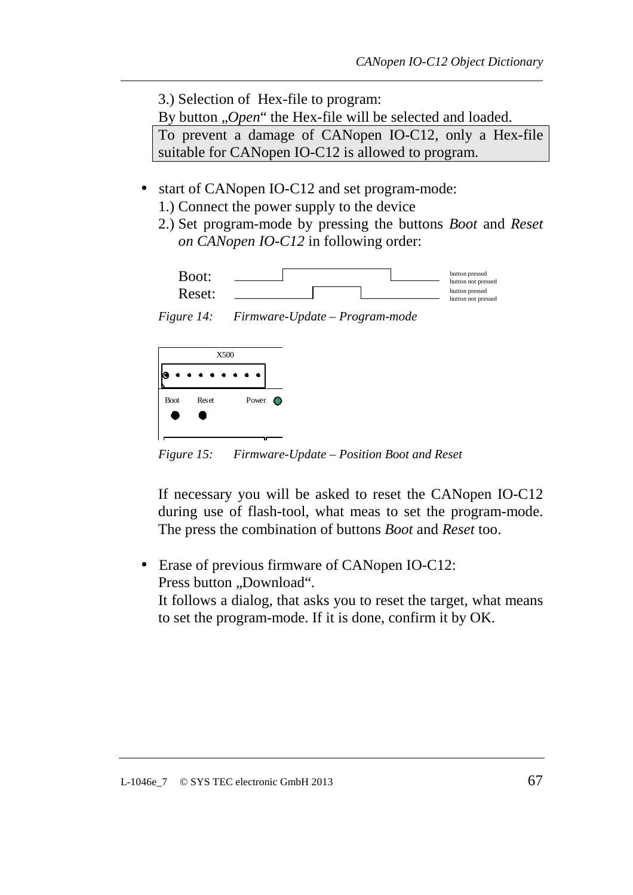3.) Selection of Hex-file to program:
By button „*Open*“ the Hex-file will be selected and loaded.

| To prevent a damage of CANopen IO-C12, only a Hex-file suitable for CANopen IO-C12 is allowed to program. |
|---|

- start of CANopen IO-C12 and set program-mode:
  1.) Connect the power supply to the device
  2.) Set program-mode by pressing the buttons *Boot* and *Reset on CANopen IO-C12* in following order:

Boot: button pressed / button not pressed
Reset: button pressed / button not pressed

*Figure 14: Firmware-Update – Program-mode*

X500

Boot Reset Power

*Figure 15: Firmware-Update – Position Boot and Reset*

If necessary you will be asked to reset the CANopen IO-C12 during use of flash-tool, what meas to set the program-mode. The press the combination of buttons *Boot* and *Reset* too.

- Erase of previous firmware of CANopen IO-C12:
  Press button „Download“.
  It follows a dialog, that asks you to reset the target, what means to set the program-mode. If it is done, confirm it by OK.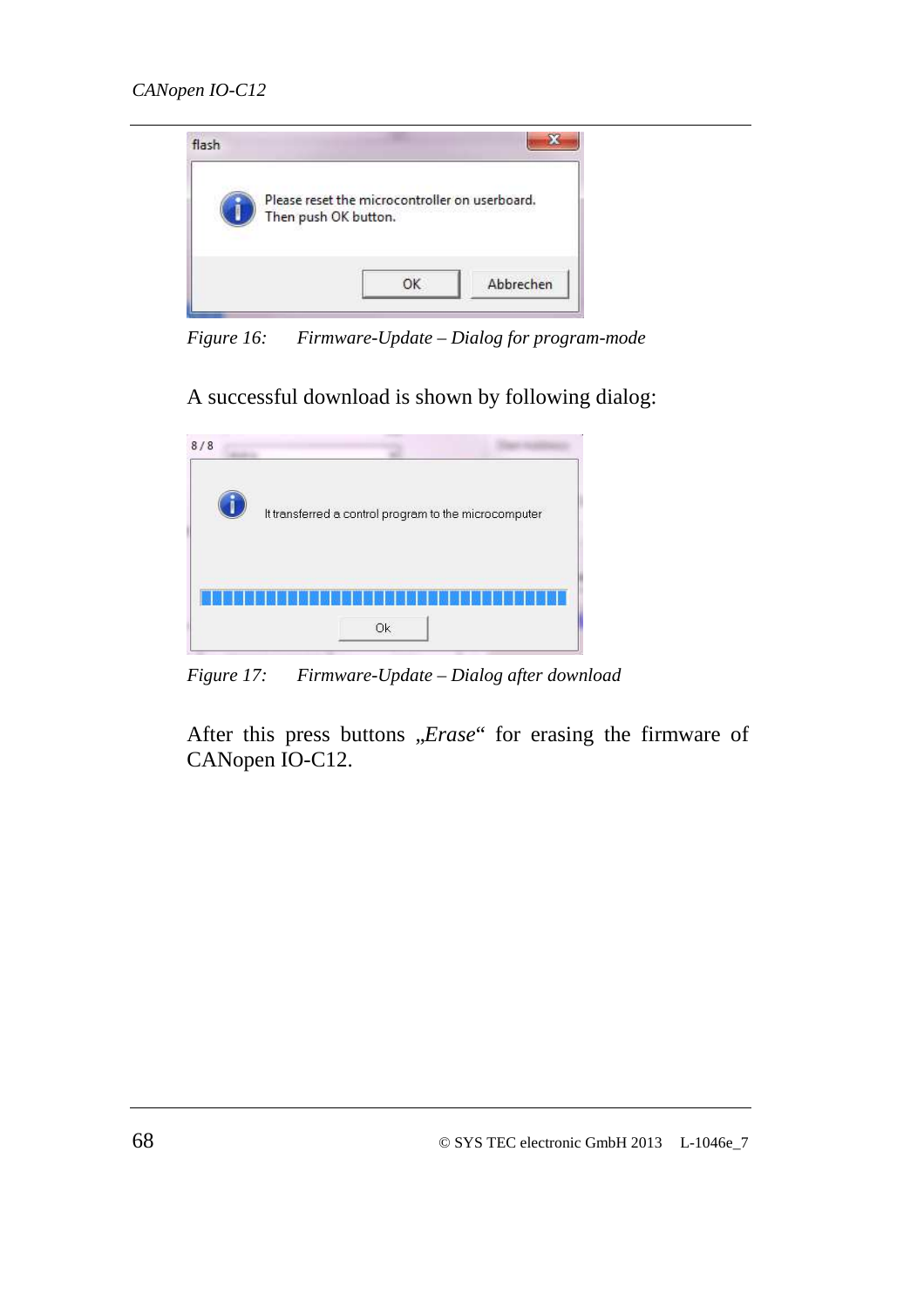Figure 16: Firmware-Update – Dialog for program-mode

A successful download is shown by following dialog:

Figure 17: Firmware-Update – Dialog after download

After this press buttons „*Erase*“ for erasing the firmware of CANopen IO-C12.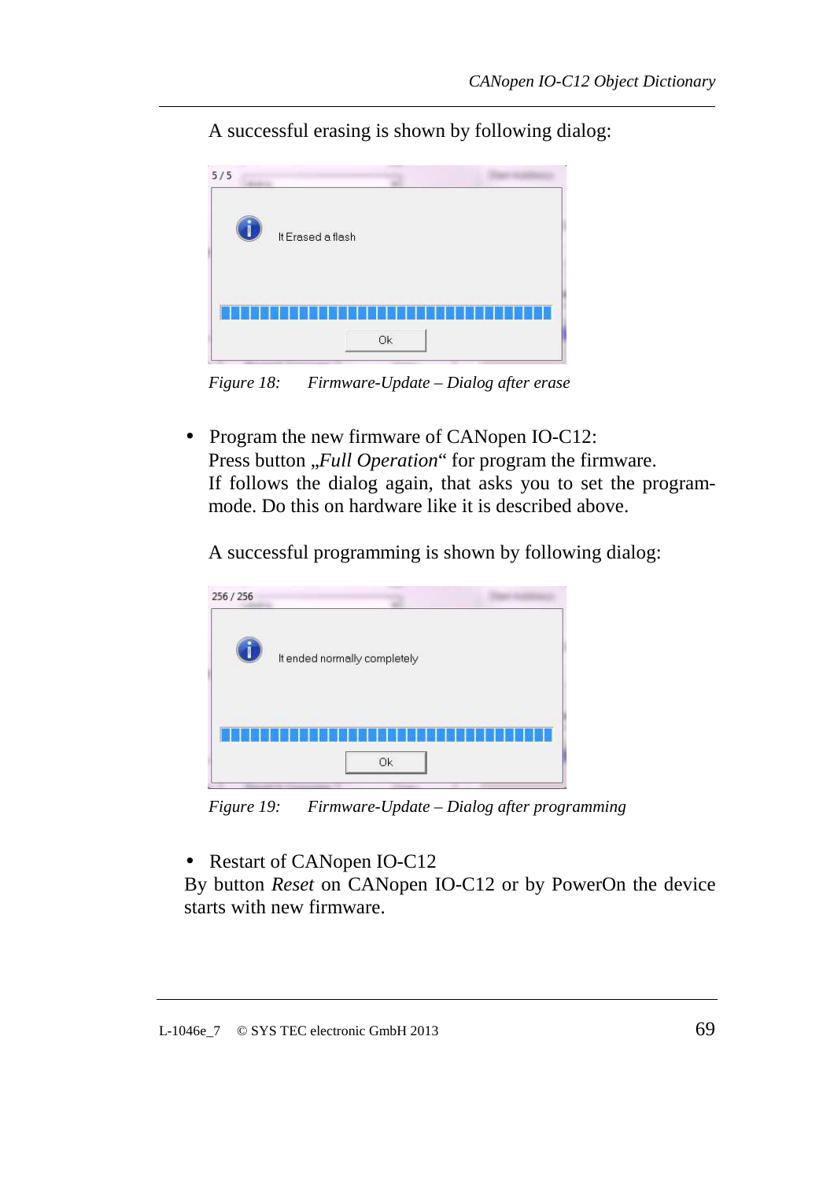A successful erasing is shown by following dialog:

*Figure 18: Firmware-Update – Dialog after erase*

- Program the new firmware of CANopen IO-C12:
  Press button „*Full Operation*“ for program the firmware.
  If follows the dialog again, that asks you to set the program-mode. Do this on hardware like it is described above.

  A successful programming is shown by following dialog:

*Figure 19: Firmware-Update – Dialog after programming*

- Restart of CANopen IO-C12

By button *Reset* on CANopen IO-C12 or by PowerOn the device starts with new firmware.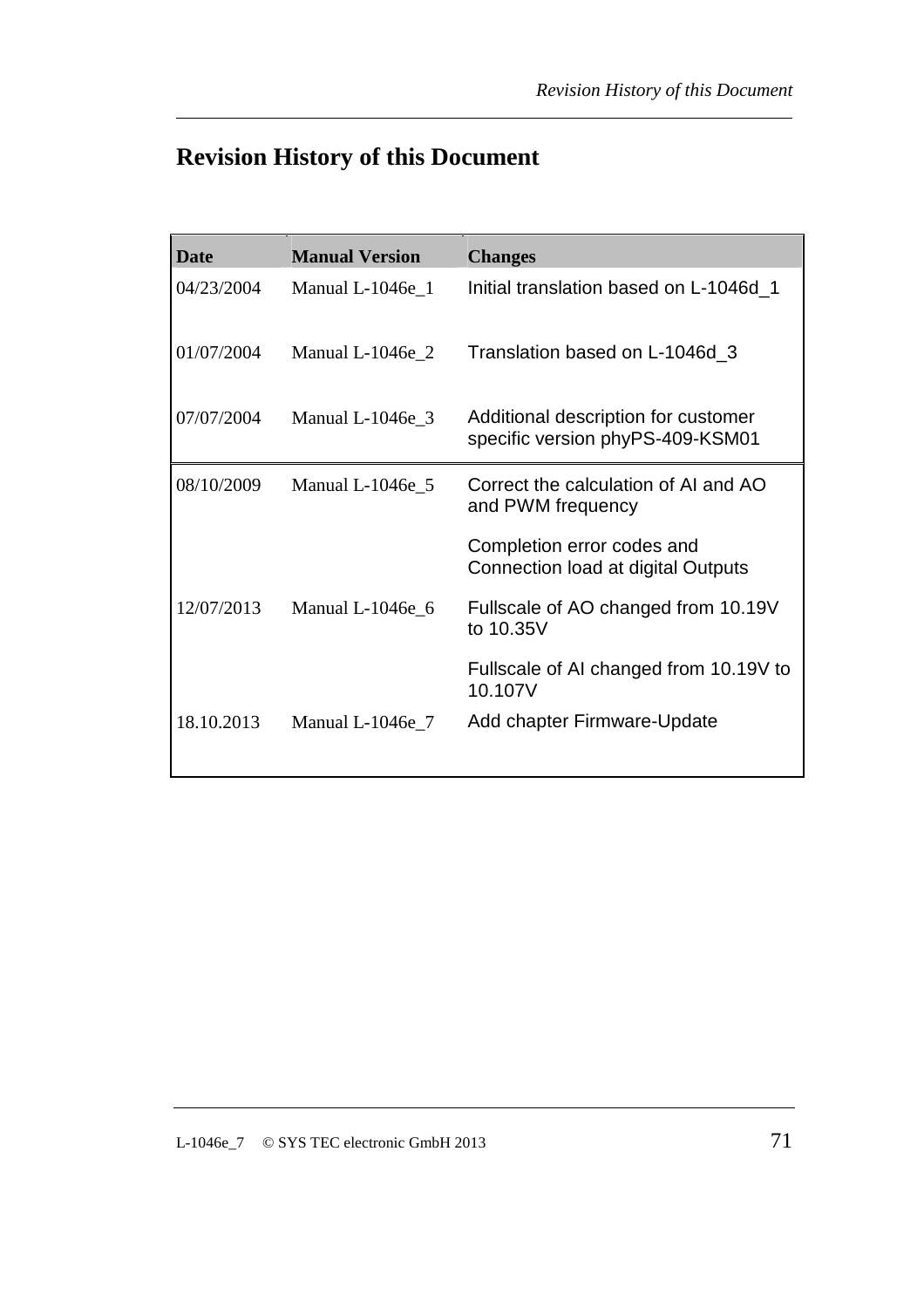# Revision History of this Document

| Date | Manual Version | Changes |
|---|---|---|
| 04/23/2004 | Manual L-1046e_1 | Initial translation based on L-1046d_1 |
| 01/07/2004 | Manual L-1046e_2 | Translation based on L-1046d_3 |
| 07/07/2004 | Manual L-1046e_3 | Additional description for customer specific version phyPS-409-KSM01 |
| 08/10/2009 | Manual L-1046e_5 | Correct the calculation of AI and AO and PWM frequency<br><br>Completion error codes and Connection load at digital Outputs |
| 12/07/2013 | Manual L-1046e_6 | Fullscale of AO changed from 10.19V to 10.35V<br><br>Fullscale of AI changed from 10.19V to 10.107V |
| 18.10.2013 | Manual L-1046e_7 | Add chapter Firmware-Update |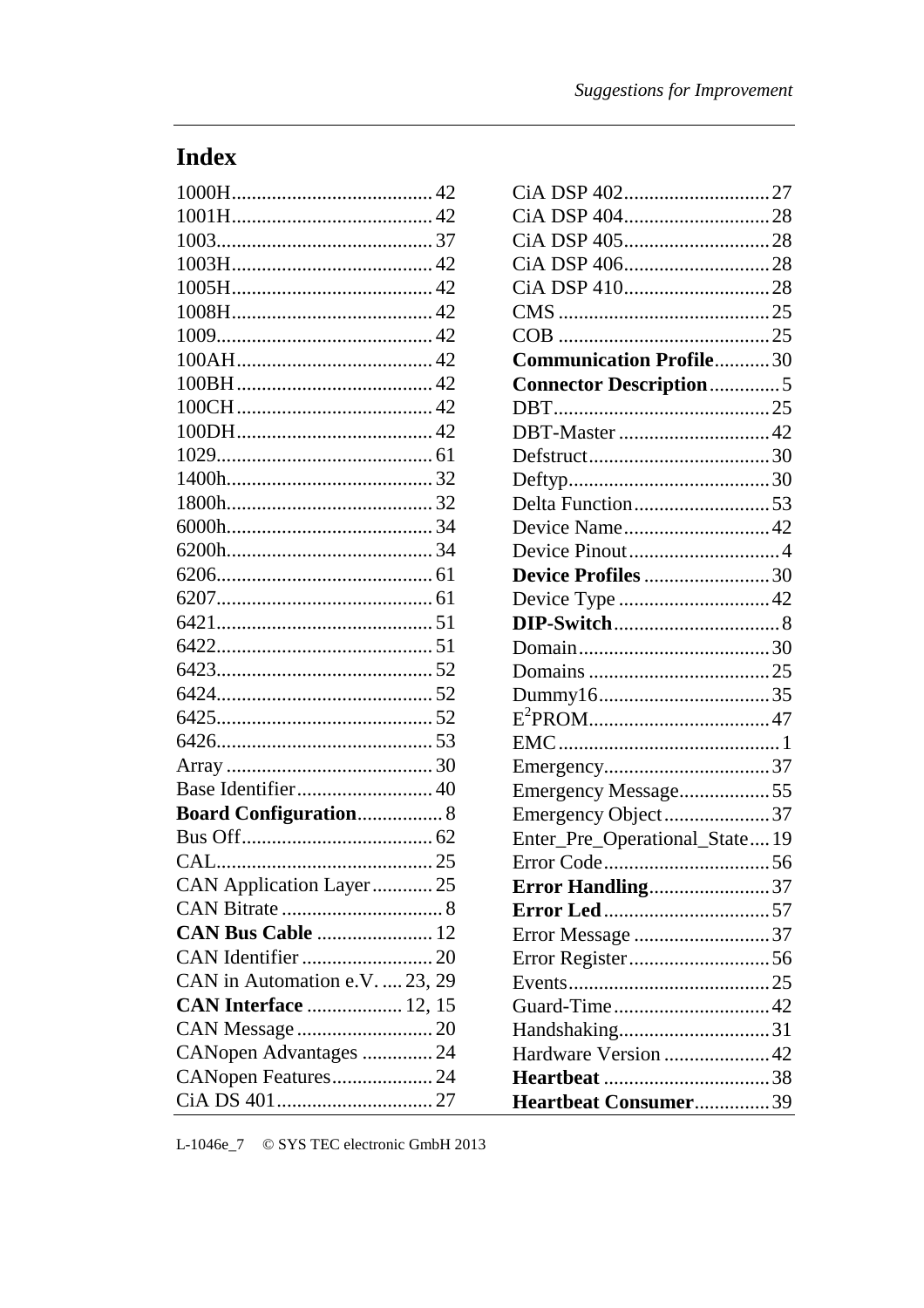## Index

1000H........................................ 42
1001H........................................ 42
1003........................................... 37
1003H........................................ 42
1005H........................................ 42
1008H........................................ 42
1009........................................... 42
100AH....................................... 42
100BH....................................... 42
100CH....................................... 42
100DH....................................... 42
1029........................................... 61
1400h......................................... 32
1800h......................................... 32
6000h......................................... 34
6200h......................................... 34
6206........................................... 61
6207........................................... 61
6421........................................... 51
6422........................................... 51
6423........................................... 52
6424........................................... 52
6425........................................... 52
6426........................................... 53
Array ......................................... 30
Base Identifier........................... 40
**Board Configuration**................. 8
Bus Off...................................... 62
CAL........................................... 25
CAN Application Layer............ 25
CAN Bitrate ................................ 8
**CAN Bus Cable** ....................... 12
CAN Identifier .......................... 20
CAN in Automation e.V. .... 23, 29
**CAN Interface** ................... 12, 15
CAN Message ........................... 20
CANopen Advantages .............. 24
CANopen Features.................... 24
CiA DS 401............................... 27
CiA DSP 402............................ 27
CiA DSP 404............................ 28
CiA DSP 405............................ 28
CiA DSP 406............................ 28
CiA DSP 410............................ 28
CMS .......................................... 25
COB .......................................... 25
**Communication Profile**........... 30
**Connector Description**............. 5
DBT........................................... 25
DBT-Master .............................. 42
Defstruct.................................... 30
Deftyp........................................ 30
Delta Function........................... 53
Device Name............................. 42
Device Pinout .............................. 4
**Device Profiles** ......................... 30
Device Type .............................. 42
**DIP-Switch**................................. 8
Domain...................................... 30
Domains .................................... 25
Dummy16.................................. 35
$E^2$PROM.................................... 47
EMC............................................ 1
Emergency................................. 37
Emergency Message.................. 55
Emergency Object..................... 37
Enter_Pre_Operational_State.... 19
Error Code................................. 56
**Error Handling**........................ 37
**Error Led**................................. 57
Error Message ........................... 37
Error Register............................ 56
Events........................................ 25
Guard-Time............................... 42
Handshaking.............................. 31
Hardware Version ..................... 42
**Heartbeat** ................................. 38
**Heartbeat Consumer**............... 39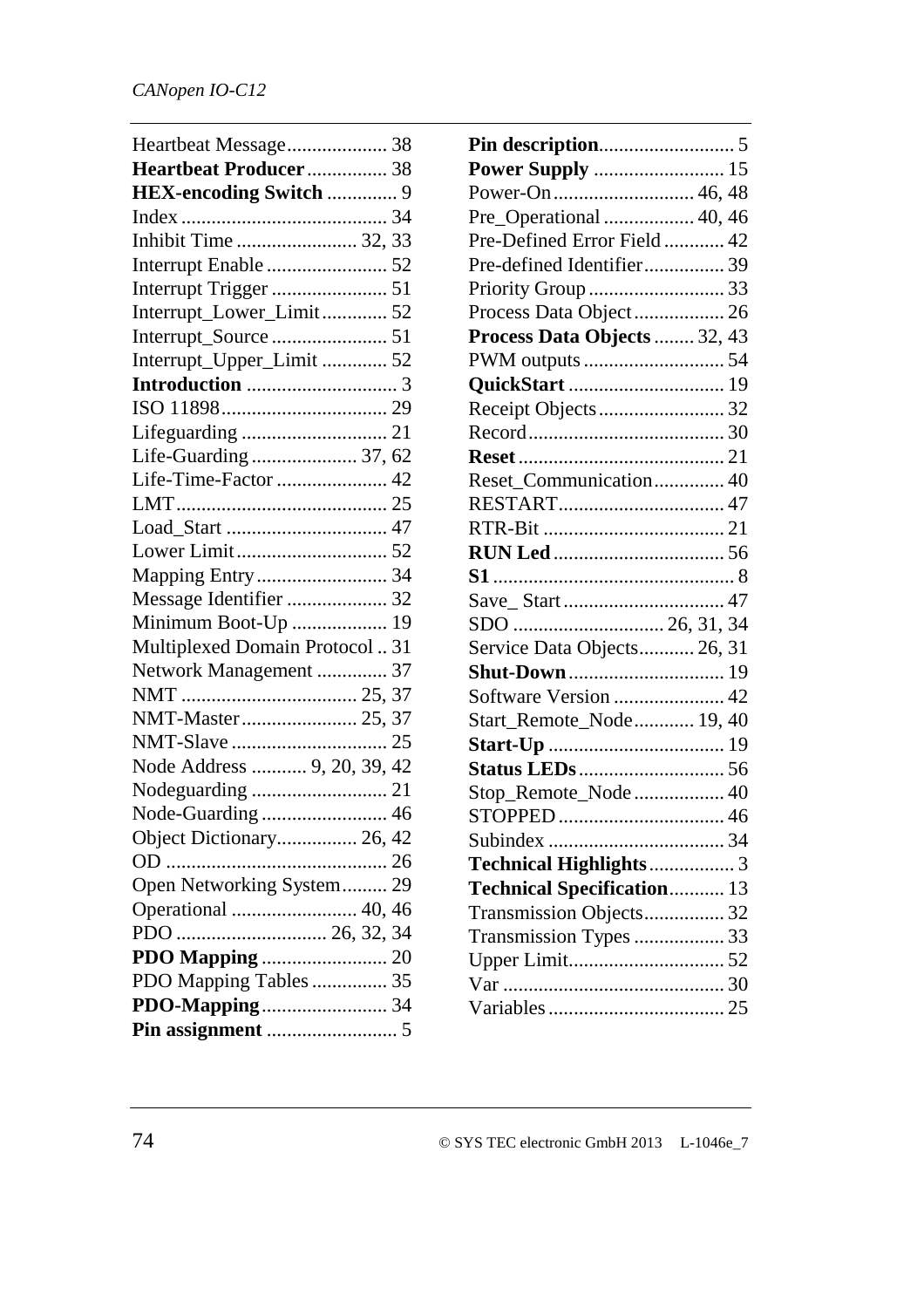Heartbeat Message.................... 38
**Heartbeat Producer**................ 38
**HEX-encoding Switch** ............. 9
Index ......................................... 34
Inhibit Time ........................ 32, 33
Interrupt Enable ........................ 52
Interrupt Trigger ....................... 51
Interrupt_Lower_Limit............. 52
Interrupt_Source ....................... 51
Interrupt_Upper_Limit ............. 52
**Introduction** .............................. 3
ISO 11898................................. 29
Lifeguarding ............................. 21
Life-Guarding ..................... 37, 62
Life-Time-Factor ...................... 42
LMT.......................................... 25
Load_Start ................................ 47
Lower Limit.............................. 52
Mapping Entry.......................... 34
Message Identifier .................... 32
Minimum Boot-Up ................... 19
Multiplexed Domain Protocol .. 31
Network Management .............. 37
NMT ................................... 25, 37
NMT-Master....................... 25, 37
NMT-Slave ............................... 25
Node Address ........... 9, 20, 39, 42
Nodeguarding ........................... 21
Node-Guarding ......................... 46
Object Dictionary................ 26, 42
OD ............................................ 26
Open Networking System......... 29
Operational ......................... 40, 46
PDO .............................. 26, 32, 34
**PDO Mapping** ......................... 20
PDO Mapping Tables ............... 35
**PDO-Mapping**......................... 34
**Pin assignment** .......................... 5
**Pin description**........................... 5
**Power Supply** .......................... 15
Power-On............................ 46, 48
Pre_Operational .................. 40, 46
Pre-Defined Error Field ............ 42
Pre-defined Identifier................ 39
Priority Group ........................... 33
Process Data Object.................. 26
**Process Data Objects** ........ 32, 43
PWM outputs ............................ 54
**QuickStart** ............................... 19
Receipt Objects......................... 32
Record....................................... 30
**Reset** ......................................... 21
Reset_Communication.............. 40
RESTART................................. 47
RTR-Bit .................................... 21
**RUN Led** .................................. 56
**S1** ................................................ 8
Save_ Start................................ 47
SDO .............................. 26, 31, 34
Service Data Objects........... 26, 31
**Shut-Down**............................... 19
Software Version ...................... 42
Start_Remote_Node............ 19, 40
**Start-Up** ................................... 19
**Status LEDs**............................. 56
Stop_Remote_Node .................. 40
STOPPED ................................. 46
Subindex ................................... 34
**Technical Highlights**................. 3
**Technical Specification**........... 13
Transmission Objects................ 32
Transmission Types .................. 33
Upper Limit............................... 52
Var ............................................ 30
Variables ................................... 25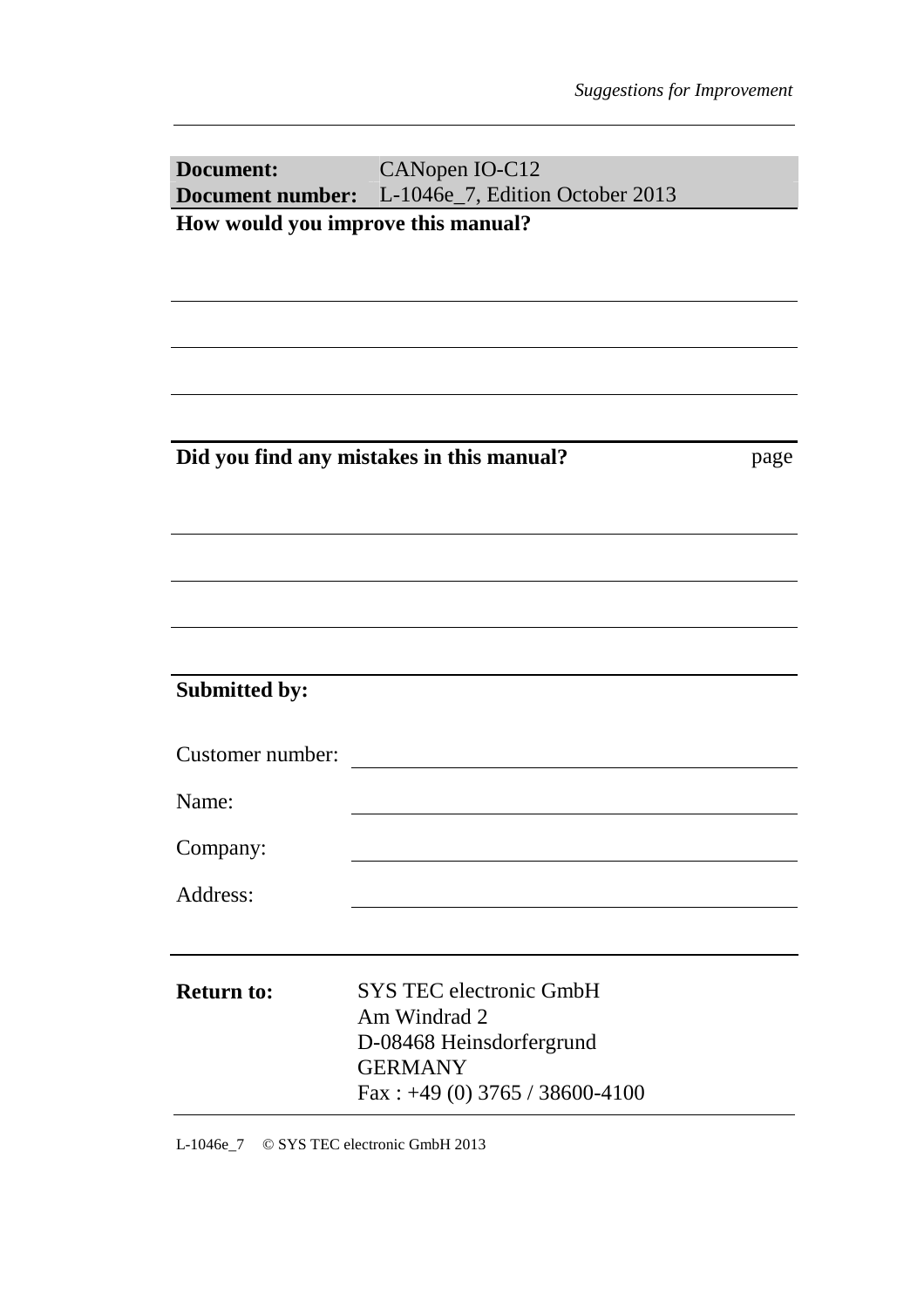| **Document:** | CANopen IO-C12 |
| --- | --- |
| **Document number:** | L-1046e_7, Edition October 2013 |

**How would you improve this manual?**

**Did you find any mistakes in this manual?** page

**Submitted by:**

Customer number:

Name:

Company:

Address:

| **Return to:** | SYS TEC electronic GmbH<br>Am Windrad 2<br>D-08468 Heinsdorfergrund<br>GERMANY<br>Fax : +49 (0) 3765 / 38600-4100 |
| --- | --- |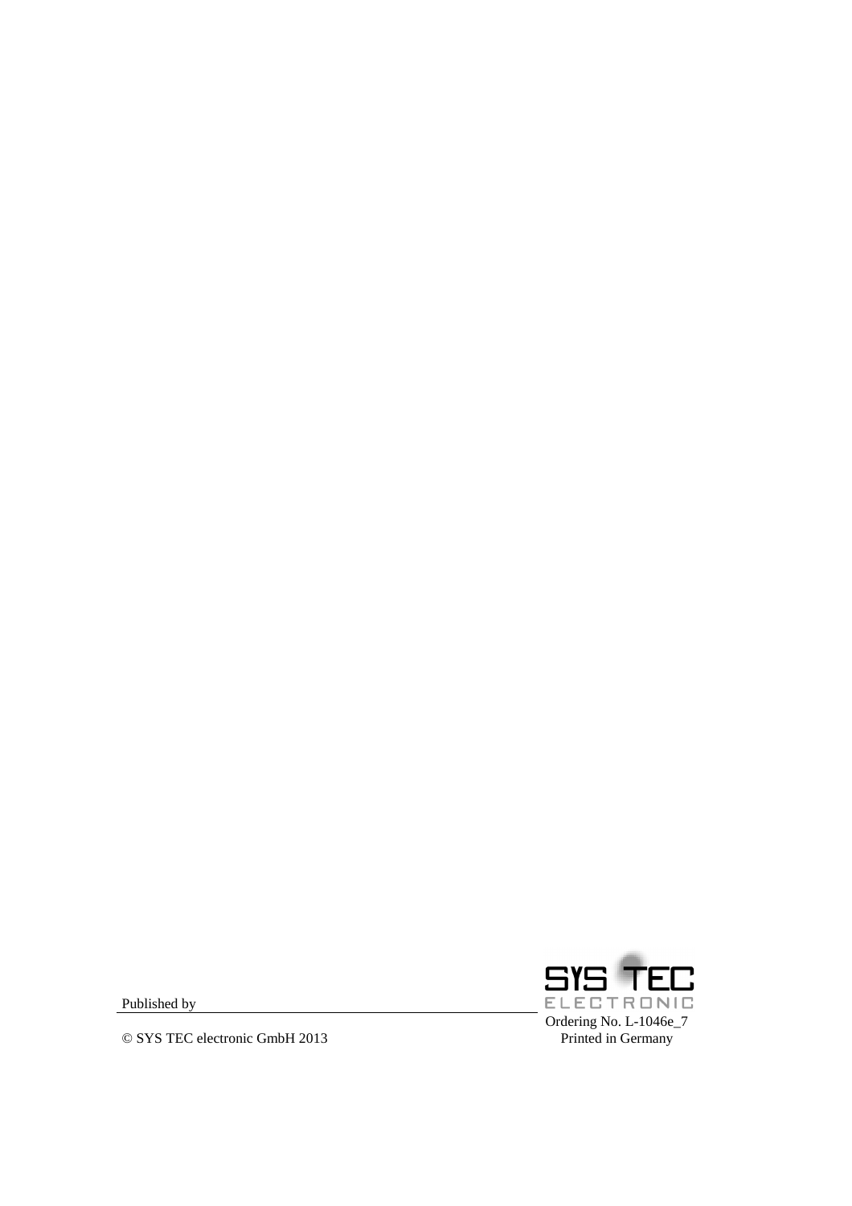Published by

SYS TEC ELECTRONIC

© SYS TEC electronic GmbH 2013

Ordering No. L-1046e_7
Printed in Germany